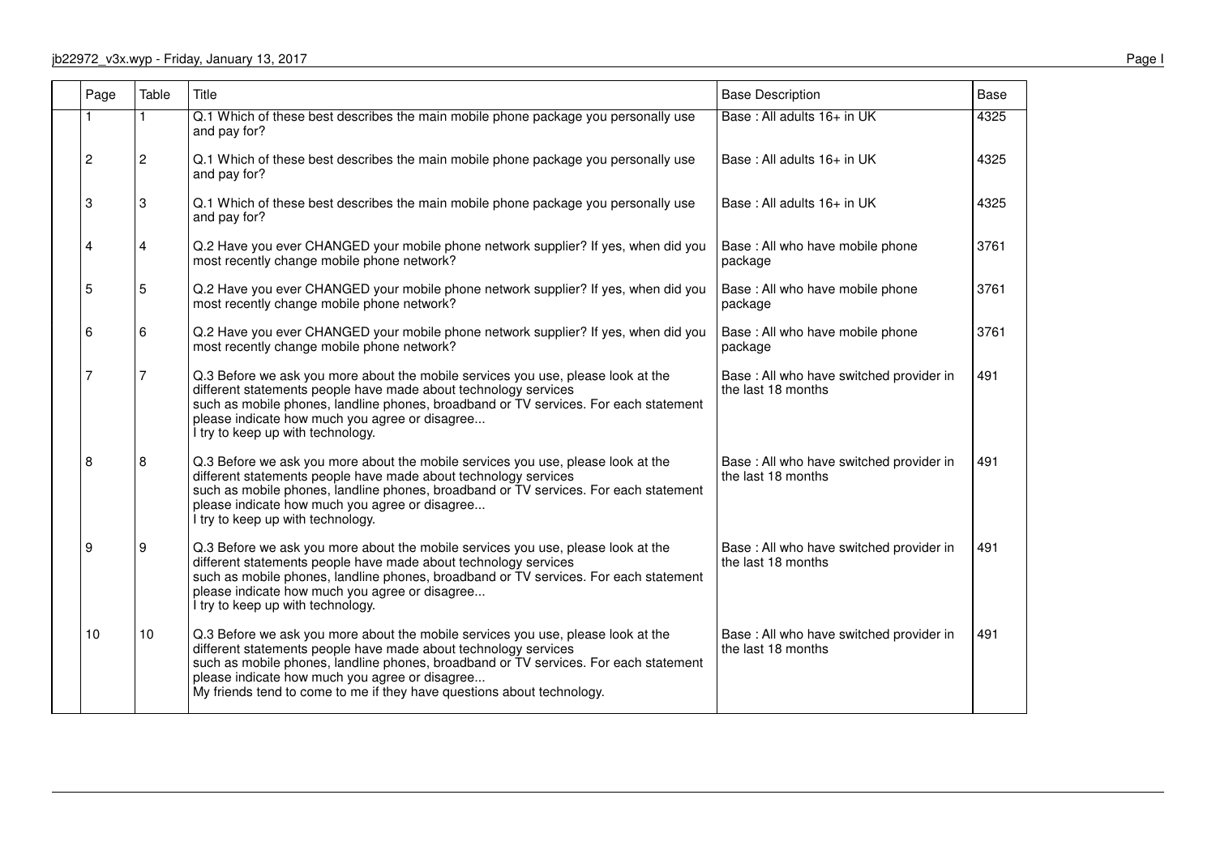| Page | Table | Title | Base Description | Base |
|---|---|---|---|---|
| 1 | 1 | Q.1 Which of these best describes the main mobile phone package you personally use and pay for? | Base : All adults 16+ in UK | 4325 |
| 2 | 2 | Q.1 Which of these best describes the main mobile phone package you personally use and pay for? | Base : All adults 16+ in UK | 4325 |
| 3 | 3 | Q.1 Which of these best describes the main mobile phone package you personally use and pay for? | Base : All adults 16+ in UK | 4325 |
| 4 | 4 | Q.2 Have you ever CHANGED your mobile phone network supplier? If yes, when did you most recently change mobile phone network? | Base : All who have mobile phone package | 3761 |
| 5 | 5 | Q.2 Have you ever CHANGED your mobile phone network supplier? If yes, when did you most recently change mobile phone network? | Base : All who have mobile phone package | 3761 |
| 6 | 6 | Q.2 Have you ever CHANGED your mobile phone network supplier? If yes, when did you most recently change mobile phone network? | Base : All who have mobile phone package | 3761 |
| 7 | 7 | Q.3 Before we ask you more about the mobile services you use, please look at the different statements people have made about technology services such as mobile phones, landline phones, broadband or TV services. For each statement please indicate how much you agree or disagree... I try to keep up with technology. | Base : All who have switched provider in the last 18 months | 491 |
| 8 | 8 | Q.3 Before we ask you more about the mobile services you use, please look at the different statements people have made about technology services such as mobile phones, landline phones, broadband or TV services. For each statement please indicate how much you agree or disagree... I try to keep up with technology. | Base : All who have switched provider in the last 18 months | 491 |
| 9 | 9 | Q.3 Before we ask you more about the mobile services you use, please look at the different statements people have made about technology services such as mobile phones, landline phones, broadband or TV services. For each statement please indicate how much you agree or disagree... I try to keep up with technology. | Base : All who have switched provider in the last 18 months | 491 |
| 10 | 10 | Q.3 Before we ask you more about the mobile services you use, please look at the different statements people have made about technology services such as mobile phones, landline phones, broadband or TV services. For each statement please indicate how much you agree or disagree... My friends tend to come to me if they have questions about technology. | Base : All who have switched provider in the last 18 months | 491 |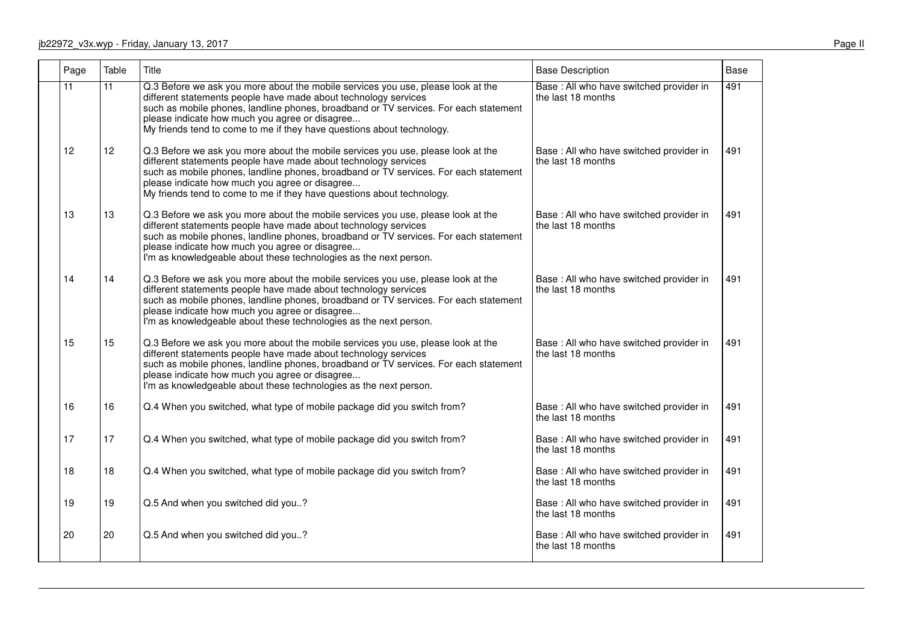| Page | Table | Title | Base Description | Base |
|---|---|---|---|---|
| 11 | 11 | Q.3 Before we ask you more about the mobile services you use, please look at the different statements people have made about technology services such as mobile phones, landline phones, broadband or TV services. For each statement please indicate how much you agree or disagree... My friends tend to come to me if they have questions about technology. | Base : All who have switched provider in the last 18 months | 491 |
| 12 | 12 | Q.3 Before we ask you more about the mobile services you use, please look at the different statements people have made about technology services such as mobile phones, landline phones, broadband or TV services. For each statement please indicate how much you agree or disagree... My friends tend to come to me if they have questions about technology. | Base : All who have switched provider in the last 18 months | 491 |
| 13 | 13 | Q.3 Before we ask you more about the mobile services you use, please look at the different statements people have made about technology services such as mobile phones, landline phones, broadband or TV services. For each statement please indicate how much you agree or disagree... I'm as knowledgeable about these technologies as the next person. | Base : All who have switched provider in the last 18 months | 491 |
| 14 | 14 | Q.3 Before we ask you more about the mobile services you use, please look at the different statements people have made about technology services such as mobile phones, landline phones, broadband or TV services. For each statement please indicate how much you agree or disagree... I'm as knowledgeable about these technologies as the next person. | Base : All who have switched provider in the last 18 months | 491 |
| 15 | 15 | Q.3 Before we ask you more about the mobile services you use, please look at the different statements people have made about technology services such as mobile phones, landline phones, broadband or TV services. For each statement please indicate how much you agree or disagree... I'm as knowledgeable about these technologies as the next person. | Base : All who have switched provider in the last 18 months | 491 |
| 16 | 16 | Q.4 When you switched, what type of mobile package did you switch from? | Base : All who have switched provider in the last 18 months | 491 |
| 17 | 17 | Q.4 When you switched, what type of mobile package did you switch from? | Base : All who have switched provider in the last 18 months | 491 |
| 18 | 18 | Q.4 When you switched, what type of mobile package did you switch from? | Base : All who have switched provider in the last 18 months | 491 |
| 19 | 19 | Q.5 And when you switched did you..? | Base : All who have switched provider in the last 18 months | 491 |
| 20 | 20 | Q.5 And when you switched did you..? | Base : All who have switched provider in the last 18 months | 491 |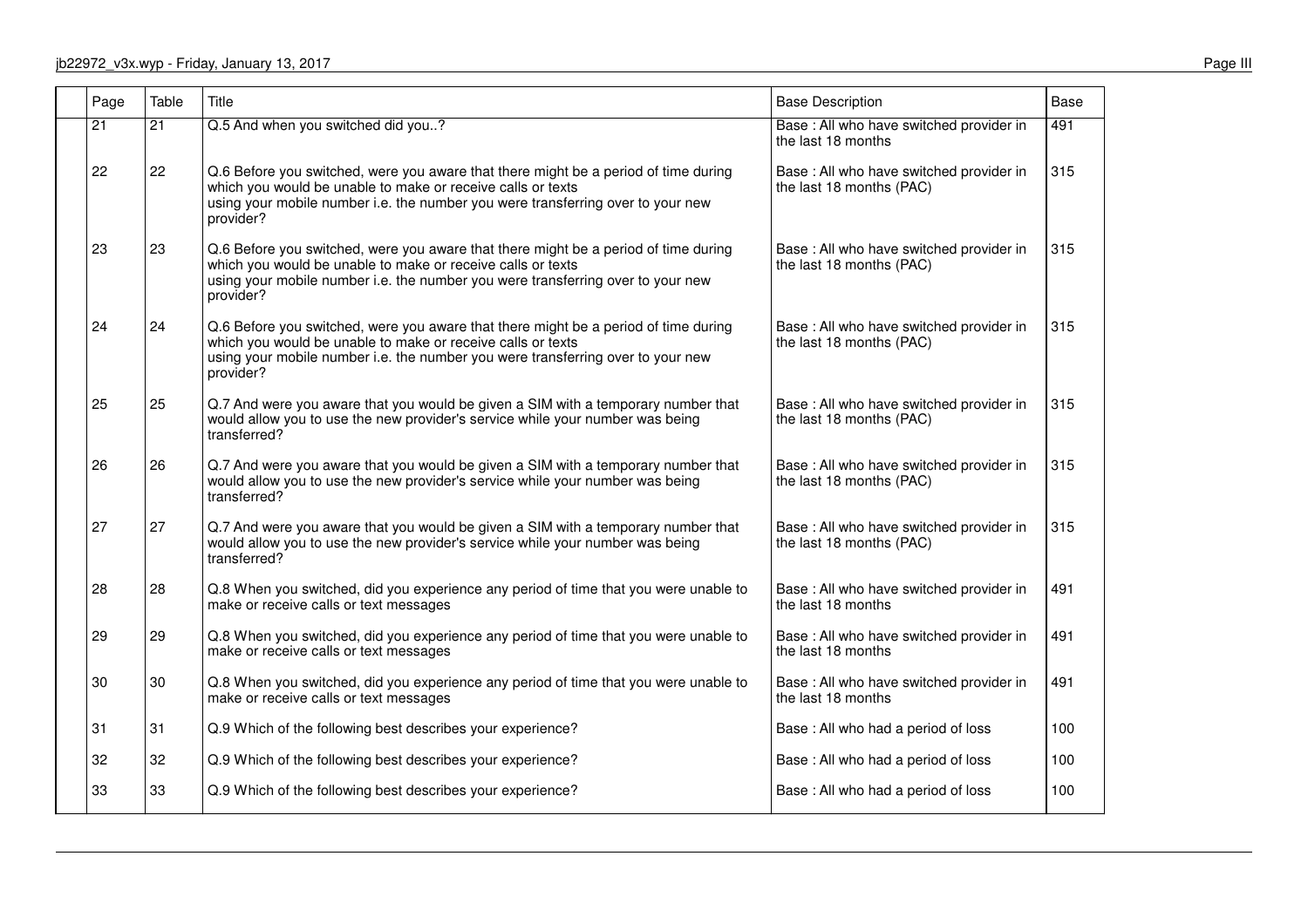| Page | Table | Title | Base Description | Base |
|---|---|---|---|---|
| 21 | 21 | Q.5 And when you switched did you..? | Base : All who have switched provider in the last 18 months | 491 |
| 22 | 22 | Q.6 Before you switched, were you aware that there might be a period of time during which you would be unable to make or receive calls or texts using your mobile number i.e. the number you were transferring over to your new provider? | Base : All who have switched provider in the last 18 months (PAC) | 315 |
| 23 | 23 | Q.6 Before you switched, were you aware that there might be a period of time during which you would be unable to make or receive calls or texts using your mobile number i.e. the number you were transferring over to your new provider? | Base : All who have switched provider in the last 18 months (PAC) | 315 |
| 24 | 24 | Q.6 Before you switched, were you aware that there might be a period of time during which you would be unable to make or receive calls or texts using your mobile number i.e. the number you were transferring over to your new provider? | Base : All who have switched provider in the last 18 months (PAC) | 315 |
| 25 | 25 | Q.7 And were you aware that you would be given a SIM with a temporary number that would allow you to use the new provider's service while your number was being transferred? | Base : All who have switched provider in the last 18 months (PAC) | 315 |
| 26 | 26 | Q.7 And were you aware that you would be given a SIM with a temporary number that would allow you to use the new provider's service while your number was being transferred? | Base : All who have switched provider in the last 18 months (PAC) | 315 |
| 27 | 27 | Q.7 And were you aware that you would be given a SIM with a temporary number that would allow you to use the new provider's service while your number was being transferred? | Base : All who have switched provider in the last 18 months (PAC) | 315 |
| 28 | 28 | Q.8 When you switched, did you experience any period of time that you were unable to make or receive calls or text messages | Base : All who have switched provider in the last 18 months | 491 |
| 29 | 29 | Q.8 When you switched, did you experience any period of time that you were unable to make or receive calls or text messages | Base : All who have switched provider in the last 18 months | 491 |
| 30 | 30 | Q.8 When you switched, did you experience any period of time that you were unable to make or receive calls or text messages | Base : All who have switched provider in the last 18 months | 491 |
| 31 | 31 | Q.9 Which of the following best describes your experience? | Base : All who had a period of loss | 100 |
| 32 | 32 | Q.9 Which of the following best describes your experience? | Base : All who had a period of loss | 100 |
| 33 | 33 | Q.9 Which of the following best describes your experience? | Base : All who had a period of loss | 100 |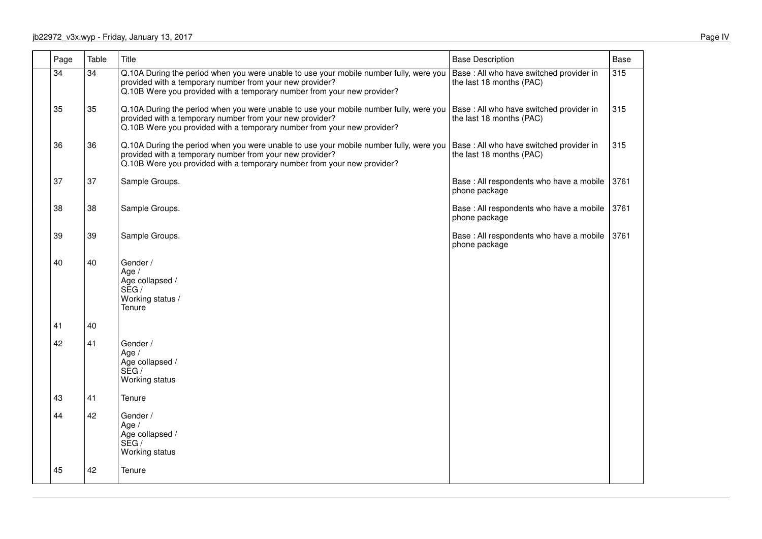| Page | Table | Title | Base Description | Base |
|---|---|---|---|---|
| 34 | 34 | Q.10A During the period when you were unable to use your mobile number fully, were you provided with a temporary number from your new provider?<br>Q.10B Were you provided with a temporary number from your new provider? | Base : All who have switched provider in the last 18 months (PAC) | 315 |
| 35 | 35 | Q.10A During the period when you were unable to use your mobile number fully, were you provided with a temporary number from your new provider?<br>Q.10B Were you provided with a temporary number from your new provider? | Base : All who have switched provider in the last 18 months (PAC) | 315 |
| 36 | 36 | Q.10A During the period when you were unable to use your mobile number fully, were you provided with a temporary number from your new provider?<br>Q.10B Were you provided with a temporary number from your new provider? | Base : All who have switched provider in the last 18 months (PAC) | 315 |
| 37 | 37 | Sample Groups. | Base : All respondents who have a mobile phone package | 3761 |
| 38 | 38 | Sample Groups. | Base : All respondents who have a mobile phone package | 3761 |
| 39 | 39 | Sample Groups. | Base : All respondents who have a mobile phone package | 3761 |
| 40 | 40 | Gender /<br>Age /<br>Age collapsed /<br>SEG /<br>Working status /<br>Tenure | | |
| 41 | 40 | | | |
| 42 | 41 | Gender /<br>Age /<br>Age collapsed /<br>SEG /<br>Working status | | |
| 43 | 41 | Tenure | | |
| 44 | 42 | Gender /<br>Age /<br>Age collapsed /<br>SEG /<br>Working status | | |
| 45 | 42 | Tenure | | |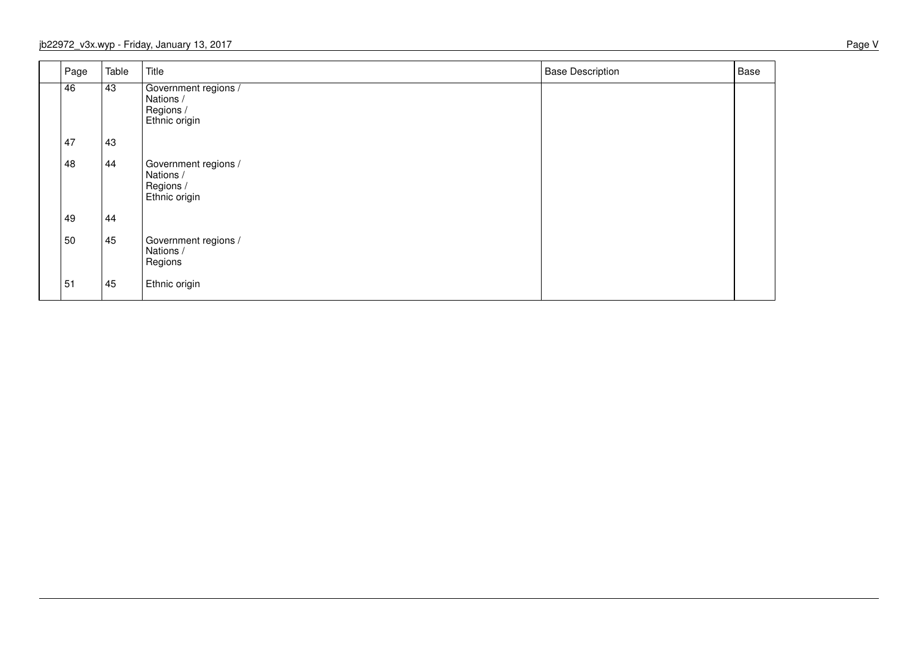| | Page | Table | Title | Base Description | Base |
|---|---|---|---|---|---|
| | 46 | 43 | Government regions / Nations / Regions / Ethnic origin | | |
| | 47 | 43 | | | |
| | 48 | 44 | Government regions / Nations / Regions / Ethnic origin | | |
| | 49 | 44 | | | |
| | 50 | 45 | Government regions / Nations / Regions | | |
| | 51 | 45 | Ethnic origin | | |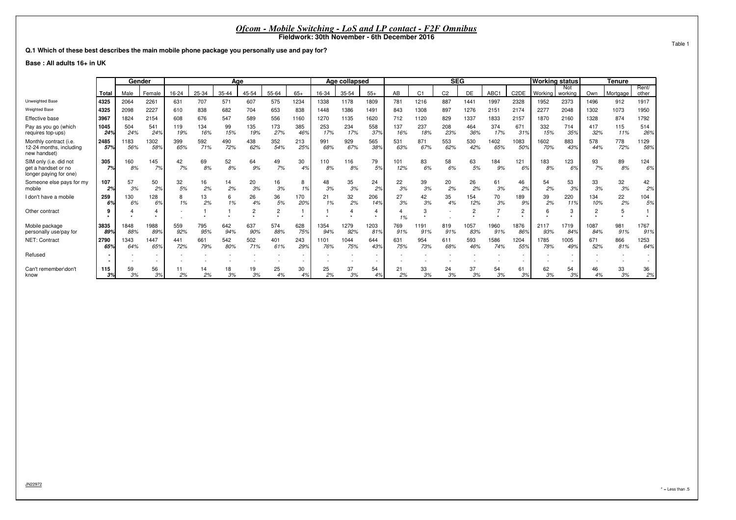# *Ofcom - Mobile Switching - LoS and LP contact - F2F Omnibus*

**Fieldwork: 30th November - 6th December 2016**

Table 1

**Q.1 Which of these best describes the main mobile phone package you personally use and pay for?**

**Base : All adults 16+ in UK**

| | | Gender | | Age | | | | | | Age collapsed | | | SEG | | | | | | Working status | | Tenure | | |
|---|---|---|---|---|---|---|---|---|---|---|---|---|---|---|---|---|---|---|---|---|---|---|---|
| | Total | Male | Female | 16-24 | 25-34 | 35-44 | 45-54 | 55-64 | 65+ | 16-34 | 35-54 | 55+ | AB | C1 | C2 | DE | ABC1 | C2DE | Working | Not working | Own | Mortgage | Rent/ other |
| Unweighted Base | 4325 | 2064 | 2261 | 631 | 707 | 571 | 607 | 575 | 1234 | 1338 | 1178 | 1809 | 781 | 1216 | 887 | 1441 | 1997 | 2328 | 1952 | 2373 | 1496 | 912 | 1917 |
| Weighted Base | 4325 | 2098 | 2227 | 610 | 838 | 682 | 704 | 653 | 838 | 1448 | 1386 | 1491 | 843 | 1308 | 897 | 1276 | 2151 | 2174 | 2277 | 2048 | 1302 | 1073 | 1950 |
| Effective base | 3967 | 1824 | 2154 | 608 | 676 | 547 | 589 | 556 | 1160 | 1270 | 1135 | 1620 | 712 | 1120 | 829 | 1337 | 1833 | 2157 | 1870 | 2160 | 1328 | 874 | 1792 |
| Pay as you go (which requires top-ups) | 1045 | 504 | 541 | 119 | 134 | 99 | 135 | 173 | 385 | 253 | 234 | 558 | 137 | 237 | 208 | 464 | 374 | 671 | 332 | 714 | 417 | 115 | 514 |
| | 24% | 24% | 24% | 19% | 16% | 15% | 19% | 27% | 46% | 17% | 17% | 37% | 16% | 18% | 23% | 36% | 17% | 31% | 15% | 35% | 32% | 11% | 26% |
| Monthly contract (i.e. 12-24 months, including new handset) | 2485 | 1183 | 1302 | 399 | 592 | 490 | 438 | 352 | 213 | 991 | 929 | 565 | 531 | 871 | 553 | 530 | 1402 | 1083 | 1602 | 883 | 578 | 778 | 1129 |
| | 57% | 56% | 58% | 65% | 71% | 72% | 62% | 54% | 25% | 68% | 67% | 38% | 63% | 67% | 62% | 42% | 65% | 50% | 70% | 43% | 44% | 72% | 58% |
| SIM only (i.e. did not get a handset or no longer paying for one) | 305 | 160 | 145 | 42 | 69 | 52 | 64 | 49 | 30 | 110 | 116 | 79 | 101 | 83 | 58 | 63 | 184 | 121 | 183 | 123 | 93 | 89 | 124 |
| | 7% | 8% | 7% | 7% | 8% | 8% | 9% | 7% | 4% | 8% | 8% | 5% | 12% | 6% | 6% | 5% | 9% | 6% | 8% | 6% | 7% | 8% | 6% |
| Someone else pays for my mobile | 107 | 57 | 50 | 32 | 16 | 14 | 20 | 16 | 8 | 48 | 35 | 24 | 22 | 39 | 20 | 26 | 61 | 46 | 54 | 53 | 33 | 32 | 42 |
| | 2% | 3% | 2% | 5% | 2% | 2% | 3% | 3% | 1% | 3% | 3% | 2% | 3% | 3% | 2% | 2% | 3% | 2% | 2% | 3% | 3% | 3% | 2% |
| I don't have a mobile | 259 | 130 | 128 | 8 | 13 | 6 | 26 | 36 | 170 | 21 | 32 | 206 | 27 | 42 | 35 | 154 | 70 | 189 | 39 | 220 | 134 | 22 | 104 |
| | 6% | 6% | 6% | 1% | 2% | 1% | 4% | 5% | 20% | 1% | 2% | 14% | 3% | 3% | 4% | 12% | 3% | 9% | 2% | 11% | 10% | 2% | 5% |
| Other contract | 9 | 4 | 4 | - | 1 | 1 | 2 | 2 | 1 | 1 | 4 | 4 | 4 | 3 | - | 2 | 7 | 2 | 6 | 3 | 2 | 5 | 1 |
| | * | * | * | - | * | * | * | * | * | * | * | * | 1% | * | - | * | * | * | * | * | * | * | * |
| Mobile package personally use/pay for | 3835 | 1848 | 1988 | 559 | 795 | 642 | 637 | 574 | 628 | 1354 | 1279 | 1203 | 769 | 1191 | 819 | 1057 | 1960 | 1876 | 2117 | 1719 | 1087 | 981 | 1767 |
| | 89% | 88% | 89% | 92% | 95% | 94% | 90% | 88% | 75% | 94% | 92% | 81% | 91% | 91% | 91% | 83% | 91% | 86% | 93% | 84% | 84% | 91% | 91% |
| NET: Contract | 2790 | 1343 | 1447 | 441 | 661 | 542 | 502 | 401 | 243 | 1101 | 1044 | 644 | 631 | 954 | 611 | 593 | 1586 | 1204 | 1785 | 1005 | 671 | 866 | 1253 |
| | 65% | 64% | 65% | 72% | 79% | 80% | 71% | 61% | 29% | 76% | 75% | 43% | 75% | 73% | 68% | 46% | 74% | 55% | 78% | 49% | 52% | 81% | 64% |
| Refused | - | - | - | - | - | - | - | - | - | - | - | - | - | - | - | - | - | - | - | - | - | - | - |
| | - | - | - | - | - | - | - | - | - | - | - | - | - | - | - | - | - | - | - | - | - | - | - |
| Can't remember\don't know | 115 | 59 | 56 | 11 | 14 | 18 | 19 | 25 | 30 | 25 | 37 | 54 | 21 | 33 | 24 | 37 | 54 | 61 | 62 | 54 | 46 | 33 | 36 |
| | 3% | 3% | 3% | 2% | 2% | 3% | 3% | 4% | 4% | 2% | 3% | 4% | 2% | 3% | 3% | 3% | 3% | 3% | 3% | 3% | 4% | 3% | 2% |

JN22972

* = Less than .5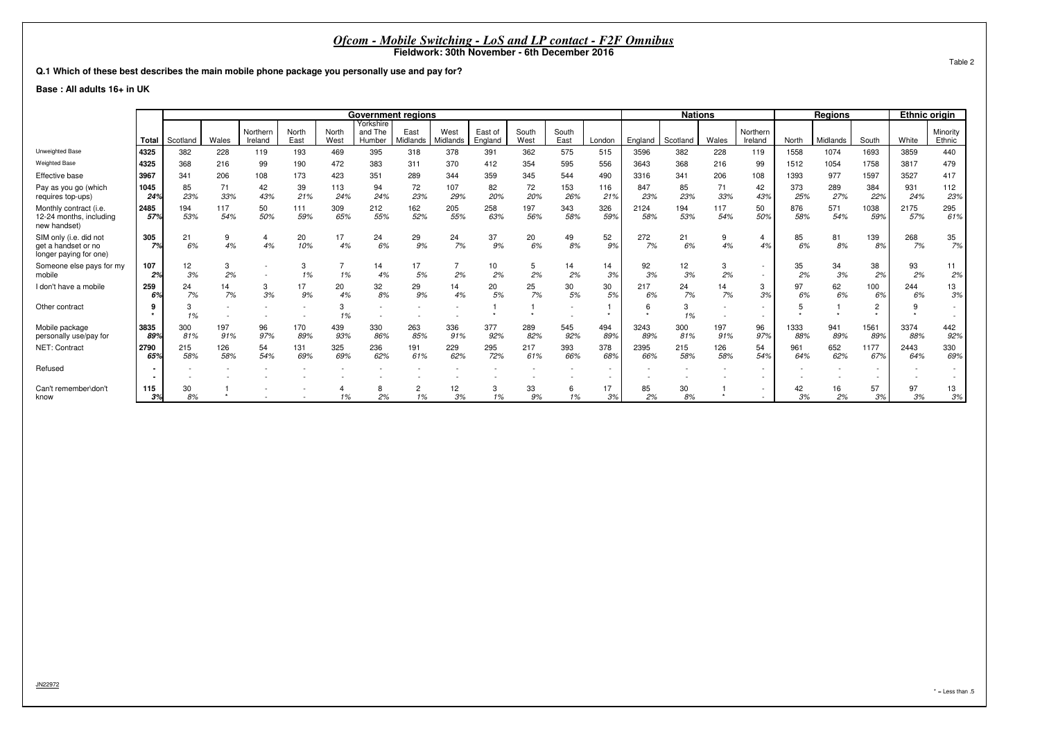# *Ofcom - Mobile Switching - LoS and LP contact - F2F Omnibus*

**Fieldwork: 30th November - 6th December 2016**

Table 2

**Q.1 Which of these best describes the main mobile phone package you personally use and pay for?**

**Base : All adults 16+ in UK**

| | | Government regions | | | | | | | | | | | | Nations | | | | Regions | | | Ethnic origin | |
|---|---|---|---|---|---|---|---|---|---|---|---|---|---|---|---|---|---|---|---|---|---|---|
| | Total | Scotland | Wales | Northern Ireland | North East | North West | Yorkshire and The Humber | East Midlands | West Midlands | East of England | South West | South East | London | England | Scotland | Wales | Northern Ireland | North | Midlands | South | White | Minority Ethnic |
| Unweighted Base | 4325 | 382 | 228 | 119 | 193 | 469 | 395 | 318 | 378 | 391 | 362 | 575 | 515 | 3596 | 382 | 228 | 119 | 1558 | 1074 | 1693 | 3859 | 440 |
| Weighted Base | 4325 | 368 | 216 | 99 | 190 | 472 | 383 | 311 | 370 | 412 | 354 | 595 | 556 | 3643 | 368 | 216 | 99 | 1512 | 1054 | 1758 | 3817 | 479 |
| Effective base | 3967 | 341 | 206 | 108 | 173 | 423 | 351 | 289 | 344 | 359 | 345 | 544 | 490 | 3316 | 341 | 206 | 108 | 1393 | 977 | 1597 | 3527 | 417 |
| Pay as you go (which requires top-ups) | 1045<br>24% | 85<br>23% | 71<br>33% | 42<br>43% | 39<br>21% | 113<br>24% | 94<br>24% | 72<br>23% | 107<br>29% | 82<br>20% | 72<br>20% | 153<br>26% | 116<br>21% | 847<br>23% | 85<br>23% | 71<br>33% | 42<br>43% | 373<br>25% | 289<br>27% | 384<br>22% | 931<br>24% | 112<br>23% |
| Monthly contract (i.e. 12-24 months, including new handset) | 2485<br>57% | 194<br>53% | 117<br>54% | 50<br>50% | 111<br>59% | 309<br>65% | 212<br>55% | 162<br>52% | 205<br>55% | 258<br>63% | 197<br>56% | 343<br>58% | 326<br>59% | 2124<br>58% | 194<br>53% | 117<br>54% | 50<br>50% | 876<br>58% | 571<br>54% | 1038<br>59% | 2175<br>57% | 295<br>61% |
| SIM only (i.e. did not get a handset or no longer paying for one) | 305<br>7% | 21<br>6% | 9<br>4% | 4<br>4% | 20<br>10% | 17<br>4% | 24<br>6% | 29<br>9% | 24<br>7% | 37<br>9% | 20<br>6% | 49<br>8% | 52<br>9% | 272<br>7% | 21<br>6% | 9<br>4% | 4<br>4% | 85<br>6% | 81<br>8% | 139<br>8% | 268<br>7% | 35<br>7% |
| Someone else pays for my mobile | 107<br>2% | 12<br>3% | 3<br>2% | -<br>- | 3<br>1% | 7<br>1% | 14<br>4% | 17<br>5% | 7<br>2% | 10<br>2% | 5<br>2% | 14<br>2% | 14<br>3% | 92<br>3% | 12<br>3% | 3<br>2% | -<br>- | 35<br>2% | 34<br>3% | 38<br>2% | 93<br>2% | 11<br>2% |
| I don't have a mobile | 259<br>6% | 24<br>7% | 14<br>7% | 3<br>3% | 17<br>9% | 20<br>4% | 32<br>8% | 29<br>9% | 14<br>4% | 20<br>5% | 25<br>7% | 30<br>5% | 30<br>5% | 217<br>6% | 24<br>7% | 14<br>7% | 3<br>3% | 97<br>6% | 62<br>6% | 100<br>6% | 244<br>6% | 13<br>3% |
| Other contract | 9<br>* | 3<br>1% | -<br>- | -<br>- | -<br>- | 3<br>1% | -<br>- | -<br>- | -<br>- | 1<br>* | 1<br>* | -<br>- | 1<br>* | 6<br>* | 3<br>1% | -<br>- | -<br>- | 5<br>* | 1<br>* | 2<br>* | 9<br>* | -<br>- |
| Mobile package personally use/pay for | 3835<br>89% | 300<br>81% | 197<br>91% | 96<br>97% | 170<br>89% | 439<br>93% | 330<br>86% | 263<br>85% | 336<br>91% | 377<br>92% | 289<br>82% | 545<br>92% | 494<br>89% | 3243<br>89% | 300<br>81% | 197<br>91% | 96<br>97% | 1333<br>88% | 941<br>89% | 1561<br>89% | 3374<br>88% | 442<br>92% |
| NET: Contract | 2790<br>65% | 215<br>58% | 126<br>58% | 54<br>54% | 131<br>69% | 325<br>69% | 236<br>62% | 191<br>61% | 229<br>62% | 295<br>72% | 217<br>61% | 393<br>66% | 378<br>68% | 2395<br>66% | 215<br>58% | 126<br>58% | 54<br>54% | 961<br>64% | 652<br>62% | 1177<br>67% | 2443<br>64% | 330<br>69% |
| Refused | -<br>- | -<br>- | -<br>- | -<br>- | -<br>- | -<br>- | -<br>- | -<br>- | -<br>- | -<br>- | -<br>- | -<br>- | -<br>- | -<br>- | -<br>- | -<br>- | -<br>- | -<br>- | -<br>- | -<br>- | -<br>- | -<br>- |
| Can't remember\don't know | 115<br>3% | 30<br>8% | 1<br>* | -<br>- | -<br>- | 4<br>1% | 8<br>2% | 2<br>1% | 12<br>3% | 3<br>1% | 33<br>9% | 6<br>1% | 17<br>3% | 85<br>2% | 30<br>8% | 1<br>* | -<br>- | 42<br>3% | 16<br>2% | 57<br>3% | 97<br>3% | 13<br>3% |

JN22972

* = Less than .5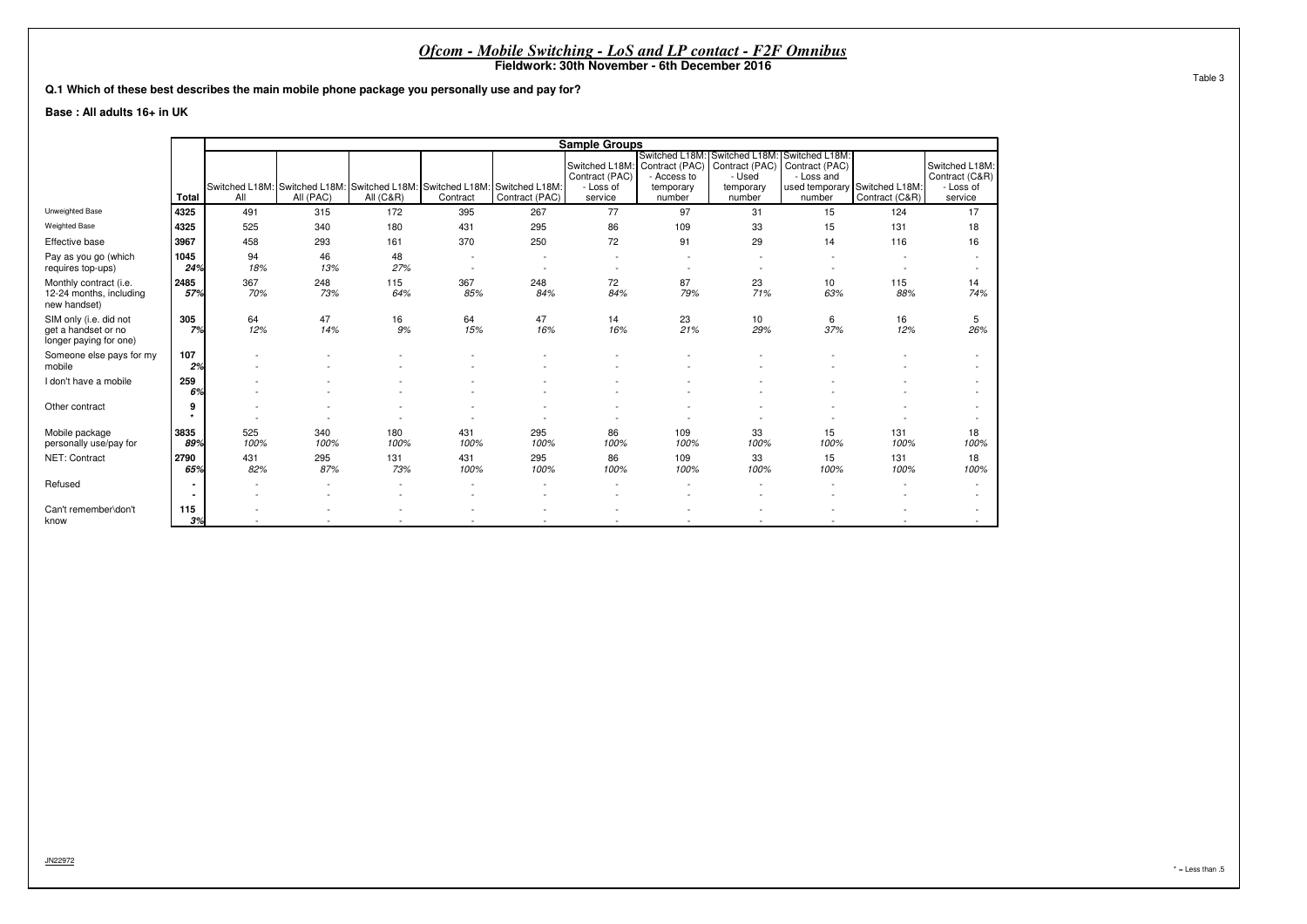# *Ofcom - Mobile Switching - LoS and LP contact - F2F Omnibus*

**Fieldwork: 30th November - 6th December 2016**

Table 3

**Q.1 Which of these best describes the main mobile phone package you personally use and pay for?**

**Base : All adults 16+ in UK**

| | | Sample Groups | | | | | | | | | | |
|---|---|---|---|---|---|---|---|---|---|---|---|---|
| | **Total** | Switched L18M: All | Switched L18M: All (PAC) | Switched L18M: All (C&R) | Switched L18M: Contract | Switched L18M: Contract (PAC) | Switched L18M: Contract (PAC) - Loss of service | Switched L18M: Contract (PAC) - Access to temporary number | Switched L18M: Contract (PAC) - Used temporary number | Switched L18M: Contract (PAC) - Loss and used temporary number | Switched L18M: Contract (C&R) | Switched L18M: Contract (C&R) - Loss of service |
| Unweighted Base | **4325** | 491 | 315 | 172 | 395 | 267 | 77 | 97 | 31 | 15 | 124 | 17 |
| Weighted Base | **4325** | 525 | 340 | 180 | 431 | 295 | 86 | 109 | 33 | 15 | 131 | 18 |
| Effective base | **3967** | 458 | 293 | 161 | 370 | 250 | 72 | 91 | 29 | 14 | 116 | 16 |
| Pay as you go (which requires top-ups) | **1045** | 94 | 46 | 48 | - | - | - | - | - | - | - | - |
| | ***24%*** | *18%* | *13%* | *27%* | - | - | - | - | - | - | - | - |
| Monthly contract (i.e. 12-24 months, including new handset) | **2485** | 367 | 248 | 115 | 367 | 248 | 72 | 87 | 23 | 10 | 115 | 14 |
| | ***57%*** | *70%* | *73%* | *64%* | *85%* | *84%* | *84%* | *79%* | *71%* | *63%* | *88%* | *74%* |
| SIM only (i.e. did not get a handset or no longer paying for one) | **305** | 64 | 47 | 16 | 64 | 47 | 14 | 23 | 10 | 6 | 16 | 5 |
| | ***7%*** | *12%* | *14%* | *9%* | *15%* | *16%* | *16%* | *21%* | *29%* | *37%* | *12%* | *26%* |
| Someone else pays for my mobile | **107** | - | - | - | - | - | - | - | - | - | - | - |
| | ***2%*** | - | - | - | - | - | - | - | - | - | - | - |
| I don't have a mobile | **259** | - | - | - | - | - | - | - | - | - | - | - |
| | ***6%*** | - | - | - | - | - | - | - | - | - | - | - |
| Other contract | **9** | - | - | - | - | - | - | - | - | - | - | - |
| | ***** | - | - | - | - | - | - | - | - | - | - | - |
| Mobile package personally use/pay for | **3835** | 525 | 340 | 180 | 431 | 295 | 86 | 109 | 33 | 15 | 131 | 18 |
| | ***89%*** | *100%* | *100%* | *100%* | *100%* | *100%* | *100%* | *100%* | *100%* | *100%* | *100%* | *100%* |
| NET: Contract | **2790** | 431 | 295 | 131 | 431 | 295 | 86 | 109 | 33 | 15 | 131 | 18 |
| | ***65%*** | *82%* | *87%* | *73%* | *100%* | *100%* | *100%* | *100%* | *100%* | *100%* | *100%* | *100%* |
| Refused | **-** | - | - | - | - | - | - | - | - | - | - | - |
| | **-** | - | - | - | - | - | - | - | - | - | - | - |
| Can't remember\don't know | **115** | - | - | - | - | - | - | - | - | - | - | - |
| | ***3%*** | - | - | - | - | - | - | - | - | - | - | - |

JN22972

* = Less than .5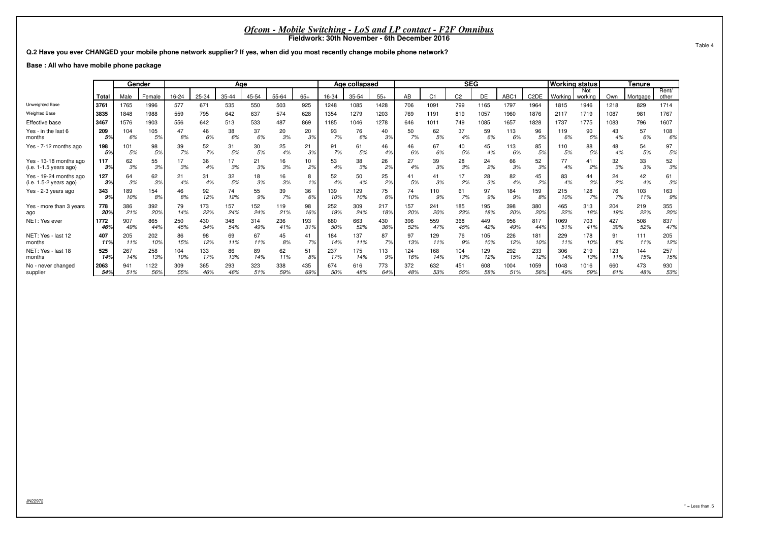# *Ofcom - Mobile Switching - LoS and LP contact - F2F Omnibus*

**Fieldwork: 30th November - 6th December 2016**

Table 4

**Q.2 Have you ever CHANGED your mobile phone network supplier? If yes, when did you most recently change mobile phone network?**

**Base : All who have mobile phone package**

| | | Gender | | Age | | | | | | Age collapsed | | | SEG | | | | | | Working status | | Tenure | | |
|---|---|---|---|---|---|---|---|---|---|---|---|---|---|---|---|---|---|---|---|---|---|---|---|
| | Total | Male | Female | 16-24 | 25-34 | 35-44 | 45-54 | 55-64 | 65+ | 16-34 | 35-54 | 55+ | AB | C1 | C2 | DE | ABC1 | C2DE | Working | Not working | Own | Mortgage | Rent/ other |
| Unweighted Base | 3761 | 1765 | 1996 | 577 | 671 | 535 | 550 | 503 | 925 | 1248 | 1085 | 1428 | 706 | 1091 | 799 | 1165 | 1797 | 1964 | 1815 | 1946 | 1218 | 829 | 1714 |
| Weighted Base | 3835 | 1848 | 1988 | 559 | 795 | 642 | 637 | 574 | 628 | 1354 | 1279 | 1203 | 769 | 1191 | 819 | 1057 | 1960 | 1876 | 2117 | 1719 | 1087 | 981 | 1767 |
| Effective base | 3467 | 1576 | 1903 | 556 | 642 | 513 | 533 | 487 | 869 | 1185 | 1046 | 1278 | 646 | 1011 | 749 | 1085 | 1657 | 1828 | 1737 | 1775 | 1083 | 796 | 1607 |
| Yes - in the last 6 months | 209 | 104 | 105 | 47 | 46 | 38 | 37 | 20 | 20 | 93 | 76 | 40 | 50 | 62 | 37 | 59 | 113 | 96 | 119 | 90 | 43 | 57 | 108 |
| | *5%* | *6%* | *5%* | *8%* | *6%* | *6%* | *6%* | *3%* | *3%* | *7%* | *6%* | *3%* | *7%* | *5%* | *4%* | *6%* | *6%* | *5%* | *6%* | *5%* | *4%* | *6%* | *6%* |
| Yes - 7-12 months ago | 198 | 101 | 98 | 39 | 52 | 31 | 30 | 25 | 21 | 91 | 61 | 46 | 46 | 67 | 40 | 45 | 113 | 85 | 110 | 88 | 48 | 54 | 97 |
| | *5%* | *5%* | *5%* | *7%* | *7%* | *5%* | *5%* | *4%* | *3%* | *7%* | *5%* | *4%* | *6%* | *6%* | *5%* | *4%* | *6%* | *5%* | *5%* | *5%* | *4%* | *5%* | *5%* |
| Yes - 13-18 months ago (i.e. 1-1.5 years ago) | 117 | 62 | 55 | 17 | 36 | 17 | 21 | 16 | 10 | 53 | 38 | 26 | 27 | 39 | 28 | 24 | 66 | 52 | 77 | 41 | 32 | 33 | 52 |
| | *3%* | *3%* | *3%* | *3%* | *4%* | *3%* | *3%* | *3%* | *2%* | *4%* | *3%* | *2%* | *4%* | *3%* | *3%* | *2%* | *3%* | *3%* | *4%* | *2%* | *3%* | *3%* | *3%* |
| Yes - 19-24 months ago (i.e. 1.5-2 years ago) | 127 | 64 | 62 | 21 | 31 | 32 | 18 | 16 | 8 | 52 | 50 | 25 | 41 | 41 | 17 | 28 | 82 | 45 | 83 | 44 | 24 | 42 | 61 |
| | *3%* | *3%* | *3%* | *4%* | *4%* | *5%* | *3%* | *3%* | *1%* | *4%* | *4%* | *2%* | *5%* | *3%* | *2%* | *3%* | *4%* | *2%* | *4%* | *3%* | *2%* | *4%* | *3%* |
| Yes - 2-3 years ago | 343 | 189 | 154 | 46 | 92 | 74 | 55 | 39 | 36 | 139 | 129 | 75 | 74 | 110 | 61 | 97 | 184 | 159 | 215 | 128 | 76 | 103 | 163 |
| | *9%* | *10%* | *8%* | *8%* | *12%* | *12%* | *9%* | *7%* | *6%* | *10%* | *10%* | *6%* | *10%* | *9%* | *7%* | *9%* | *9%* | *8%* | *10%* | *7%* | *7%* | *11%* | *9%* |
| Yes - more than 3 years ago | 778 | 386 | 392 | 79 | 173 | 157 | 152 | 119 | 98 | 252 | 309 | 217 | 157 | 241 | 185 | 195 | 398 | 380 | 465 | 313 | 204 | 219 | 355 |
| | *20%* | *21%* | *20%* | *14%* | *22%* | *24%* | *24%* | *21%* | *16%* | *19%* | *24%* | *18%* | *20%* | *20%* | *23%* | *18%* | *20%* | *20%* | *22%* | *18%* | *19%* | *22%* | *20%* |
| NET: Yes ever | 1772 | 907 | 865 | 250 | 430 | 348 | 314 | 236 | 193 | 680 | 663 | 430 | 396 | 559 | 368 | 449 | 956 | 817 | 1069 | 703 | 427 | 508 | 837 |
| | *46%* | *49%* | *44%* | *45%* | *54%* | *54%* | *49%* | *41%* | *31%* | *50%* | *52%* | *36%* | *52%* | *47%* | *45%* | *42%* | *49%* | *44%* | *51%* | *41%* | *39%* | *52%* | *47%* |
| NET: Yes - last 12 months | 407 | 205 | 202 | 86 | 98 | 69 | 67 | 45 | 41 | 184 | 137 | 87 | 97 | 129 | 76 | 105 | 226 | 181 | 229 | 178 | 91 | 111 | 205 |
| | *11%* | *11%* | *10%* | *15%* | *12%* | *11%* | *11%* | *8%* | *7%* | *14%* | *11%* | *7%* | *13%* | *11%* | *9%* | *10%* | *12%* | *10%* | *11%* | *10%* | *8%* | *11%* | *12%* |
| NET: Yes - last 18 months | 525 | 267 | 258 | 104 | 133 | 86 | 89 | 62 | 51 | 237 | 175 | 113 | 124 | 168 | 104 | 129 | 292 | 233 | 306 | 219 | 123 | 144 | 257 |
| | *14%* | *14%* | *13%* | *19%* | *17%* | *13%* | *14%* | *11%* | *8%* | *17%* | *14%* | *9%* | *16%* | *14%* | *13%* | *12%* | *15%* | *12%* | *14%* | *13%* | *11%* | *15%* | *15%* |
| No - never changed supplier | 2063 | 941 | 1122 | 309 | 365 | 293 | 323 | 338 | 435 | 674 | 616 | 773 | 372 | 632 | 451 | 608 | 1004 | 1059 | 1048 | 1016 | 660 | 473 | 930 |
| | *54%* | *51%* | *56%* | *55%* | *46%* | *46%* | *51%* | *59%* | *69%* | *50%* | *48%* | *64%* | *48%* | *53%* | *55%* | *58%* | *51%* | *56%* | *49%* | *59%* | *61%* | *48%* | *53%* |

JN22972

\* = Less than .5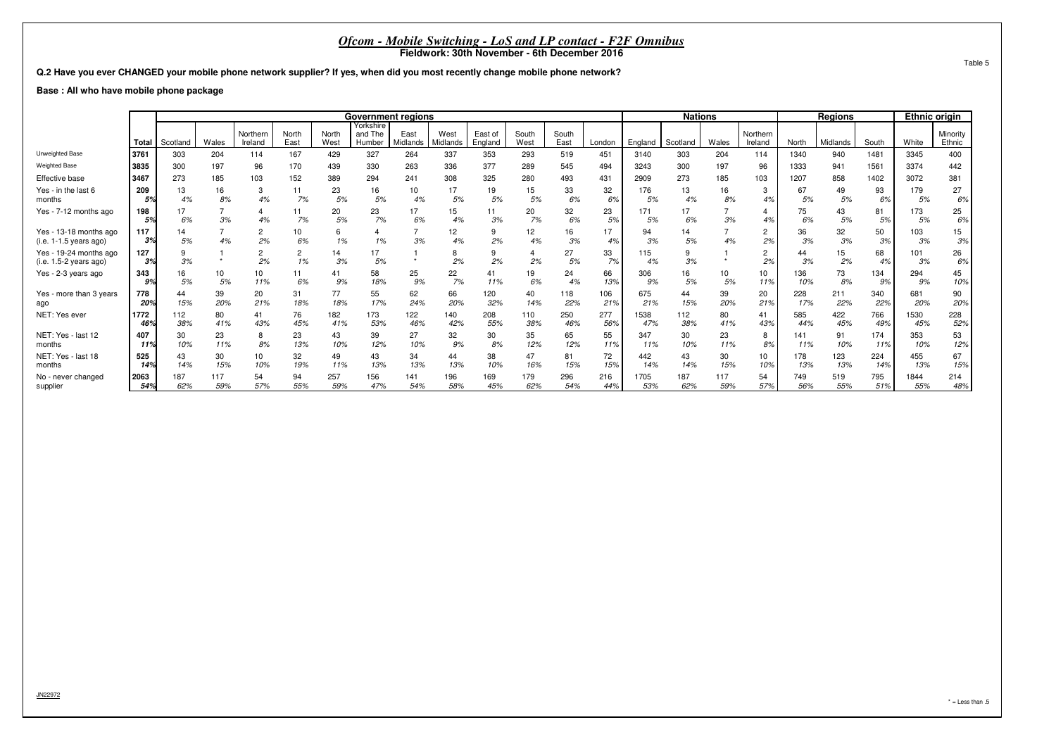# *Ofcom - Mobile Switching - LoS and LP contact - F2F Omnibus*

**Fieldwork: 30th November - 6th December 2016**

Table 5

**Q.2 Have you ever CHANGED your mobile phone network supplier? If yes, when did you most recently change mobile phone network?**

**Base : All who have mobile phone package**

| | | Government regions | | | | | | | | | | | | Nations | | | | Regions | | | Ethnic origin | |
|---|---|---|---|---|---|---|---|---|---|---|---|---|---|---|---|---|---|---|---|---|---|---|
| | Total | Scotland | Wales | Northern Ireland | North East | North West | Yorkshire and The Humber | East Midlands | West Midlands | East of England | South West | South East | London | England | Scotland | Wales | Northern Ireland | North | Midlands | South | White | Minority Ethnic |
| Unweighted Base | 3761 | 303 | 204 | 114 | 167 | 429 | 327 | 264 | 337 | 353 | 293 | 519 | 451 | 3140 | 303 | 204 | 114 | 1340 | 940 | 1481 | 3345 | 400 |
| Weighted Base | 3835 | 300 | 197 | 96 | 170 | 439 | 330 | 263 | 336 | 377 | 289 | 545 | 494 | 3243 | 300 | 197 | 96 | 1333 | 941 | 1561 | 3374 | 442 |
| Effective base | 3467 | 273 | 185 | 103 | 152 | 389 | 294 | 241 | 308 | 325 | 280 | 493 | 431 | 2909 | 273 | 185 | 103 | 1207 | 858 | 1402 | 3072 | 381 |
| Yes - in the last 6 months | 209<br>5% | 13<br>4% | 16<br>8% | 3<br>4% | 11<br>7% | 23<br>5% | 16<br>5% | 10<br>4% | 17<br>5% | 19<br>5% | 15<br>5% | 33<br>6% | 32<br>6% | 176<br>5% | 13<br>4% | 16<br>8% | 3<br>4% | 67<br>5% | 49<br>5% | 93<br>6% | 179<br>5% | 27<br>6% |
| Yes - 7-12 months ago | 198<br>5% | 17<br>6% | 7<br>3% | 4<br>4% | 11<br>7% | 20<br>5% | 23<br>7% | 17<br>6% | 15<br>4% | 11<br>3% | 20<br>7% | 32<br>6% | 23<br>5% | 171<br>5% | 17<br>6% | 7<br>3% | 4<br>4% | 75<br>6% | 43<br>5% | 81<br>5% | 173<br>5% | 25<br>6% |
| Yes - 13-18 months ago (i.e. 1-1.5 years ago) | 117<br>3% | 14<br>5% | 7<br>4% | 2<br>2% | 10<br>6% | 6<br>1% | 4<br>1% | 7<br>3% | 12<br>4% | 9<br>2% | 12<br>4% | 16<br>3% | 17<br>4% | 94<br>3% | 14<br>5% | 7<br>4% | 2<br>2% | 36<br>3% | 32<br>3% | 50<br>3% | 103<br>3% | 15<br>3% |
| Yes - 19-24 months ago (i.e. 1.5-2 years ago) | 127<br>3% | 9<br>3% | 1<br>* | 2<br>2% | 2<br>1% | 14<br>3% | 17<br>5% | 1<br>* | 8<br>2% | 9<br>2% | 4<br>2% | 27<br>5% | 33<br>7% | 115<br>4% | 9<br>3% | 1<br>* | 2<br>2% | 44<br>3% | 15<br>2% | 68<br>4% | 101<br>3% | 26<br>6% |
| Yes - 2-3 years ago | 343<br>9% | 16<br>5% | 10<br>5% | 10<br>11% | 11<br>6% | 41<br>9% | 58<br>18% | 25<br>9% | 22<br>7% | 41<br>11% | 19<br>6% | 24<br>4% | 66<br>13% | 306<br>9% | 16<br>5% | 10<br>5% | 10<br>11% | 136<br>10% | 73<br>8% | 134<br>9% | 294<br>9% | 45<br>10% |
| Yes - more than 3 years ago | 778<br>20% | 44<br>15% | 39<br>20% | 20<br>21% | 31<br>18% | 77<br>18% | 55<br>17% | 62<br>24% | 66<br>20% | 120<br>32% | 40<br>14% | 118<br>22% | 106<br>21% | 675<br>21% | 44<br>15% | 39<br>20% | 20<br>21% | 228<br>17% | 211<br>22% | 340<br>22% | 681<br>20% | 90<br>20% |
| NET: Yes ever | 1772<br>46% | 112<br>38% | 80<br>41% | 41<br>43% | 76<br>45% | 182<br>41% | 173<br>53% | 122<br>46% | 140<br>42% | 208<br>55% | 110<br>38% | 250<br>46% | 277<br>56% | 1538<br>47% | 112<br>38% | 80<br>41% | 41<br>43% | 585<br>44% | 422<br>45% | 766<br>49% | 1530<br>45% | 228<br>52% |
| NET: Yes - last 12 months | 407<br>11% | 30<br>10% | 23<br>11% | 8<br>8% | 23<br>13% | 43<br>10% | 39<br>12% | 27<br>10% | 32<br>9% | 30<br>8% | 35<br>12% | 65<br>12% | 55<br>11% | 347<br>11% | 30<br>10% | 23<br>11% | 8<br>8% | 141<br>11% | 91<br>10% | 174<br>11% | 353<br>10% | 53<br>12% |
| NET: Yes - last 18 months | 525<br>14% | 43<br>14% | 30<br>15% | 10<br>10% | 32<br>19% | 49<br>11% | 43<br>13% | 34<br>13% | 44<br>13% | 38<br>10% | 47<br>16% | 81<br>15% | 72<br>15% | 442<br>14% | 43<br>14% | 30<br>15% | 10<br>10% | 178<br>13% | 123<br>13% | 224<br>14% | 455<br>13% | 67<br>15% |
| No - never changed supplier | 2063<br>54% | 187<br>62% | 117<br>59% | 54<br>57% | 94<br>55% | 257<br>59% | 156<br>47% | 141<br>54% | 196<br>58% | 169<br>45% | 179<br>62% | 296<br>54% | 216<br>44% | 1705<br>53% | 187<br>62% | 117<br>59% | 54<br>57% | 749<br>56% | 519<br>55% | 795<br>51% | 1844<br>55% | 214<br>48% |

JN22972

* = Less than .5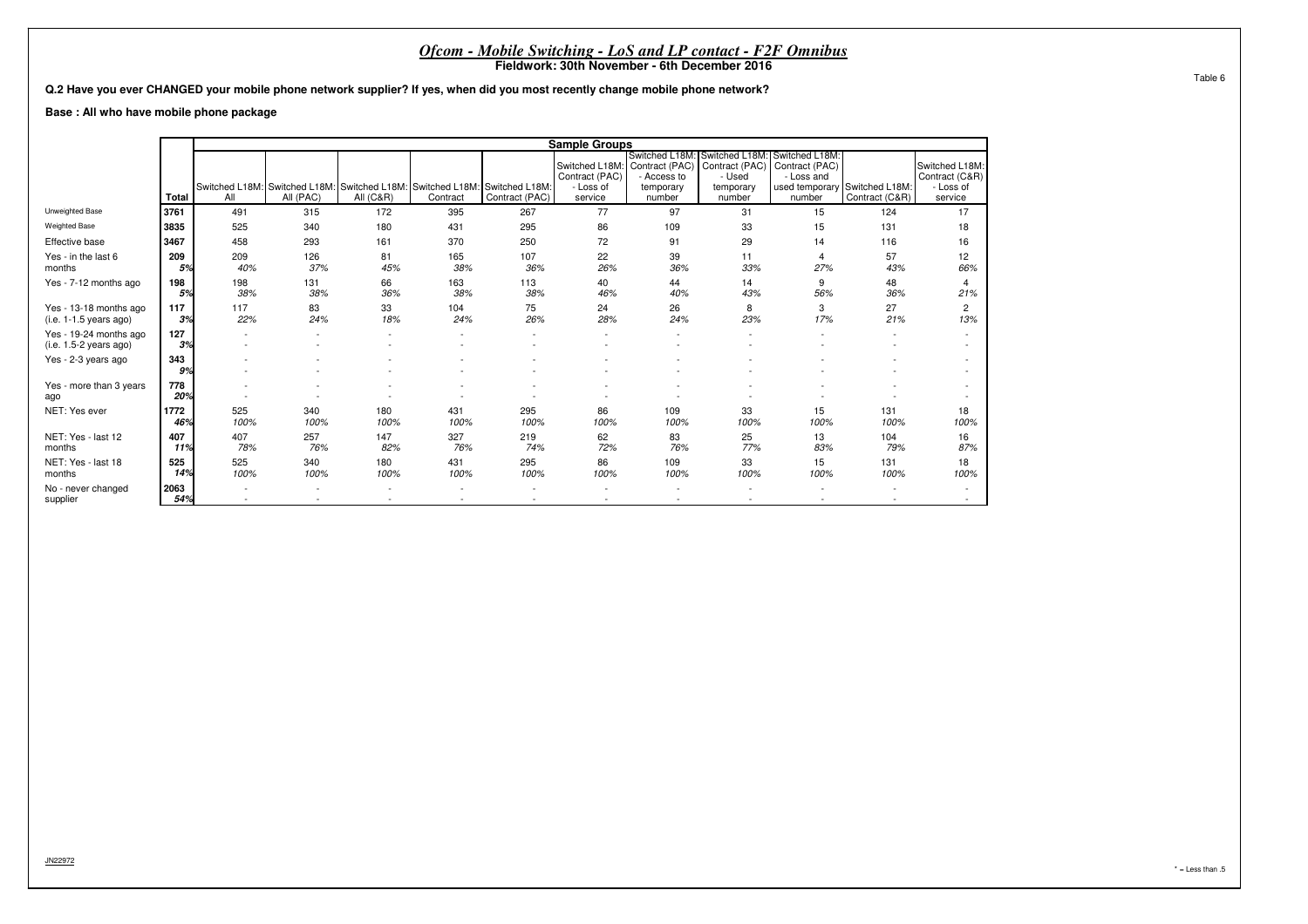# *Ofcom - Mobile Switching - LoS and LP contact - F2F Omnibus*

**Fieldwork: 30th November - 6th December 2016**

Table 6

**Q.2 Have you ever CHANGED your mobile phone network supplier? If yes, when did you most recently change mobile phone network?**

**Base : All who have mobile phone package**

| | Total | Sample Groups | | | | | | | | | | |
|---|---|---|---|---|---|---|---|---|---|---|---|---|
| | | Switched L18M: All | Switched L18M: All (PAC) | Switched L18M: All (C&R) | Switched L18M: Contract | Switched L18M: Contract (PAC) | Switched L18M: Contract (PAC) - Loss of service | Switched L18M: Contract (PAC) - Access to temporary number | Switched L18M: Contract (PAC) - Used temporary number | Switched L18M: Contract (PAC) - Loss and used temporary number | Switched L18M: Contract (C&R) | Switched L18M: Contract (C&R) - Loss of service |
| Unweighted Base | 3761 | 491 | 315 | 172 | 395 | 267 | 77 | 97 | 31 | 15 | 124 | 17 |
| Weighted Base | 3835 | 525 | 340 | 180 | 431 | 295 | 86 | 109 | 33 | 15 | 131 | 18 |
| Effective base | 3467 | 458 | 293 | 161 | 370 | 250 | 72 | 91 | 29 | 14 | 116 | 16 |
| Yes - in the last 6 months | 209<br>*5%* | 209<br>*40%* | 126<br>*37%* | 81<br>*45%* | 165<br>*38%* | 107<br>*36%* | 22<br>*26%* | 39<br>*36%* | 11<br>*33%* | 4<br>*27%* | 57<br>*43%* | 12<br>*66%* |
| Yes - 7-12 months ago | 198<br>*5%* | 198<br>*38%* | 131<br>*38%* | 66<br>*36%* | 163<br>*38%* | 113<br>*38%* | 40<br>*46%* | 44<br>*40%* | 14<br>*43%* | 9<br>*56%* | 48<br>*36%* | 4<br>*21%* |
| Yes - 13-18 months ago (i.e. 1-1.5 years ago) | 117<br>*3%* | 117<br>*22%* | 83<br>*24%* | 33<br>*18%* | 104<br>*24%* | 75<br>*26%* | 24<br>*28%* | 26<br>*24%* | 8<br>*23%* | 3<br>*17%* | 27<br>*21%* | 2<br>*13%* |
| Yes - 19-24 months ago (i.e. 1.5-2 years ago) | 127<br>*3%* | - | - | - | - | - | - | - | - | - | - | - |
| Yes - 2-3 years ago | 343<br>*9%* | - | - | - | - | - | - | - | - | - | - | - |
| Yes - more than 3 years ago | 778<br>*20%* | - | - | - | - | - | - | - | - | - | - | - |
| NET: Yes ever | 1772<br>*46%* | 525<br>*100%* | 340<br>*100%* | 180<br>*100%* | 431<br>*100%* | 295<br>*100%* | 86<br>*100%* | 109<br>*100%* | 33<br>*100%* | 15<br>*100%* | 131<br>*100%* | 18<br>*100%* |
| NET: Yes - last 12 months | 407<br>*11%* | 407<br>*78%* | 257<br>*76%* | 147<br>*82%* | 327<br>*76%* | 219<br>*74%* | 62<br>*72%* | 83<br>*76%* | 25<br>*77%* | 13<br>*83%* | 104<br>*79%* | 16<br>*87%* |
| NET: Yes - last 18 months | 525<br>*14%* | 525<br>*100%* | 340<br>*100%* | 180<br>*100%* | 431<br>*100%* | 295<br>*100%* | 86<br>*100%* | 109<br>*100%* | 33<br>*100%* | 15<br>*100%* | 131<br>*100%* | 18<br>*100%* |
| No - never changed supplier | 2063<br>*54%* | - | - | - | - | - | - | - | - | - | - | - |

JN22972

* = Less than .5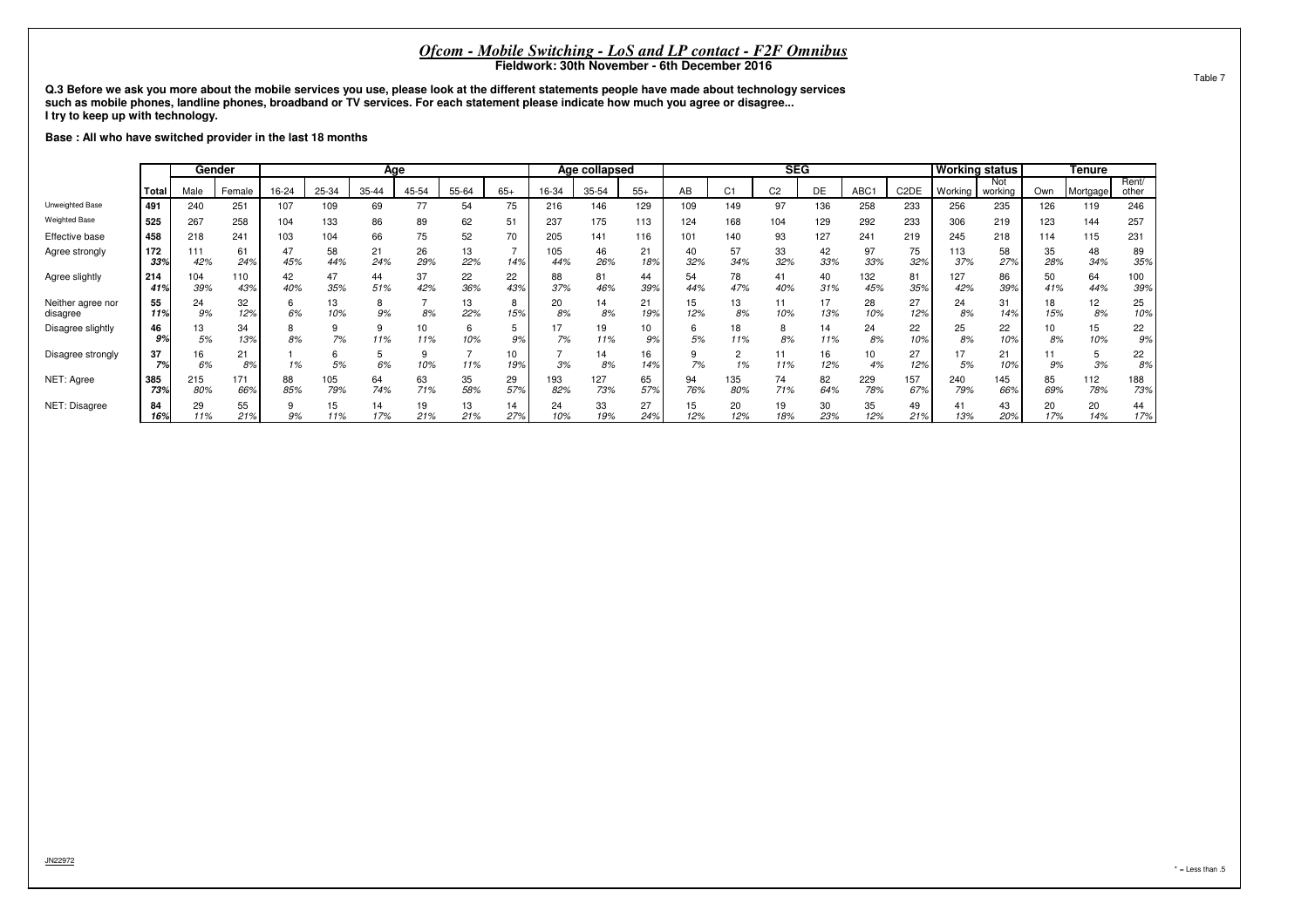# *Ofcom - Mobile Switching - LoS and LP contact - F2F Omnibus*

**Fieldwork: 30th November - 6th December 2016**

Table 7

**Q.3 Before we ask you more about the mobile services you use, please look at the different statements people have made about technology services such as mobile phones, landline phones, broadband or TV services. For each statement please indicate how much you agree or disagree...**
**I try to keep up with technology.**

**Base : All who have switched provider in the last 18 months**

| | | Gender | | Age | | | | | | Age collapsed | | | SEG | | | | | | Working status | | Tenure | | |
|---|---|---|---|---|---|---|---|---|---|---|---|---|---|---|---|---|---|---|---|---|---|---|---|
| | **Total** | Male | Female | 16-24 | 25-34 | 35-44 | 45-54 | 55-64 | 65+ | 16-34 | 35-54 | 55+ | AB | C1 | C2 | DE | ABC1 | C2DE | Working | Not working | Own | Mortgage | Rent/ other |
| Unweighted Base | **491** | 240 | 251 | 107 | 109 | 69 | 77 | 54 | 75 | 216 | 146 | 129 | 109 | 149 | 97 | 136 | 258 | 233 | 256 | 235 | 126 | 119 | 246 |
| Weighted Base | **525** | 267 | 258 | 104 | 133 | 86 | 89 | 62 | 51 | 237 | 175 | 113 | 124 | 168 | 104 | 129 | 292 | 233 | 306 | 219 | 123 | 144 | 257 |
| Effective base | **458** | 218 | 241 | 103 | 104 | 66 | 75 | 52 | 70 | 205 | 141 | 116 | 101 | 140 | 93 | 127 | 241 | 219 | 245 | 218 | 114 | 115 | 231 |
| Agree strongly | **172** | 111 | 61 | 47 | 58 | 21 | 26 | 13 | 7 | 105 | 46 | 21 | 40 | 57 | 33 | 42 | 97 | 75 | 113 | 58 | 35 | 48 | 89 |
| | ***33%*** | *42%* | *24%* | *45%* | *44%* | *24%* | *29%* | *22%* | *14%* | *44%* | *26%* | *18%* | *32%* | *34%* | *32%* | *33%* | *33%* | *32%* | *37%* | *27%* | *28%* | *34%* | *35%* |
| Agree slightly | **214** | 104 | 110 | 42 | 47 | 44 | 37 | 22 | 22 | 88 | 81 | 44 | 54 | 78 | 41 | 40 | 132 | 81 | 127 | 86 | 50 | 64 | 100 |
| | ***41%*** | *39%* | *43%* | *40%* | *35%* | *51%* | *42%* | *36%* | *43%* | *37%* | *46%* | *39%* | *44%* | *47%* | *40%* | *31%* | *45%* | *35%* | *42%* | *39%* | *41%* | *44%* | *39%* |
| Neither agree nor disagree | **55** | 24 | 32 | 6 | 13 | 8 | 7 | 13 | 8 | 20 | 14 | 21 | 15 | 13 | 11 | 17 | 28 | 27 | 24 | 31 | 18 | 12 | 25 |
| | ***11%*** | *9%* | *12%* | *6%* | *10%* | *9%* | *8%* | *22%* | *15%* | *8%* | *8%* | *19%* | *12%* | *8%* | *10%* | *13%* | *10%* | *12%* | *8%* | *14%* | *15%* | *8%* | *10%* |
| Disagree slightly | **46** | 13 | 34 | 8 | 9 | 9 | 10 | 6 | 5 | 17 | 19 | 10 | 6 | 18 | 8 | 14 | 24 | 22 | 25 | 22 | 10 | 15 | 22 |
| | ***9%*** | *5%* | *13%* | *8%* | *7%* | *11%* | *11%* | *10%* | *9%* | *7%* | *11%* | *9%* | *5%* | *11%* | *8%* | *11%* | *8%* | *10%* | *8%* | *10%* | *8%* | *10%* | *9%* |
| Disagree strongly | **37** | 16 | 21 | 1 | 6 | 5 | 9 | 7 | 10 | 7 | 14 | 16 | 9 | 2 | 11 | 16 | 10 | 27 | 17 | 21 | 11 | 5 | 22 |
| | ***7%*** | *6%* | *8%* | *1%* | *5%* | *6%* | *10%* | *11%* | *19%* | *3%* | *8%* | *14%* | *7%* | *1%* | *11%* | *12%* | *4%* | *12%* | *5%* | *10%* | *9%* | *3%* | *8%* |
| NET: Agree | **385** | 215 | 171 | 88 | 105 | 64 | 63 | 35 | 29 | 193 | 127 | 65 | 94 | 135 | 74 | 82 | 229 | 157 | 240 | 145 | 85 | 112 | 188 |
| | ***73%*** | *80%* | *66%* | *85%* | *79%* | *74%* | *71%* | *58%* | *57%* | *82%* | *73%* | *57%* | *76%* | *80%* | *71%* | *64%* | *78%* | *67%* | *79%* | *66%* | *69%* | *78%* | *73%* |
| NET: Disagree | **84** | 29 | 55 | 9 | 15 | 14 | 19 | 13 | 14 | 24 | 33 | 27 | 15 | 20 | 19 | 30 | 35 | 49 | 41 | 43 | 20 | 20 | 44 |
| | ***16%*** | *11%* | *21%* | *9%* | *11%* | *17%* | *21%* | *21%* | *27%* | *10%* | *19%* | *24%* | *12%* | *12%* | *18%* | *23%* | *12%* | *21%* | *13%* | *20%* | *17%* | *14%* | *17%* |

JN22972

* = Less than .5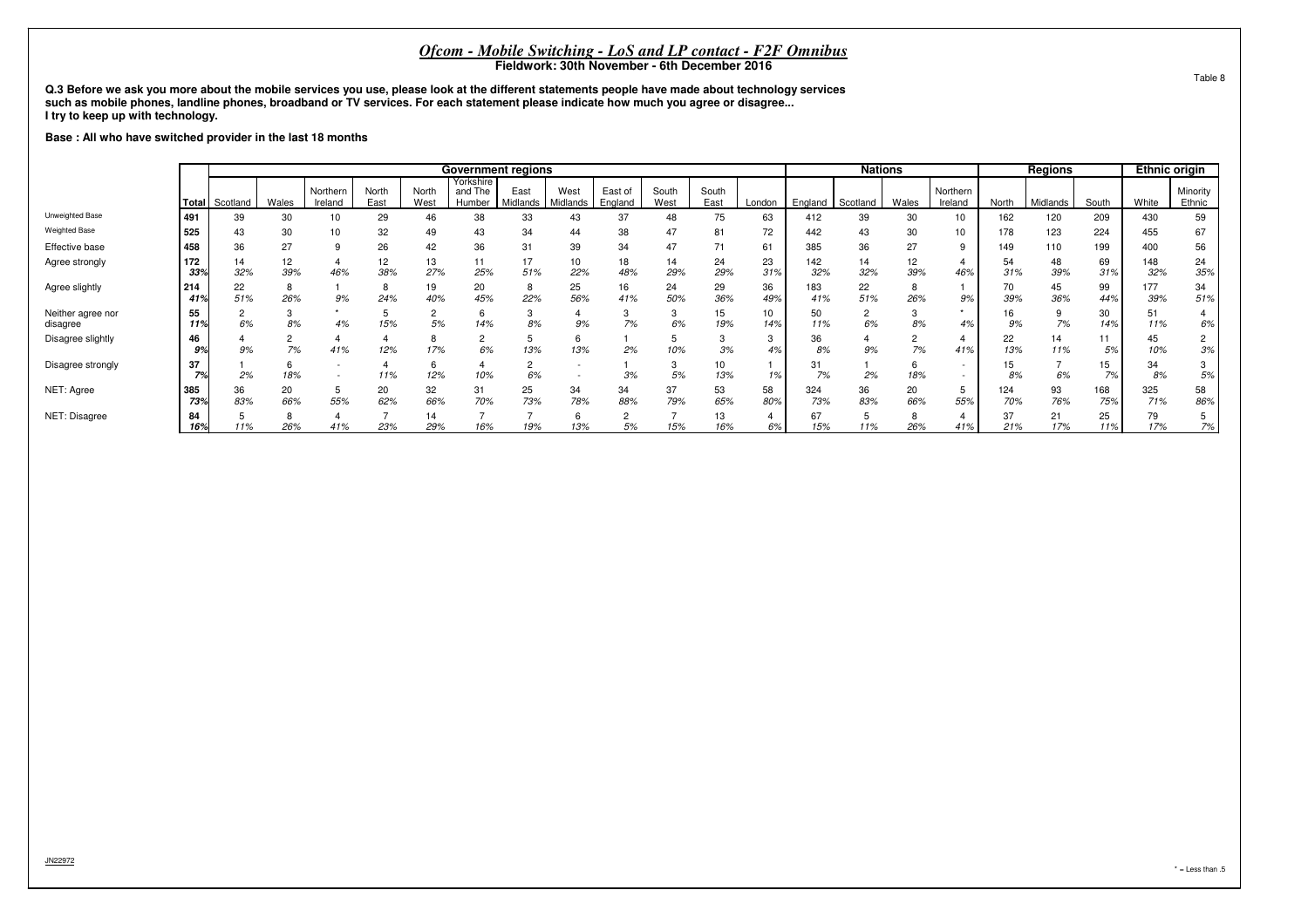## *Ofcom - Mobile Switching - LoS and LP contact - F2F Omnibus*

**Fieldwork: 30th November - 6th December 2016**

Table 8

**Q.3 Before we ask you more about the mobile services you use, please look at the different statements people have made about technology services such as mobile phones, landline phones, broadband or TV services. For each statement please indicate how much you agree or disagree...**
**I try to keep up with technology.**

**Base : All who have switched provider in the last 18 months**

| | | Government regions | | | | | | | | | | | | Nations | | | | Regions | | | Ethnic origin | |
|---|---|---|---|---|---|---|---|---|---|---|---|---|---|---|---|---|---|---|---|---|---|---|
| | Total | Scotland | Wales | Northern Ireland | North East | North West | Yorkshire and The Humber | East Midlands | West Midlands | East of England | South West | South East | London | England | Scotland | Wales | Northern Ireland | North | Midlands | South | White | Minority Ethnic |
| Unweighted Base | 491 | 39 | 30 | 10 | 29 | 46 | 38 | 33 | 43 | 37 | 48 | 75 | 63 | 412 | 39 | 30 | 10 | 162 | 120 | 209 | 430 | 59 |
| Weighted Base | 525 | 43 | 30 | 10 | 32 | 49 | 43 | 34 | 44 | 38 | 47 | 81 | 72 | 442 | 43 | 30 | 10 | 178 | 123 | 224 | 455 | 67 |
| Effective base | 458 | 36 | 27 | 9 | 26 | 42 | 36 | 31 | 39 | 34 | 47 | 71 | 61 | 385 | 36 | 27 | 9 | 149 | 110 | 199 | 400 | 56 |
| Agree strongly | 172 | 14 | 12 | 4 | 12 | 13 | 11 | 17 | 10 | 18 | 14 | 24 | 23 | 142 | 14 | 12 | 4 | 54 | 48 | 69 | 148 | 24 |
| | 33% | 32% | 39% | 46% | 38% | 27% | 25% | 51% | 22% | 48% | 29% | 29% | 31% | 32% | 32% | 39% | 46% | 31% | 39% | 31% | 32% | 35% |
| Agree slightly | 214 | 22 | 8 | 1 | 8 | 19 | 20 | 8 | 25 | 16 | 24 | 29 | 36 | 183 | 22 | 8 | 1 | 70 | 45 | 99 | 177 | 34 |
| | 41% | 51% | 26% | 9% | 24% | 40% | 45% | 22% | 56% | 41% | 50% | 36% | 49% | 41% | 51% | 26% | 9% | 39% | 36% | 44% | 39% | 51% |
| Neither agree nor disagree | 55 | 2 | 3 | * | 5 | 2 | 6 | 3 | 4 | 3 | 3 | 15 | 10 | 50 | 2 | 3 | * | 16 | 9 | 30 | 51 | 4 |
| | 11% | 6% | 8% | 4% | 15% | 5% | 14% | 8% | 9% | 7% | 6% | 19% | 14% | 11% | 6% | 8% | 4% | 9% | 7% | 14% | 11% | 6% |
| Disagree slightly | 46 | 4 | 2 | 4 | 4 | 8 | 2 | 5 | 6 | 1 | 5 | 3 | 3 | 36 | 4 | 2 | 4 | 22 | 14 | 11 | 45 | 2 |
| | 9% | 9% | 7% | 41% | 12% | 17% | 6% | 13% | 13% | 2% | 10% | 3% | 4% | 8% | 9% | 7% | 41% | 13% | 11% | 5% | 10% | 3% |
| Disagree strongly | 37 | 1 | 6 | - | 4 | 6 | 4 | 2 | - | 1 | 3 | 10 | 1 | 31 | 1 | 6 | - | 15 | 7 | 15 | 34 | 3 |
| | 7% | 2% | 18% | - | 11% | 12% | 10% | 6% | - | 3% | 5% | 13% | 1% | 7% | 2% | 18% | - | 8% | 6% | 7% | 8% | 5% |
| NET: Agree | 385 | 36 | 20 | 5 | 20 | 32 | 31 | 25 | 34 | 34 | 37 | 53 | 58 | 324 | 36 | 20 | 5 | 124 | 93 | 168 | 325 | 58 |
| | 73% | 83% | 66% | 55% | 62% | 66% | 70% | 73% | 78% | 88% | 79% | 65% | 80% | 73% | 83% | 66% | 55% | 70% | 76% | 75% | 71% | 86% |
| NET: Disagree | 84 | 5 | 8 | 4 | 7 | 14 | 7 | 7 | 6 | 2 | 7 | 13 | 4 | 67 | 5 | 8 | 4 | 37 | 21 | 25 | 79 | 5 |
| | 16% | 11% | 26% | 41% | 23% | 29% | 16% | 19% | 13% | 5% | 15% | 16% | 6% | 15% | 11% | 26% | 41% | 21% | 17% | 11% | 17% | 7% |

JN22972

\* = Less than .5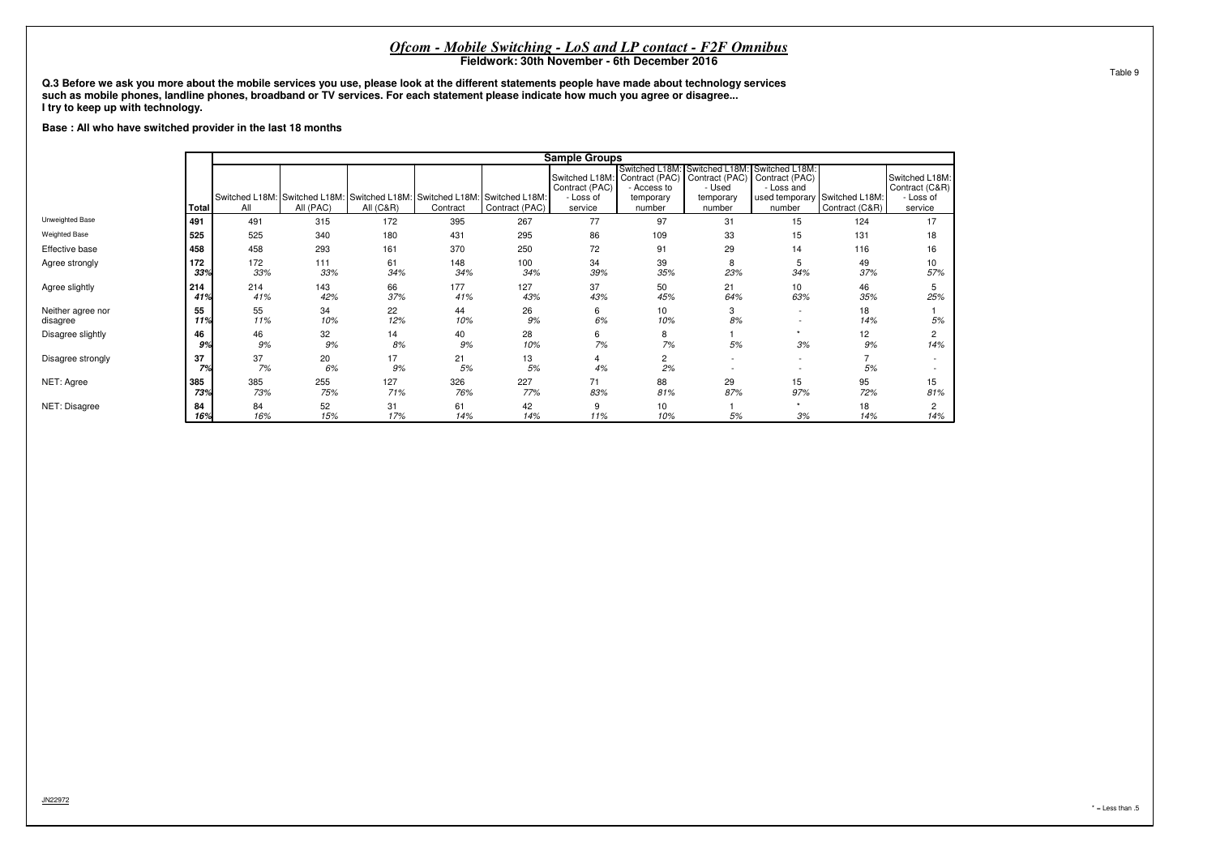## *Ofcom - Mobile Switching - LoS and LP contact - F2F Omnibus*

**Fieldwork: 30th November - 6th December 2016**

Table 9

**Q.3 Before we ask you more about the mobile services you use, please look at the different statements people have made about technology services such as mobile phones, landline phones, broadband or TV services. For each statement please indicate how much you agree or disagree...**
**I try to keep up with technology.**

**Base : All who have switched provider in the last 18 months**

| | Total | Sample Groups | | | | | | | | | | |
|---|---|---|---|---|---|---|---|---|---|---|---|---|
| | | Switched L18M: All | Switched L18M: All (PAC) | Switched L18M: All (C&R) | Switched L18M: Contract | Switched L18M: Contract (PAC) | Switched L18M: Contract (PAC) - Loss of service | Switched L18M: Contract (PAC) - Access to temporary number | Switched L18M: Contract (PAC) - Used temporary number | Switched L18M: Contract (PAC) - Loss and used temporary number | Switched L18M: Contract (C&R) | Switched L18M: Contract (C&R) - Loss of service |
| Unweighted Base | 491 | 491 | 315 | 172 | 395 | 267 | 77 | 97 | 31 | 15 | 124 | 17 |
| Weighted Base | 525 | 525 | 340 | 180 | 431 | 295 | 86 | 109 | 33 | 15 | 131 | 18 |
| Effective base | 458 | 458 | 293 | 161 | 370 | 250 | 72 | 91 | 29 | 14 | 116 | 16 |
| Agree strongly | 172 | 172 | 111 | 61 | 148 | 100 | 34 | 39 | 8 | 5 | 49 | 10 |
| | 33% | 33% | 33% | 34% | 34% | 34% | 39% | 35% | 23% | 34% | 37% | 57% |
| Agree slightly | 214 | 214 | 143 | 66 | 177 | 127 | 37 | 50 | 21 | 10 | 46 | 5 |
| | 41% | 41% | 42% | 37% | 41% | 43% | 43% | 45% | 64% | 63% | 35% | 25% |
| Neither agree nor disagree | 55 | 55 | 34 | 22 | 44 | 26 | 6 | 10 | 3 | - | 18 | 1 |
| | 11% | 11% | 10% | 12% | 10% | 9% | 6% | 10% | 8% | - | 14% | 5% |
| Disagree slightly | 46 | 46 | 32 | 14 | 40 | 28 | 6 | 8 | 1 | * | 12 | 2 |
| | 9% | 9% | 9% | 8% | 9% | 10% | 7% | 7% | 5% | 3% | 9% | 14% |
| Disagree strongly | 37 | 37 | 20 | 17 | 21 | 13 | 4 | 2 | - | - | 7 | - |
| | 7% | 7% | 6% | 9% | 5% | 5% | 4% | 2% | - | - | 5% | - |
| NET: Agree | 385 | 385 | 255 | 127 | 326 | 227 | 71 | 88 | 29 | 15 | 95 | 15 |
| | 73% | 73% | 75% | 71% | 76% | 77% | 83% | 81% | 87% | 97% | 72% | 81% |
| NET: Disagree | 84 | 84 | 52 | 31 | 61 | 42 | 9 | 10 | 1 | * | 18 | 2 |
| | 16% | 16% | 15% | 17% | 14% | 14% | 11% | 10% | 5% | 3% | 14% | 14% |

JN22972

* = Less than .5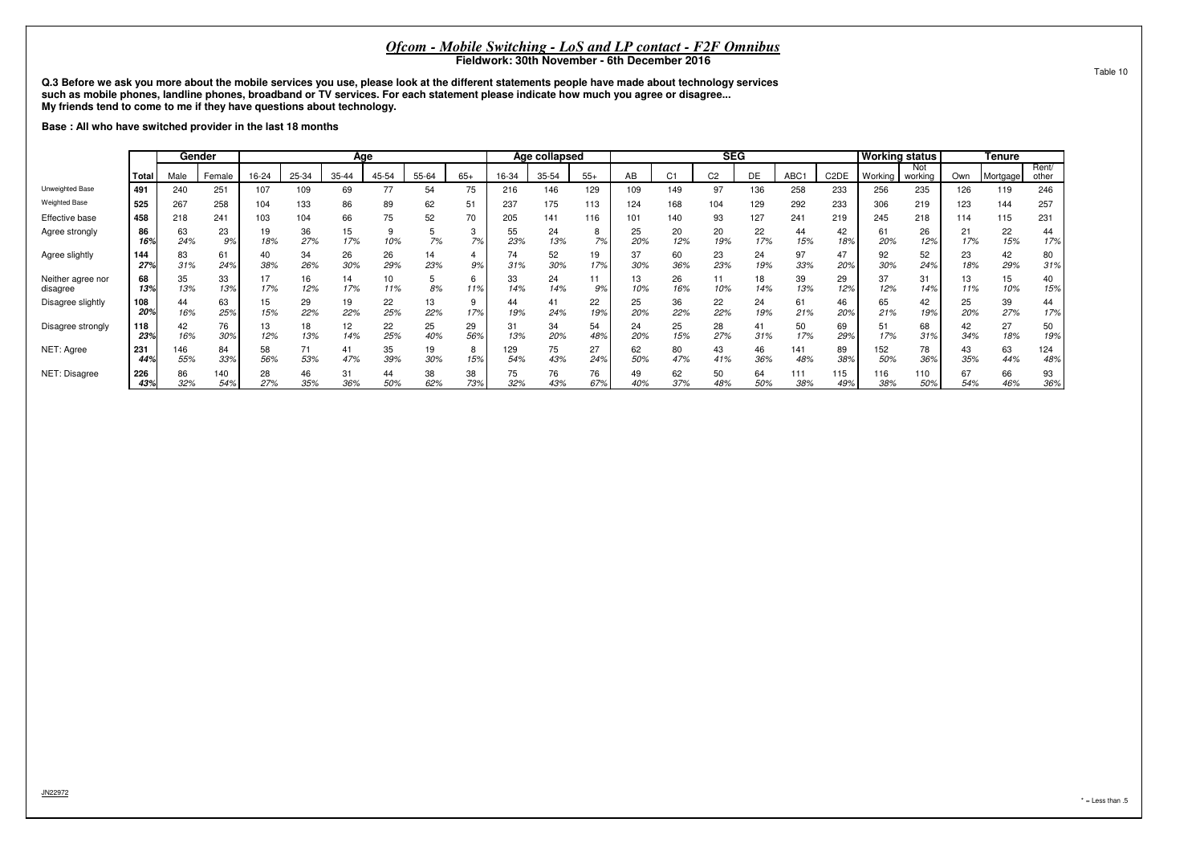# *Ofcom - Mobile Switching - LoS and LP contact - F2F Omnibus*

**Fieldwork: 30th November - 6th December 2016**

Table 10

**Q.3 Before we ask you more about the mobile services you use, please look at the different statements people have made about technology services such as mobile phones, landline phones, broadband or TV services. For each statement please indicate how much you agree or disagree... My friends tend to come to me if they have questions about technology.**

**Base : All who have switched provider in the last 18 months**

| | | Gender | | Age | | | | | | Age collapsed | | | SEG | | | | | | Working status | | Tenure | | |
|---|---|---|---|---|---|---|---|---|---|---|---|---|---|---|---|---|---|---|---|---|---|---|---|
| | Total | Male | Female | 16-24 | 25-34 | 35-44 | 45-54 | 55-64 | 65+ | 16-34 | 35-54 | 55+ | AB | C1 | C2 | DE | ABC1 | C2DE | Working | Not working | Own | Mortgage | Rent/ other |
| Unweighted Base | 491 | 240 | 251 | 107 | 109 | 69 | 77 | 54 | 75 | 216 | 146 | 129 | 109 | 149 | 97 | 136 | 258 | 233 | 256 | 235 | 126 | 119 | 246 |
| Weighted Base | 525 | 267 | 258 | 104 | 133 | 86 | 89 | 62 | 51 | 237 | 175 | 113 | 124 | 168 | 104 | 129 | 292 | 233 | 306 | 219 | 123 | 144 | 257 |
| Effective base | 458 | 218 | 241 | 103 | 104 | 66 | 75 | 52 | 70 | 205 | 141 | 116 | 101 | 140 | 93 | 127 | 241 | 219 | 245 | 218 | 114 | 115 | 231 |
| Agree strongly | 86 | 63 | 23 | 19 | 36 | 15 | 9 | 5 | 3 | 55 | 24 | 8 | 25 | 20 | 20 | 22 | 44 | 42 | 61 | 26 | 21 | 22 | 44 |
| | *16%* | *24%* | *9%* | *18%* | *27%* | *17%* | *10%* | *7%* | *7%* | *23%* | *13%* | *7%* | *20%* | *12%* | *19%* | *17%* | *15%* | *18%* | *20%* | *12%* | *17%* | *15%* | *17%* |
| Agree slightly | 144 | 83 | 61 | 40 | 34 | 26 | 26 | 14 | 4 | 74 | 52 | 19 | 37 | 60 | 23 | 24 | 97 | 47 | 92 | 52 | 23 | 42 | 80 |
| | *27%* | *31%* | *24%* | *38%* | *26%* | *30%* | *29%* | *23%* | *9%* | *31%* | *30%* | *17%* | *30%* | *36%* | *23%* | *19%* | *33%* | *20%* | *30%* | *24%* | *18%* | *29%* | *31%* |
| Neither agree nor disagree | 68 | 35 | 33 | 17 | 16 | 14 | 10 | 5 | 6 | 33 | 24 | 11 | 13 | 26 | 11 | 18 | 39 | 29 | 37 | 31 | 13 | 15 | 40 |
| | *13%* | *13%* | *13%* | *17%* | *12%* | *17%* | *11%* | *8%* | *11%* | *14%* | *14%* | *9%* | *10%* | *16%* | *10%* | *14%* | *13%* | *12%* | *12%* | *14%* | *11%* | *10%* | *15%* |
| Disagree slightly | 108 | 44 | 63 | 15 | 29 | 19 | 22 | 13 | 9 | 44 | 41 | 22 | 25 | 36 | 22 | 24 | 61 | 46 | 65 | 42 | 25 | 39 | 44 |
| | *20%* | *16%* | *25%* | *15%* | *22%* | *22%* | *25%* | *22%* | *17%* | *19%* | *24%* | *19%* | *20%* | *22%* | *22%* | *19%* | *21%* | *20%* | *21%* | *19%* | *20%* | *27%* | *17%* |
| Disagree strongly | 118 | 42 | 76 | 13 | 18 | 12 | 22 | 25 | 29 | 31 | 34 | 54 | 24 | 25 | 28 | 41 | 50 | 69 | 51 | 68 | 42 | 27 | 50 |
| | *23%* | *16%* | *30%* | *12%* | *13%* | *14%* | *25%* | *40%* | *56%* | *13%* | *20%* | *48%* | *20%* | *15%* | *27%* | *31%* | *17%* | *29%* | *17%* | *31%* | *34%* | *18%* | *19%* |
| NET: Agree | 231 | 146 | 84 | 58 | 71 | 41 | 35 | 19 | 8 | 129 | 75 | 27 | 62 | 80 | 43 | 46 | 141 | 89 | 152 | 78 | 43 | 63 | 124 |
| | *44%* | *55%* | *33%* | *56%* | *53%* | *47%* | *39%* | *30%* | *15%* | *54%* | *43%* | *24%* | *50%* | *47%* | *41%* | *36%* | *48%* | *38%* | *50%* | *36%* | *35%* | *44%* | *48%* |
| NET: Disagree | 226 | 86 | 140 | 28 | 46 | 31 | 44 | 38 | 38 | 75 | 76 | 76 | 49 | 62 | 50 | 64 | 111 | 115 | 116 | 110 | 67 | 66 | 93 |
| | *43%* | *32%* | *54%* | *27%* | *35%* | *36%* | *50%* | *62%* | *73%* | *32%* | *43%* | *67%* | *40%* | *37%* | *48%* | *50%* | *38%* | *49%* | *38%* | *50%* | *54%* | *46%* | *36%* |

JN22972

* = Less than .5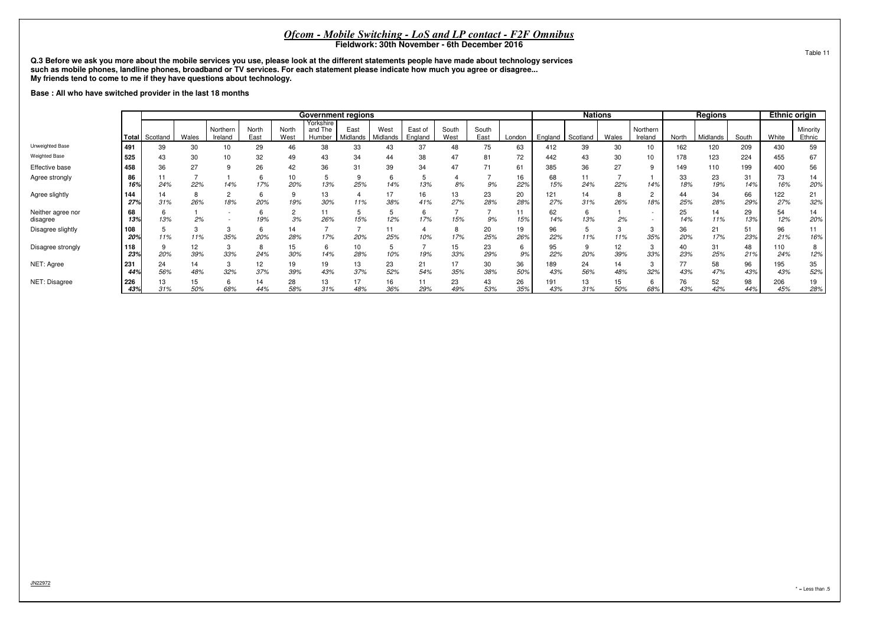# *Ofcom - Mobile Switching - LoS and LP contact - F2F Omnibus*

**Fieldwork: 30th November - 6th December 2016**

Table 11

**Q.3 Before we ask you more about the mobile services you use, please look at the different statements people have made about technology services such as mobile phones, landline phones, broadband or TV services. For each statement please indicate how much you agree or disagree...**
**My friends tend to come to me if they have questions about technology.**

**Base : All who have switched provider in the last 18 months**

| | | Government regions | | | | | | | | | | | | Nations | | | | Regions | | | Ethnic origin | |
|---|---|---|---|---|---|---|---|---|---|---|---|---|---|---|---|---|---|---|---|---|---|---|
| | Total | Scotland | Wales | Northern Ireland | North East | North West | Yorkshire and The Humber | East Midlands | West Midlands | East of England | South West | South East | London | England | Scotland | Wales | Northern Ireland | North | Midlands | South | White | Minority Ethnic |
| Unweighted Base | 491 | 39 | 30 | 10 | 29 | 46 | 38 | 33 | 43 | 37 | 48 | 75 | 63 | 412 | 39 | 30 | 10 | 162 | 120 | 209 | 430 | 59 |
| Weighted Base | 525 | 43 | 30 | 10 | 32 | 49 | 43 | 34 | 44 | 38 | 47 | 81 | 72 | 442 | 43 | 30 | 10 | 178 | 123 | 224 | 455 | 67 |
| Effective base | 458 | 36 | 27 | 9 | 26 | 42 | 36 | 31 | 39 | 34 | 47 | 71 | 61 | 385 | 36 | 27 | 9 | 149 | 110 | 199 | 400 | 56 |
| Agree strongly | 86 | 11 | 7 | 1 | 6 | 10 | 5 | 9 | 6 | 5 | 4 | 7 | 16 | 68 | 11 | 7 | 1 | 33 | 23 | 31 | 73 | 14 |
| | 16% | 24% | 22% | 14% | 17% | 20% | 13% | 25% | 14% | 13% | 8% | 9% | 22% | 15% | 24% | 22% | 14% | 18% | 19% | 14% | 16% | 20% |
| Agree slightly | 144 | 14 | 8 | 2 | 6 | 9 | 13 | 4 | 17 | 16 | 13 | 23 | 20 | 121 | 14 | 8 | 2 | 44 | 34 | 66 | 122 | 21 |
| | 27% | 31% | 26% | 18% | 20% | 19% | 30% | 11% | 38% | 41% | 27% | 28% | 28% | 27% | 31% | 26% | 18% | 25% | 28% | 29% | 27% | 32% |
| Neither agree nor disagree | 68 | 6 | 1 | - | 6 | 2 | 11 | 5 | 5 | 6 | 7 | 7 | 11 | 62 | 6 | 1 | - | 25 | 14 | 29 | 54 | 14 |
| | 13% | 13% | 2% | - | 19% | 3% | 26% | 15% | 12% | 17% | 15% | 9% | 15% | 14% | 13% | 2% | - | 14% | 11% | 13% | 12% | 20% |
| Disagree slightly | 108 | 5 | 3 | 3 | 6 | 14 | 7 | 7 | 11 | 4 | 8 | 20 | 19 | 96 | 5 | 3 | 3 | 36 | 21 | 51 | 96 | 11 |
| | 20% | 11% | 11% | 35% | 20% | 28% | 17% | 20% | 25% | 10% | 17% | 25% | 26% | 22% | 11% | 11% | 35% | 20% | 17% | 23% | 21% | 16% |
| Disagree strongly | 118 | 9 | 12 | 3 | 8 | 15 | 6 | 10 | 5 | 7 | 15 | 23 | 6 | 95 | 9 | 12 | 3 | 40 | 31 | 48 | 110 | 8 |
| | 23% | 20% | 39% | 33% | 24% | 30% | 14% | 28% | 10% | 19% | 33% | 29% | 9% | 22% | 20% | 39% | 33% | 23% | 25% | 21% | 24% | 12% |
| NET: Agree | 231 | 24 | 14 | 3 | 12 | 19 | 19 | 13 | 23 | 21 | 17 | 30 | 36 | 189 | 24 | 14 | 3 | 77 | 58 | 96 | 195 | 35 |
| | 44% | 56% | 48% | 32% | 37% | 39% | 43% | 37% | 52% | 54% | 35% | 38% | 50% | 43% | 56% | 48% | 32% | 43% | 47% | 43% | 43% | 52% |
| NET: Disagree | 226 | 13 | 15 | 6 | 14 | 28 | 13 | 17 | 16 | 11 | 23 | 43 | 26 | 191 | 13 | 15 | 6 | 76 | 52 | 98 | 206 | 19 |
| | 43% | 31% | 50% | 68% | 44% | 58% | 31% | 48% | 36% | 29% | 49% | 53% | 35% | 43% | 31% | 50% | 68% | 43% | 42% | 44% | 45% | 28% |

JN22972

* = Less than .5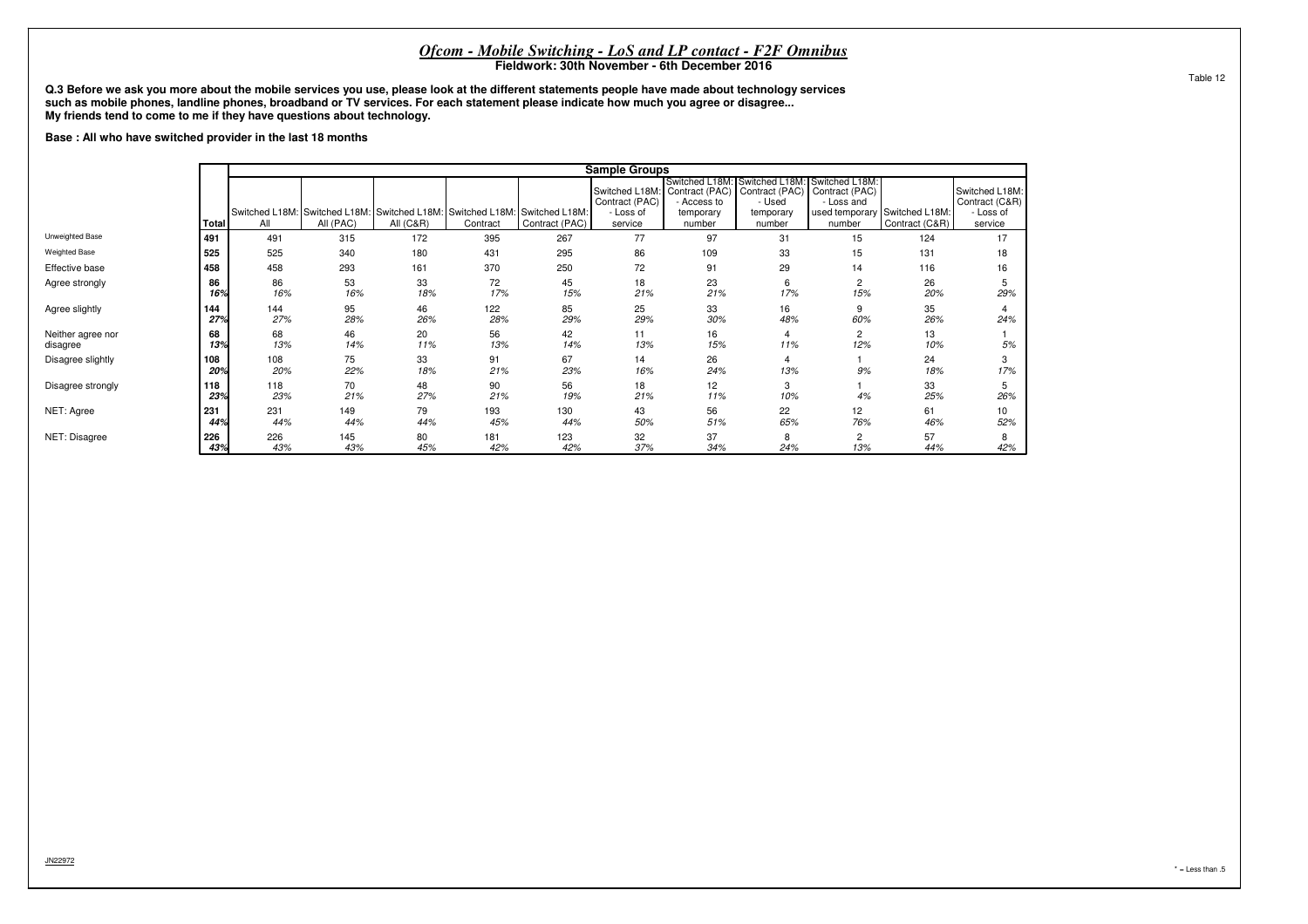## *Ofcom - Mobile Switching - LoS and LP contact - F2F Omnibus*
**Fieldwork: 30th November - 6th December 2016**

Table 12

**Q.3 Before we ask you more about the mobile services you use, please look at the different statements people have made about technology services such as mobile phones, landline phones, broadband or TV services. For each statement please indicate how much you agree or disagree... My friends tend to come to me if they have questions about technology.**

**Base : All who have switched provider in the last 18 months**

| | Total | Sample Groups | | | | | | | | | | |
|---|---|---|---|---|---|---|---|---|---|---|---|---|
| | | Switched L18M: All | Switched L18M: All (PAC) | Switched L18M: All (C&R) | Switched L18M: Contract | Switched L18M: Contract (PAC) | Switched L18M: Contract (PAC) - Loss of service | Switched L18M: Contract (PAC) - Access to temporary number | Switched L18M: Contract (PAC) - Used temporary number | Switched L18M: Contract (PAC) - Loss and used temporary number | Switched L18M: Contract (C&R) | Switched L18M: Contract (C&R) - Loss of service |
| Unweighted Base | 491 | 491 | 315 | 172 | 395 | 267 | 77 | 97 | 31 | 15 | 124 | 17 |
| Weighted Base | 525 | 525 | 340 | 180 | 431 | 295 | 86 | 109 | 33 | 15 | 131 | 18 |
| Effective base | 458 | 458 | 293 | 161 | 370 | 250 | 72 | 91 | 29 | 14 | 116 | 16 |
| Agree strongly | 86 | 86 | 53 | 33 | 72 | 45 | 18 | 23 | 6 | 2 | 26 | 5 |
| | *16%* | *16%* | *16%* | *18%* | *17%* | *15%* | *21%* | *21%* | *17%* | *15%* | *20%* | *29%* |
| Agree slightly | 144 | 144 | 95 | 46 | 122 | 85 | 25 | 33 | 16 | 9 | 35 | 4 |
| | *27%* | *27%* | *28%* | *26%* | *28%* | *29%* | *29%* | *30%* | *48%* | *60%* | *26%* | *24%* |
| Neither agree nor disagree | 68 | 68 | 46 | 20 | 56 | 42 | 11 | 16 | 4 | 2 | 13 | 1 |
| | *13%* | *13%* | *14%* | *11%* | *13%* | *14%* | *13%* | *15%* | *11%* | *12%* | *10%* | *5%* |
| Disagree slightly | 108 | 108 | 75 | 33 | 91 | 67 | 14 | 26 | 4 | 1 | 24 | 3 |
| | *20%* | *20%* | *22%* | *18%* | *21%* | *23%* | *16%* | *24%* | *13%* | *9%* | *18%* | *17%* |
| Disagree strongly | 118 | 118 | 70 | 48 | 90 | 56 | 18 | 12 | 3 | 1 | 33 | 5 |
| | *23%* | *23%* | *21%* | *27%* | *21%* | *19%* | *21%* | *11%* | *10%* | *4%* | *25%* | *26%* |
| NET: Agree | 231 | 231 | 149 | 79 | 193 | 130 | 43 | 56 | 22 | 12 | 61 | 10 |
| | *44%* | *44%* | *44%* | *44%* | *45%* | *44%* | *50%* | *51%* | *65%* | *76%* | *46%* | *52%* |
| NET: Disagree | 226 | 226 | 145 | 80 | 181 | 123 | 32 | 37 | 8 | 2 | 57 | 8 |
| | *43%* | *43%* | *43%* | *45%* | *42%* | *42%* | *37%* | *34%* | *24%* | *13%* | *44%* | *42%* |

JN22972

\* = Less than .5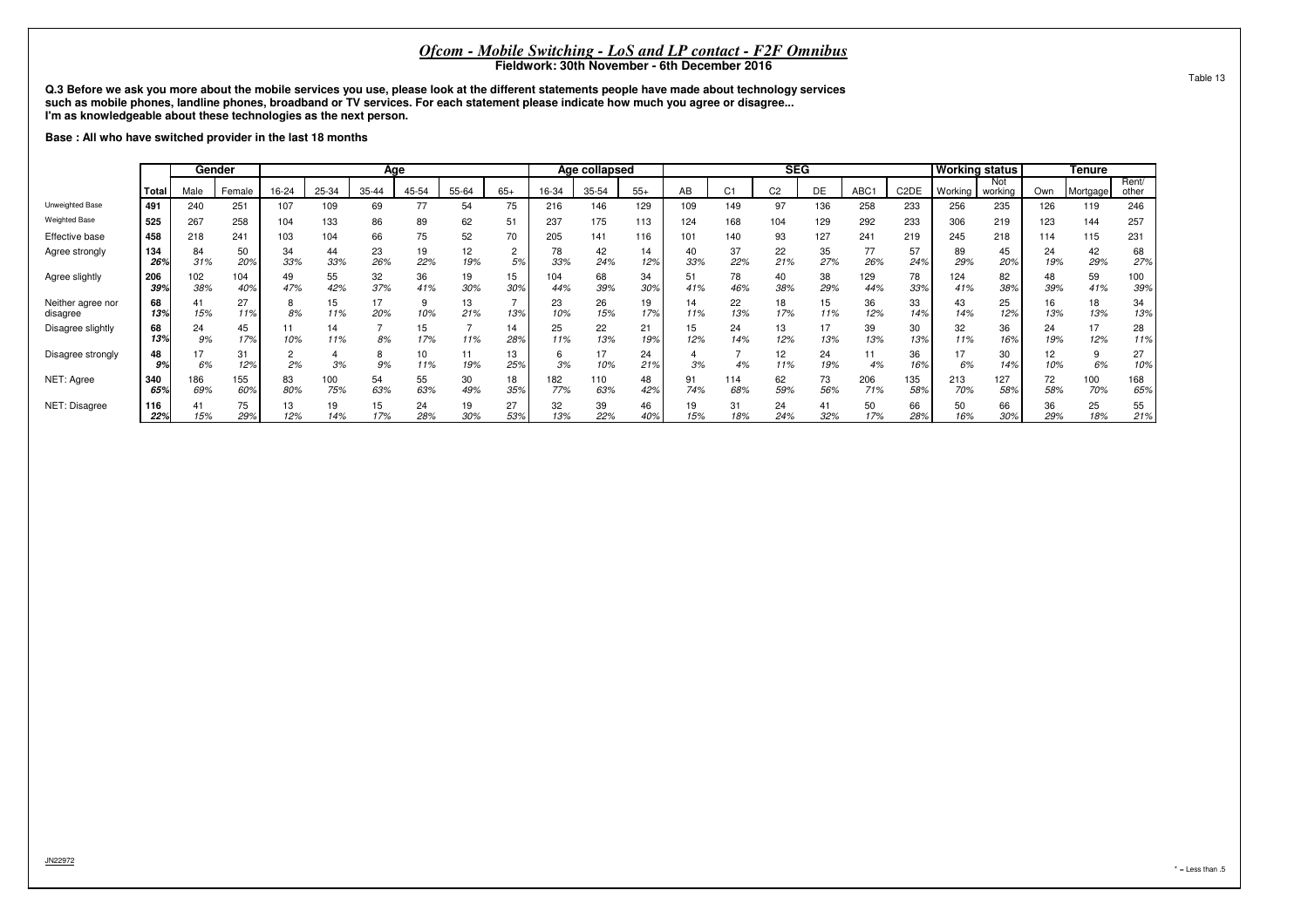# *Ofcom - Mobile Switching - LoS and LP contact - F2F Omnibus*
**Fieldwork: 30th November - 6th December 2016**

Table 13

**Q.3 Before we ask you more about the mobile services you use, please look at the different statements people have made about technology services such as mobile phones, landline phones, broadband or TV services. For each statement please indicate how much you agree or disagree... I'm as knowledgeable about these technologies as the next person.**

**Base : All who have switched provider in the last 18 months**

| | | Gender | | Age | | | | | | Age collapsed | | | SEG | | | | | | Working status | | Tenure | | |
|---|---|---|---|---|---|---|---|---|---|---|---|---|---|---|---|---|---|---|---|---|---|---|---|
| | **Total** | Male | Female | 16-24 | 25-34 | 35-44 | 45-54 | 55-64 | 65+ | 16-34 | 35-54 | 55+ | AB | C1 | C2 | DE | ABC1 | C2DE | Working | Not working | Own | Mortgage | Rent/ other |
| Unweighted Base | **491** | 240 | 251 | 107 | 109 | 69 | 77 | 54 | 75 | 216 | 146 | 129 | 109 | 149 | 97 | 136 | 258 | 233 | 256 | 235 | 126 | 119 | 246 |
| Weighted Base | **525** | 267 | 258 | 104 | 133 | 86 | 89 | 62 | 51 | 237 | 175 | 113 | 124 | 168 | 104 | 129 | 292 | 233 | 306 | 219 | 123 | 144 | 257 |
| Effective base | **458** | 218 | 241 | 103 | 104 | 66 | 75 | 52 | 70 | 205 | 141 | 116 | 101 | 140 | 93 | 127 | 241 | 219 | 245 | 218 | 114 | 115 | 231 |
| Agree strongly | **134** | 84 | 50 | 34 | 44 | 23 | 19 | 12 | 2 | 78 | 42 | 14 | 40 | 37 | 22 | 35 | 77 | 57 | 89 | 45 | 24 | 42 | 68 |
| | ***26%*** | *31%* | *20%* | *33%* | *33%* | *26%* | *22%* | *19%* | *5%* | *33%* | *24%* | *12%* | *33%* | *22%* | *21%* | *27%* | *26%* | *24%* | *29%* | *20%* | *19%* | *29%* | *27%* |
| Agree slightly | **206** | 102 | 104 | 49 | 55 | 32 | 36 | 19 | 15 | 104 | 68 | 34 | 51 | 78 | 40 | 38 | 129 | 78 | 124 | 82 | 48 | 59 | 100 |
| | ***39%*** | *38%* | *40%* | *47%* | *42%* | *37%* | *41%* | *30%* | *30%* | *44%* | *39%* | *30%* | *41%* | *46%* | *38%* | *29%* | *44%* | *33%* | *41%* | *38%* | *39%* | *41%* | *39%* |
| Neither agree nor disagree | **68** | 41 | 27 | 8 | 15 | 17 | 9 | 13 | 7 | 23 | 26 | 19 | 14 | 22 | 18 | 15 | 36 | 33 | 43 | 25 | 16 | 18 | 34 |
| | ***13%*** | *15%* | *11%* | *8%* | *11%* | *20%* | *10%* | *21%* | *13%* | *10%* | *15%* | *17%* | *11%* | *13%* | *17%* | *11%* | *12%* | *14%* | *14%* | *12%* | *13%* | *13%* | *13%* |
| Disagree slightly | **68** | 24 | 45 | 11 | 14 | 7 | 15 | 7 | 14 | 25 | 22 | 21 | 15 | 24 | 13 | 17 | 39 | 30 | 32 | 36 | 24 | 17 | 28 |
| | ***13%*** | *9%* | *17%* | *10%* | *11%* | *8%* | *17%* | *11%* | *28%* | *11%* | *13%* | *19%* | *12%* | *14%* | *12%* | *13%* | *13%* | *13%* | *11%* | *16%* | *19%* | *12%* | *11%* |
| Disagree strongly | **48** | 17 | 31 | 2 | 4 | 8 | 10 | 11 | 13 | 6 | 17 | 24 | 4 | 7 | 12 | 24 | 11 | 36 | 17 | 30 | 12 | 9 | 27 |
| | ***9%*** | *6%* | *12%* | *2%* | *3%* | *9%* | *11%* | *19%* | *25%* | *3%* | *10%* | *21%* | *3%* | *4%* | *11%* | *19%* | *4%* | *16%* | *6%* | *14%* | *10%* | *6%* | *10%* |
| NET: Agree | **340** | 186 | 155 | 83 | 100 | 54 | 55 | 30 | 18 | 182 | 110 | 48 | 91 | 114 | 62 | 73 | 206 | 135 | 213 | 127 | 72 | 100 | 168 |
| | ***65%*** | *69%* | *60%* | *80%* | *75%* | *63%* | *63%* | *49%* | *35%* | *77%* | *63%* | *42%* | *74%* | *68%* | *59%* | *56%* | *71%* | *58%* | *70%* | *58%* | *58%* | *70%* | *65%* |
| NET: Disagree | **116** | 41 | 75 | 13 | 19 | 15 | 24 | 19 | 27 | 32 | 39 | 46 | 19 | 31 | 24 | 41 | 50 | 66 | 50 | 66 | 36 | 25 | 55 |
| | ***22%*** | *15%* | *29%* | *12%* | *14%* | *17%* | *28%* | *30%* | *53%* | *13%* | *22%* | *40%* | *15%* | *18%* | *24%* | *32%* | *17%* | *28%* | *16%* | *30%* | *29%* | *18%* | *21%* |

JN22972

* = Less than .5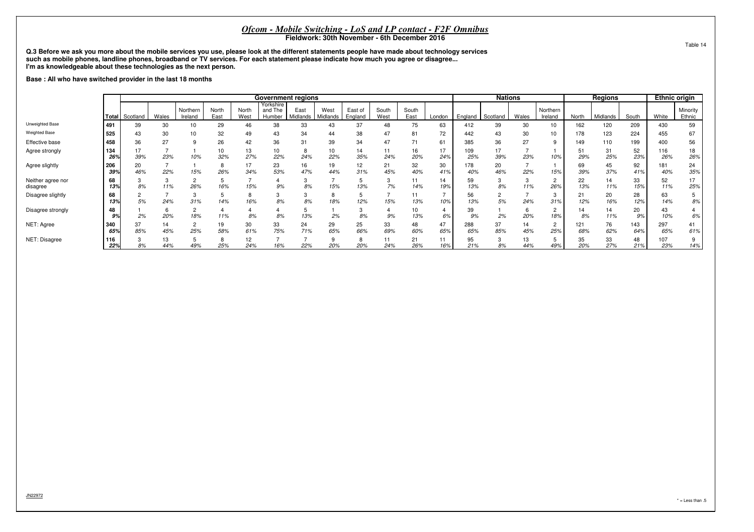## *Ofcom - Mobile Switching - LoS and LP contact - F2F Omnibus*

**Fieldwork: 30th November - 6th December 2016**

Table 14

**Q.3 Before we ask you more about the mobile services you use, please look at the different statements people have made about technology services such as mobile phones, landline phones, broadband or TV services. For each statement please indicate how much you agree or disagree... I'm as knowledgeable about these technologies as the next person.**

**Base : All who have switched provider in the last 18 months**

| | | Government regions | | | | | | | | | | | | Nations | | | | Regions | | | Ethnic origin | |
|---|---|---|---|---|---|---|---|---|---|---|---|---|---|---|---|---|---|---|---|---|---|---|
| | Total | Scotland | Wales | Northern Ireland | North East | North West | Yorkshire and The Humber | East Midlands | West Midlands | East of England | South West | South East | London | England | Scotland | Wales | Northern Ireland | North | Midlands | South | White | Minority Ethnic |
| Unweighted Base | 491 | 39 | 30 | 10 | 29 | 46 | 38 | 33 | 43 | 37 | 48 | 75 | 63 | 412 | 39 | 30 | 10 | 162 | 120 | 209 | 430 | 59 |
| Weighted Base | 525 | 43 | 30 | 10 | 32 | 49 | 43 | 34 | 44 | 38 | 47 | 81 | 72 | 442 | 43 | 30 | 10 | 178 | 123 | 224 | 455 | 67 |
| Effective base | 458 | 36 | 27 | 9 | 26 | 42 | 36 | 31 | 39 | 34 | 47 | 71 | 61 | 385 | 36 | 27 | 9 | 149 | 110 | 199 | 400 | 56 |
| Agree strongly | 134 | 17 | 7 | 1 | 10 | 13 | 10 | 8 | 10 | 14 | 11 | 16 | 17 | 109 | 17 | 7 | 1 | 51 | 31 | 52 | 116 | 18 |
| | 26% | 39% | 23% | 10% | 32% | 27% | 22% | 24% | 22% | 35% | 24% | 20% | 24% | 25% | 39% | 23% | 10% | 29% | 25% | 23% | 26% | 26% |
| Agree slightly | 206 | 20 | 7 | 1 | 8 | 17 | 23 | 16 | 19 | 12 | 21 | 32 | 30 | 178 | 20 | 7 | 1 | 69 | 45 | 92 | 181 | 24 |
| | 39% | 46% | 22% | 15% | 26% | 34% | 53% | 47% | 44% | 31% | 45% | 40% | 41% | 40% | 46% | 22% | 15% | 39% | 37% | 41% | 40% | 35% |
| Neither agree nor disagree | 68 | 3 | 3 | 2 | 5 | 7 | 4 | 3 | 7 | 5 | 3 | 11 | 14 | 59 | 3 | 3 | 2 | 22 | 14 | 33 | 52 | 17 |
| | 13% | 8% | 11% | 26% | 16% | 15% | 9% | 8% | 15% | 13% | 7% | 14% | 19% | 13% | 8% | 11% | 26% | 13% | 11% | 15% | 11% | 25% |
| Disagree slightly | 68 | 2 | 7 | 3 | 5 | 8 | 3 | 3 | 8 | 5 | 7 | 11 | 7 | 56 | 2 | 7 | 3 | 21 | 20 | 28 | 63 | 5 |
| | 13% | 5% | 24% | 31% | 14% | 16% | 8% | 8% | 18% | 12% | 15% | 13% | 10% | 13% | 5% | 24% | 31% | 12% | 16% | 12% | 14% | 8% |
| Disagree strongly | 48 | 1 | 6 | 2 | 4 | 4 | 4 | 5 | 1 | 3 | 4 | 10 | 4 | 39 | 1 | 6 | 2 | 14 | 14 | 20 | 43 | 4 |
| | 9% | 2% | 20% | 18% | 11% | 8% | 8% | 13% | 2% | 8% | 9% | 13% | 6% | 9% | 2% | 20% | 18% | 8% | 11% | 9% | 10% | 6% |
| NET: Agree | 340 | 37 | 14 | 2 | 19 | 30 | 33 | 24 | 29 | 25 | 33 | 48 | 47 | 288 | 37 | 14 | 2 | 121 | 76 | 143 | 297 | 41 |
| | 65% | 85% | 45% | 25% | 58% | 61% | 75% | 71% | 65% | 66% | 69% | 60% | 65% | 65% | 85% | 45% | 25% | 68% | 62% | 64% | 65% | 61% |
| NET: Disagree | 116 | 3 | 13 | 5 | 8 | 12 | 7 | 7 | 9 | 8 | 11 | 21 | 11 | 95 | 3 | 13 | 5 | 35 | 33 | 48 | 107 | 9 |
| | 22% | 8% | 44% | 49% | 25% | 24% | 16% | 22% | 20% | 20% | 24% | 26% | 16% | 21% | 8% | 44% | 49% | 20% | 27% | 21% | 23% | 14% |

JN22972

\* = Less than .5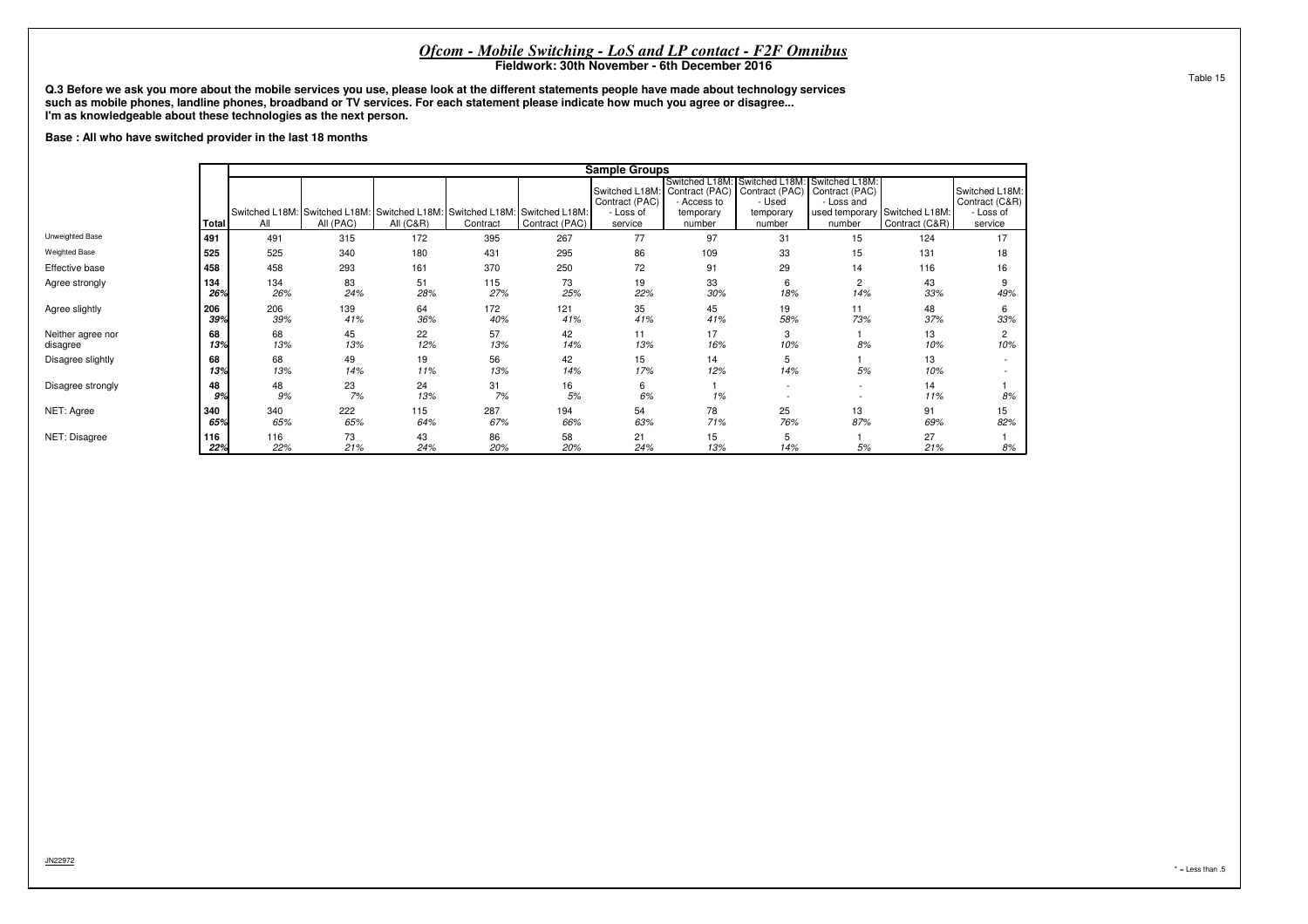## *Ofcom - Mobile Switching - LoS and LP contact - F2F Omnibus*
**Fieldwork: 30th November - 6th December 2016**

Table 15

**Q.3 Before we ask you more about the mobile services you use, please look at the different statements people have made about technology services such as mobile phones, landline phones, broadband or TV services. For each statement please indicate how much you agree or disagree... I'm as knowledgeable about these technologies as the next person.**

**Base : All who have switched provider in the last 18 months**

| | Total | Sample Groups | | | | | | | | | | |
|---|---|---|---|---|---|---|---|---|---|---|---|---|
| | | Switched L18M: All | Switched L18M: All (PAC) | Switched L18M: All (C&R) | Switched L18M: Contract | Switched L18M: Contract (PAC) | Switched L18M: Contract (PAC) - Loss of service | Switched L18M: Contract (PAC) - Access to temporary number | Switched L18M: Contract (PAC) - Used temporary number | Switched L18M: Contract (PAC) - Loss and used temporary number | Switched L18M: Contract (C&R) | Switched L18M: Contract (C&R) - Loss of service |
| Unweighted Base | 491 | 491 | 315 | 172 | 395 | 267 | 77 | 97 | 31 | 15 | 124 | 17 |
| Weighted Base | 525 | 525 | 340 | 180 | 431 | 295 | 86 | 109 | 33 | 15 | 131 | 18 |
| Effective base | 458 | 458 | 293 | 161 | 370 | 250 | 72 | 91 | 29 | 14 | 116 | 16 |
| Agree strongly | 134 | 134 | 83 | 51 | 115 | 73 | 19 | 33 | 6 | 2 | 43 | 9 |
| | *26%* | *26%* | *24%* | *28%* | *27%* | *25%* | *22%* | *30%* | *18%* | *14%* | *33%* | *49%* |
| Agree slightly | 206 | 206 | 139 | 64 | 172 | 121 | 35 | 45 | 19 | 11 | 48 | 6 |
| | *39%* | *39%* | *41%* | *36%* | *40%* | *41%* | *41%* | *41%* | *58%* | *73%* | *37%* | *33%* |
| Neither agree nor disagree | 68 | 68 | 45 | 22 | 57 | 42 | 11 | 17 | 3 | 1 | 13 | 2 |
| | *13%* | *13%* | *13%* | *12%* | *13%* | *14%* | *13%* | *16%* | *10%* | *8%* | *10%* | *10%* |
| Disagree slightly | 68 | 68 | 49 | 19 | 56 | 42 | 15 | 14 | 5 | 1 | 13 | - |
| | *13%* | *13%* | *14%* | *11%* | *13%* | *14%* | *17%* | *12%* | *14%* | *5%* | *10%* | - |
| Disagree strongly | 48 | 48 | 23 | 24 | 31 | 16 | 6 | 1 | - | - | 14 | 1 |
| | *9%* | *9%* | *7%* | *13%* | *7%* | *5%* | *6%* | *1%* | - | - | *11%* | *8%* |
| NET: Agree | 340 | 340 | 222 | 115 | 287 | 194 | 54 | 78 | 25 | 13 | 91 | 15 |
| | *65%* | *65%* | *65%* | *64%* | *67%* | *66%* | *63%* | *71%* | *76%* | *87%* | *69%* | *82%* |
| NET: Disagree | 116 | 116 | 73 | 43 | 86 | 58 | 21 | 15 | 5 | 1 | 27 | 1 |
| | *22%* | *22%* | *21%* | *24%* | *20%* | *20%* | *24%* | *13%* | *14%* | *5%* | *21%* | *8%* |

JN22972

\* = Less than .5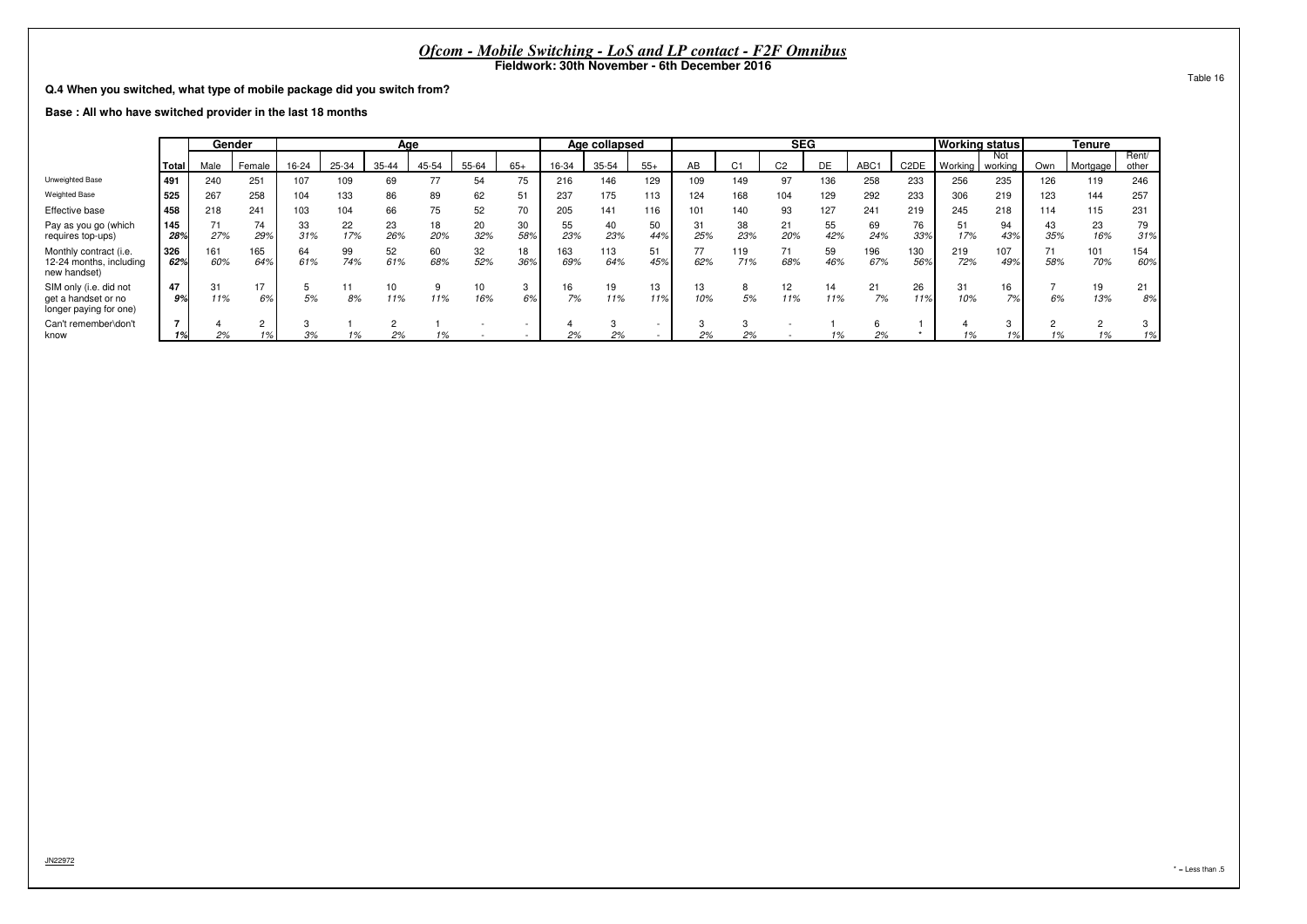# *Ofcom - Mobile Switching - LoS and LP contact - F2F Omnibus*

**Fieldwork: 30th November - 6th December 2016**

Table 16

**Q.4 When you switched, what type of mobile package did you switch from?**

**Base : All who have switched provider in the last 18 months**

| | | Gender | | Age | | | | | | Age collapsed | | | SEG | | | | | | Working status | | Tenure | | |
|---|---|---|---|---|---|---|---|---|---|---|---|---|---|---|---|---|---|---|---|---|---|---|---|
| | Total | Male | Female | 16-24 | 25-34 | 35-44 | 45-54 | 55-64 | 65+ | 16-34 | 35-54 | 55+ | AB | C1 | C2 | DE | ABC1 | C2DE | Working | Not working | Own | Mortgage | Rent/ other |
| Unweighted Base | 491 | 240 | 251 | 107 | 109 | 69 | 77 | 54 | 75 | 216 | 146 | 129 | 109 | 149 | 97 | 136 | 258 | 233 | 256 | 235 | 126 | 119 | 246 |
| Weighted Base | 525 | 267 | 258 | 104 | 133 | 86 | 89 | 62 | 51 | 237 | 175 | 113 | 124 | 168 | 104 | 129 | 292 | 233 | 306 | 219 | 123 | 144 | 257 |
| Effective base | 458 | 218 | 241 | 103 | 104 | 66 | 75 | 52 | 70 | 205 | 141 | 116 | 101 | 140 | 93 | 127 | 241 | 219 | 245 | 218 | 114 | 115 | 231 |
| Pay as you go (which requires top-ups) | 145 | 71 | 74 | 33 | 22 | 23 | 18 | 20 | 30 | 55 | 40 | 50 | 31 | 38 | 21 | 55 | 69 | 76 | 51 | 94 | 43 | 23 | 79 |
| | 28% | 27% | 29% | 31% | 17% | 26% | 20% | 32% | 58% | 23% | 23% | 44% | 25% | 23% | 20% | 42% | 24% | 33% | 17% | 43% | 35% | 16% | 31% |
| Monthly contract (i.e. 12-24 months, including new handset) | 326 | 161 | 165 | 64 | 99 | 52 | 60 | 32 | 18 | 163 | 113 | 51 | 77 | 119 | 71 | 59 | 196 | 130 | 219 | 107 | 71 | 101 | 154 |
| | 62% | 60% | 64% | 61% | 74% | 61% | 68% | 52% | 36% | 69% | 64% | 45% | 62% | 71% | 68% | 46% | 67% | 56% | 72% | 49% | 58% | 70% | 60% |
| SIM only (i.e. did not get a handset or no longer paying for one) | 47 | 31 | 17 | 5 | 11 | 10 | 9 | 10 | 3 | 16 | 19 | 13 | 13 | 8 | 12 | 14 | 21 | 26 | 31 | 16 | 7 | 19 | 21 |
| | 9% | 11% | 6% | 5% | 8% | 11% | 11% | 16% | 6% | 7% | 11% | 11% | 10% | 5% | 11% | 11% | 7% | 11% | 10% | 7% | 6% | 13% | 8% |
| Can't remember\don't know | 7 | 4 | 2 | 3 | 1 | 2 | 1 | - | - | 4 | 3 | - | 3 | 3 | - | 1 | 6 | 1 | 4 | 3 | 2 | 2 | 3 |
| | 1% | 2% | 1% | 3% | 1% | 2% | 1% | - | - | 2% | 2% | - | 2% | 2% | - | 1% | 2% | * | 1% | 1% | 1% | 1% | 1% |

JN22972

* = Less than .5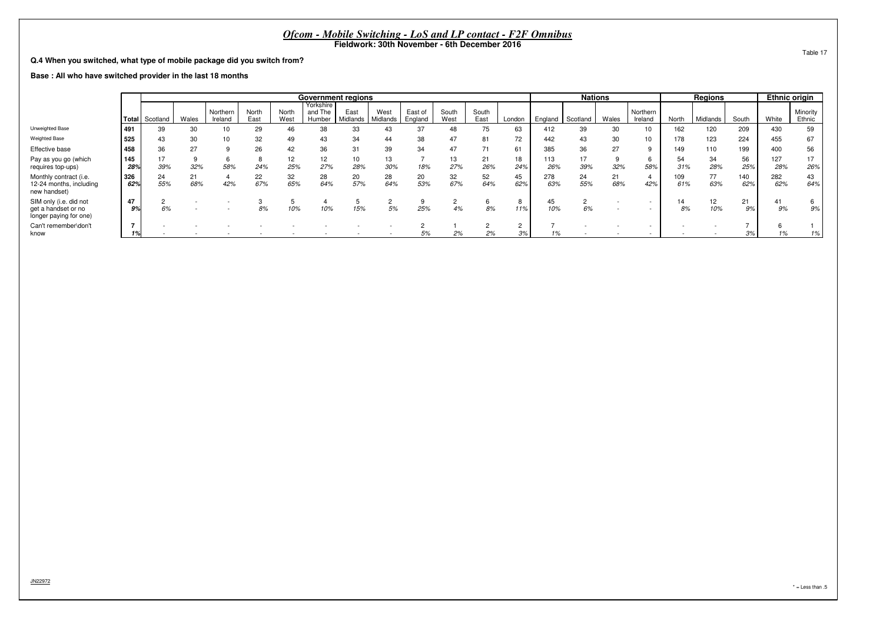# *Ofcom - Mobile Switching - LoS and LP contact - F2F Omnibus*

**Fieldwork: 30th November - 6th December 2016**

Table 17

**Q.4 When you switched, what type of mobile package did you switch from?**

**Base : All who have switched provider in the last 18 months**

| | | Government regions | | | | | | | | | | | | | Nations | | | | Regions | | | Ethnic origin | |
|---|---|---|---|---|---|---|---|---|---|---|---|---|---|---|---|---|---|---|---|---|---|---|---|
| | Total | Scotland | Wales | Northern Ireland | North East | North West | Yorkshire and The Humber | East Midlands | West Midlands | East of England | South West | South East | London | England | Scotland | Wales | Northern Ireland | North | Midlands | South | White | Minority Ethnic |
| Unweighted Base | 491 | 39 | 30 | 10 | 29 | 46 | 38 | 33 | 43 | 37 | 48 | 75 | 63 | 412 | 39 | 30 | 10 | 162 | 120 | 209 | 430 | 59 |
| Weighted Base | 525 | 43 | 30 | 10 | 32 | 49 | 43 | 34 | 44 | 38 | 47 | 81 | 72 | 442 | 43 | 30 | 10 | 178 | 123 | 224 | 455 | 67 |
| Effective base | 458 | 36 | 27 | 9 | 26 | 42 | 36 | 31 | 39 | 34 | 47 | 71 | 61 | 385 | 36 | 27 | 9 | 149 | 110 | 199 | 400 | 56 |
| Pay as you go (which requires top-ups) | 145 | 17 | 9 | 6 | 8 | 12 | 12 | 10 | 13 | 7 | 13 | 21 | 18 | 113 | 17 | 9 | 6 | 54 | 34 | 56 | 127 | 17 |
| | 28% | 39% | 32% | 58% | 24% | 25% | 27% | 28% | 30% | 18% | 27% | 26% | 24% | 26% | 39% | 32% | 58% | 31% | 28% | 25% | 28% | 26% |
| Monthly contract (i.e. 12-24 months, including new handset) | 326 | 24 | 21 | 4 | 22 | 32 | 28 | 20 | 28 | 20 | 32 | 52 | 45 | 278 | 24 | 21 | 4 | 109 | 77 | 140 | 282 | 43 |
| | 62% | 55% | 68% | 42% | 67% | 65% | 64% | 57% | 64% | 53% | 67% | 64% | 62% | 63% | 55% | 68% | 42% | 61% | 63% | 62% | 62% | 64% |
| SIM only (i.e. did not get a handset or no longer paying for one) | 47 | 2 | - | - | 3 | 5 | 4 | 5 | 2 | 9 | 2 | 6 | 8 | 45 | 2 | - | - | 14 | 12 | 21 | 41 | 6 |
| | 9% | 6% | - | - | 8% | 10% | 10% | 15% | 5% | 25% | 4% | 8% | 11% | 10% | 6% | - | - | 8% | 10% | 9% | 9% | 9% |
| Can't remember\don't know | 7 | - | - | - | - | - | - | - | - | 2 | 1 | 2 | 2 | 7 | - | - | - | - | - | 7 | 6 | 1 |
| | 1% | - | - | - | - | - | - | - | - | 5% | 2% | 2% | 3% | 1% | - | - | - | - | - | 3% | 1% | 1% |

JN22972

* = Less than .5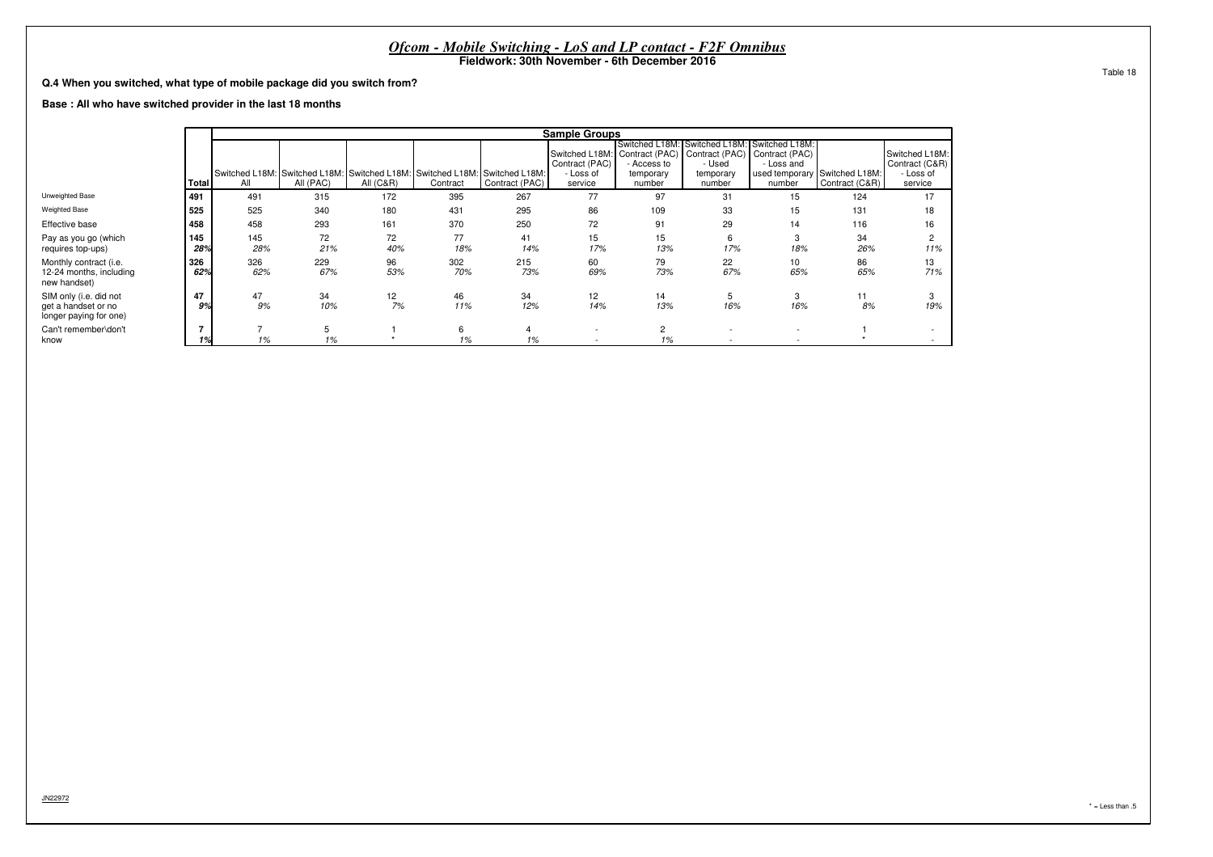# *Ofcom - Mobile Switching - LoS and LP contact - F2F Omnibus*

**Fieldwork: 30th November - 6th December 2016**

Table 18

**Q.4 When you switched, what type of mobile package did you switch from?**

**Base : All who have switched provider in the last 18 months**

| | Total | Sample Groups | | | | | | | | | | |
|---|---|---|---|---|---|---|---|---|---|---|---|---|
| | | Switched L18M: All | Switched L18M: All (PAC) | Switched L18M: All (C&R) | Switched L18M: Contract | Switched L18M: Contract (PAC) | Switched L18M: Contract (PAC) - Loss of service | Switched L18M: Contract (PAC) - Access to temporary number | Switched L18M: Contract (PAC) - Used temporary number | Switched L18M: Contract (PAC) - Loss and used temporary number | Switched L18M: Contract (C&R) | Switched L18M: Contract (C&R) - Loss of service |
| Unweighted Base | **491** | 491 | 315 | 172 | 395 | 267 | 77 | 97 | 31 | 15 | 124 | 17 |
| Weighted Base | **525** | 525 | 340 | 180 | 431 | 295 | 86 | 109 | 33 | 15 | 131 | 18 |
| Effective base | **458** | 458 | 293 | 161 | 370 | 250 | 72 | 91 | 29 | 14 | 116 | 16 |
| Pay as you go (which requires top-ups) | **145** | 145 | 72 | 72 | 77 | 41 | 15 | 15 | 6 | 3 | 34 | 2 |
| | ***28%*** | *28%* | *21%* | *40%* | *18%* | *14%* | *17%* | *13%* | *17%* | *18%* | *26%* | *11%* |
| Monthly contract (i.e. 12-24 months, including new handset) | **326** | 326 | 229 | 96 | 302 | 215 | 60 | 79 | 22 | 10 | 86 | 13 |
| | ***62%*** | *62%* | *67%* | *53%* | *70%* | *73%* | *69%* | *73%* | *67%* | *65%* | *65%* | *71%* |
| SIM only (i.e. did not get a handset or no longer paying for one) | **47** | 47 | 34 | 12 | 46 | 34 | 12 | 14 | 5 | 3 | 11 | 3 |
| | ***9%*** | *9%* | *10%* | *7%* | *11%* | *12%* | *14%* | *13%* | *16%* | *16%* | *8%* | *19%* |
| Can't remember\don't know | **7** | 7 | 5 | 1 | 6 | 4 | - | 2 | - | - | 1 | - |
| | ***1%*** | *1%* | *1%* | * | *1%* | *1%* | - | *1%* | - | - | * | - |

JN22972

* = Less than .5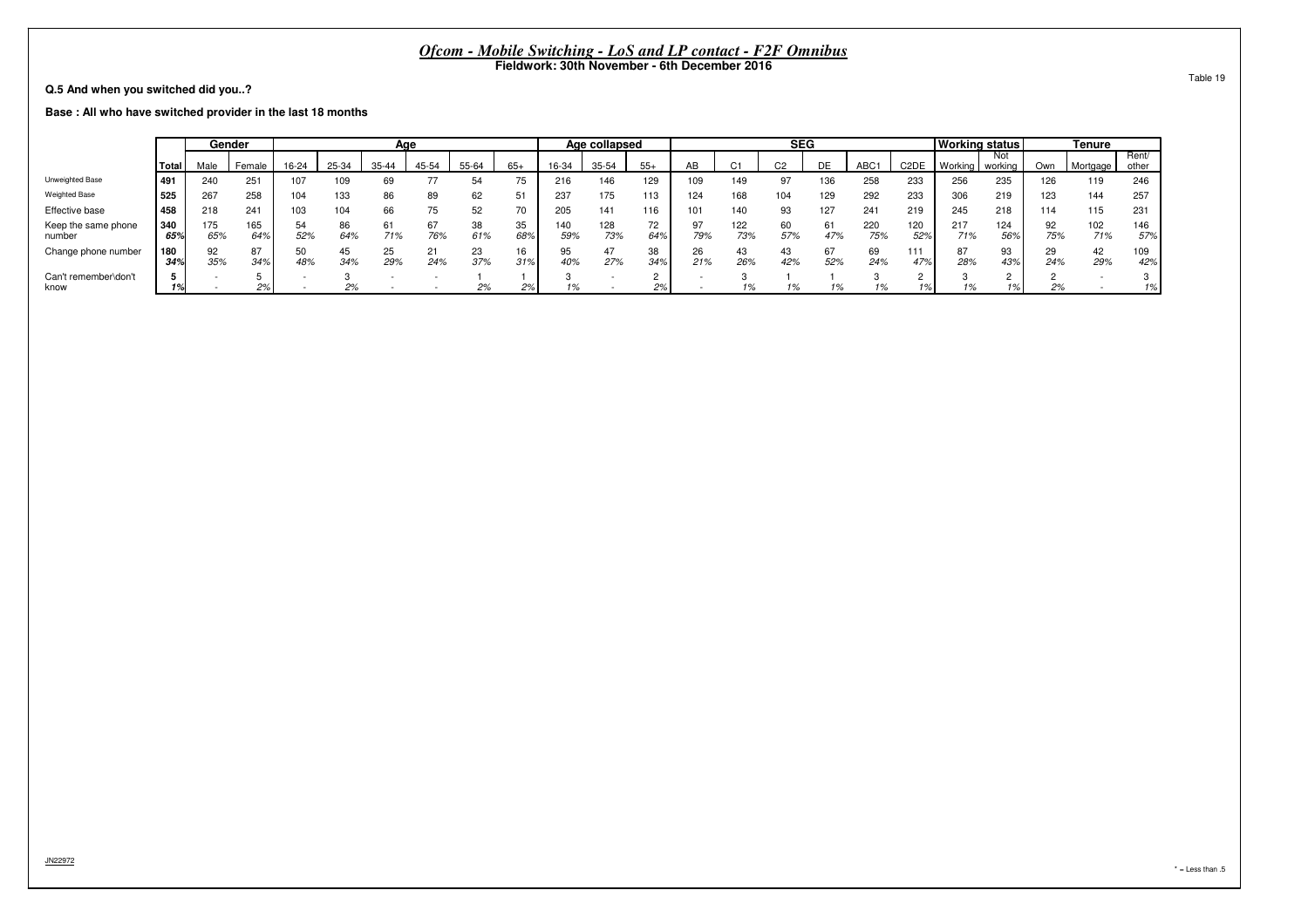# *Ofcom - Mobile Switching - LoS and LP contact - F2F Omnibus*

**Fieldwork: 30th November - 6th December 2016**

Table 19

**Q.5 And when you switched did you..?**

**Base : All who have switched provider in the last 18 months**

| | | Gender | | Age | | | | | | Age collapsed | | | SEG | | | | | | Working status | | Tenure | | |
|---|---|---|---|---|---|---|---|---|---|---|---|---|---|---|---|---|---|---|---|---|---|---|---|
| | Total | Male | Female | 16-24 | 25-34 | 35-44 | 45-54 | 55-64 | 65+ | 16-34 | 35-54 | 55+ | AB | C1 | C2 | DE | ABC1 | C2DE | Working | Not working | Own | Mortgage | Rent/ other |
| Unweighted Base | 491 | 240 | 251 | 107 | 109 | 69 | 77 | 54 | 75 | 216 | 146 | 129 | 109 | 149 | 97 | 136 | 258 | 233 | 256 | 235 | 126 | 119 | 246 |
| Weighted Base | 525 | 267 | 258 | 104 | 133 | 86 | 89 | 62 | 51 | 237 | 175 | 113 | 124 | 168 | 104 | 129 | 292 | 233 | 306 | 219 | 123 | 144 | 257 |
| Effective base | 458 | 218 | 241 | 103 | 104 | 66 | 75 | 52 | 70 | 205 | 141 | 116 | 101 | 140 | 93 | 127 | 241 | 219 | 245 | 218 | 114 | 115 | 231 |
| Keep the same phone number | 340 | 175 | 165 | 54 | 86 | 61 | 67 | 38 | 35 | 140 | 128 | 72 | 97 | 122 | 60 | 61 | 220 | 120 | 217 | 124 | 92 | 102 | 146 |
| | 65% | 65% | 64% | 52% | 64% | 71% | 76% | 61% | 68% | 59% | 73% | 64% | 79% | 73% | 57% | 47% | 75% | 52% | 71% | 56% | 75% | 71% | 57% |
| Change phone number | 180 | 92 | 87 | 50 | 45 | 25 | 21 | 23 | 16 | 95 | 47 | 38 | 26 | 43 | 43 | 67 | 69 | 111 | 87 | 93 | 29 | 42 | 109 |
| | 34% | 35% | 34% | 48% | 34% | 29% | 24% | 37% | 31% | 40% | 27% | 34% | 21% | 26% | 42% | 52% | 24% | 47% | 28% | 43% | 24% | 29% | 42% |
| Can't remember\don't know | 5 | - | 5 | - | 3 | - | - | 1 | 1 | 3 | - | 2 | - | 3 | 1 | 1 | 3 | 2 | 3 | 2 | 2 | - | 3 |
| | 1% | - | 2% | - | 2% | - | - | 2% | 2% | 1% | - | 2% | - | 1% | 1% | 1% | 1% | 1% | 1% | 1% | 2% | - | 1% |

JN22972

* = Less than .5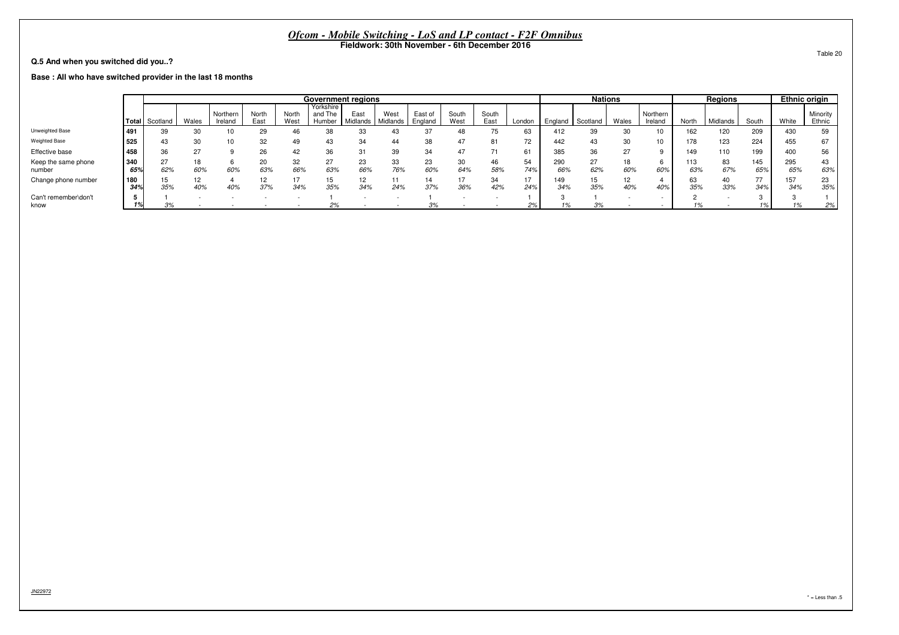# *Ofcom - Mobile Switching - LoS and LP contact - F2F Omnibus*

**Fieldwork: 30th November - 6th December 2016**

Table 20

**Q.5 And when you switched did you..?**

**Base : All who have switched provider in the last 18 months**

| | | Government regions | | | | | | | | | | | | Nations | | | | Regions | | | Ethnic origin | |
|---|---|---|---|---|---|---|---|---|---|---|---|---|---|---|---|---|---|---|---|---|---|---|
| | Total | Scotland | Wales | Northern Ireland | North East | North West | Yorkshire and The Humber | East Midlands | West Midlands | East of England | South West | South East | London | England | Scotland | Wales | Northern Ireland | North | Midlands | South | White | Minority Ethnic |
| Unweighted Base | 491 | 39 | 30 | 10 | 29 | 46 | 38 | 33 | 43 | 37 | 48 | 75 | 63 | 412 | 39 | 30 | 10 | 162 | 120 | 209 | 430 | 59 |
| Weighted Base | 525 | 43 | 30 | 10 | 32 | 49 | 43 | 34 | 44 | 38 | 47 | 81 | 72 | 442 | 43 | 30 | 10 | 178 | 123 | 224 | 455 | 67 |
| Effective base | 458 | 36 | 27 | 9 | 26 | 42 | 36 | 31 | 39 | 34 | 47 | 71 | 61 | 385 | 36 | 27 | 9 | 149 | 110 | 199 | 400 | 56 |
| Keep the same phone number | 340 | 27 | 18 | 6 | 20 | 32 | 27 | 23 | 33 | 23 | 30 | 46 | 54 | 290 | 27 | 18 | 6 | 113 | 83 | 145 | 295 | 43 |
| | 65% | 62% | 60% | 60% | 63% | 66% | 63% | 66% | 76% | 60% | 64% | 58% | 74% | 66% | 62% | 60% | 60% | 63% | 67% | 65% | 65% | 63% |
| Change phone number | 180 | 15 | 12 | 4 | 12 | 17 | 15 | 12 | 11 | 14 | 17 | 34 | 17 | 149 | 15 | 12 | 4 | 63 | 40 | 77 | 157 | 23 |
| | 34% | 35% | 40% | 40% | 37% | 34% | 35% | 34% | 24% | 37% | 36% | 42% | 24% | 34% | 35% | 40% | 40% | 35% | 33% | 34% | 34% | 35% |
| Can't remember\don't know | 5 | 1 | - | - | - | - | 1 | - | - | 1 | - | - | 1 | 3 | 1 | - | - | 2 | - | 3 | 3 | 1 |
| | 1% | 3% | - | - | - | - | 2% | - | - | 3% | - | - | 2% | 1% | 3% | - | - | 1% | - | 1% | 1% | 2% |

JN22972

* = Less than .5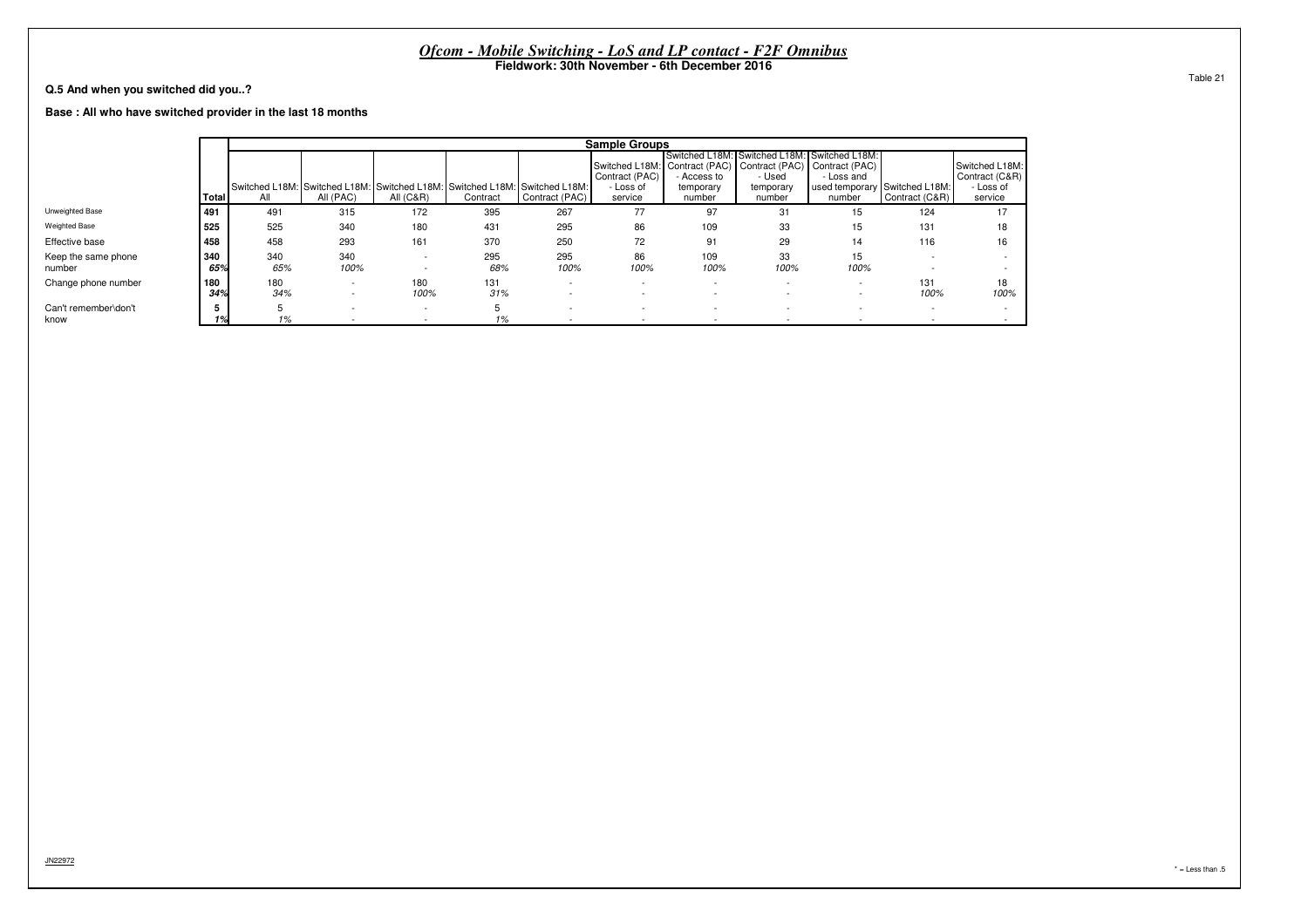# *Ofcom - Mobile Switching - LoS and LP contact - F2F Omnibus*

**Fieldwork: 30th November - 6th December 2016**

Table 21

**Q.5 And when you switched did you..?**

**Base : All who have switched provider in the last 18 months**

| | Total | Sample Groups | | | | | | | | | | |
|---|---|---|---|---|---|---|---|---|---|---|---|---|
| | | Switched L18M: All | Switched L18M: All (PAC) | Switched L18M: All (C&R) | Switched L18M: Contract | Switched L18M: Contract (PAC) | Switched L18M: Contract (PAC) - Loss of service | Switched L18M: Contract (PAC) - Access to temporary number | Switched L18M: Contract (PAC) - Used temporary number | Switched L18M: Contract (PAC) - Loss and used temporary number | Switched L18M: Contract (C&R) | Switched L18M: Contract (C&R) - Loss of service |
| Unweighted Base | **491** | 491 | 315 | 172 | 395 | 267 | 77 | 97 | 31 | 15 | 124 | 17 |
| Weighted Base | **525** | 525 | 340 | 180 | 431 | 295 | 86 | 109 | 33 | 15 | 131 | 18 |
| Effective base | **458** | 458 | 293 | 161 | 370 | 250 | 72 | 91 | 29 | 14 | 116 | 16 |
| Keep the same phone number | **340** | 340 | 340 | - | 295 | 295 | 86 | 109 | 33 | 15 | - | - |
| | ***65%*** | *65%* | *100%* | - | *68%* | *100%* | *100%* | *100%* | *100%* | *100%* | - | - |
| Change phone number | **180** | 180 | - | 180 | 131 | - | - | - | - | - | 131 | 18 |
| | ***34%*** | *34%* | - | *100%* | *31%* | - | - | - | - | - | *100%* | *100%* |
| Can't remember\don't know | **5** | 5 | - | - | 5 | - | - | - | - | - | - | - |
| | ***1%*** | *1%* | - | - | *1%* | - | - | - | - | - | - | - |

JN22972

* = Less than .5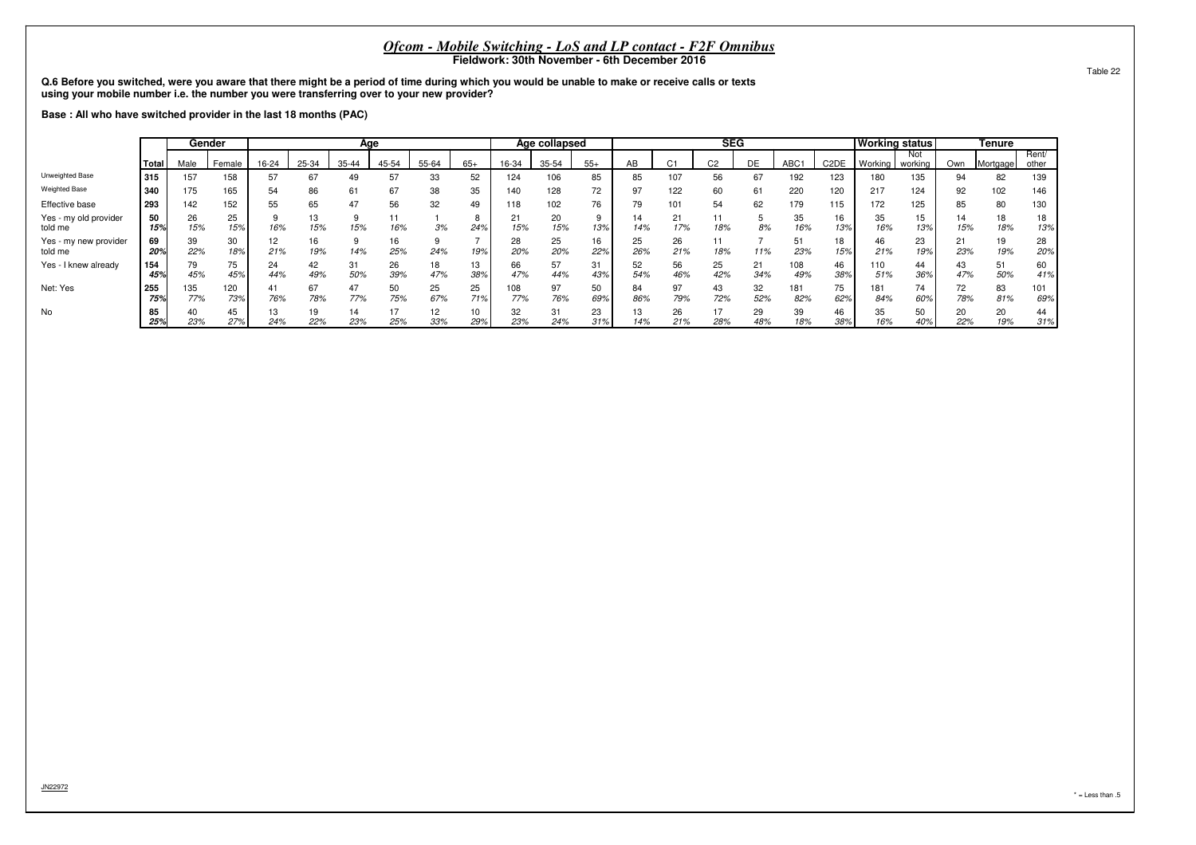## *Ofcom - Mobile Switching - LoS and LP contact - F2F Omnibus*

**Fieldwork: 30th November - 6th December 2016**

Table 22

**Q.6 Before you switched, were you aware that there might be a period of time during which you would be unable to make or receive calls or texts using your mobile number i.e. the number you were transferring over to your new provider?**

**Base : All who have switched provider in the last 18 months (PAC)**

| | | Gender | | Age | | | | | | Age collapsed | | | SEG | | | | | | Working status | | Tenure | | |
|---|---|---|---|---|---|---|---|---|---|---|---|---|---|---|---|---|---|---|---|---|---|---|---|
| | Total | Male | Female | 16-24 | 25-34 | 35-44 | 45-54 | 55-64 | 65+ | 16-34 | 35-54 | 55+ | AB | C1 | C2 | DE | ABC1 | C2DE | Working | Not working | Own | Mortgage | Rent/ other |
| Unweighted Base | 315 | 157 | 158 | 57 | 67 | 49 | 57 | 33 | 52 | 124 | 106 | 85 | 85 | 107 | 56 | 67 | 192 | 123 | 180 | 135 | 94 | 82 | 139 |
| Weighted Base | 340 | 175 | 165 | 54 | 86 | 61 | 67 | 38 | 35 | 140 | 128 | 72 | 97 | 122 | 60 | 61 | 220 | 120 | 217 | 124 | 92 | 102 | 146 |
| Effective base | 293 | 142 | 152 | 55 | 65 | 47 | 56 | 32 | 49 | 118 | 102 | 76 | 79 | 101 | 54 | 62 | 179 | 115 | 172 | 125 | 85 | 80 | 130 |
| Yes - my old provider told me | 50 | 26 | 25 | 9 | 13 | 9 | 11 | 1 | 8 | 21 | 20 | 9 | 14 | 21 | 11 | 5 | 35 | 16 | 35 | 15 | 14 | 18 | 18 |
| | 15% | 15% | 15% | 16% | 15% | 15% | 16% | 3% | 24% | 15% | 15% | 13% | 14% | 17% | 18% | 8% | 16% | 13% | 16% | 13% | 15% | 18% | 13% |
| Yes - my new provider told me | 69 | 39 | 30 | 12 | 16 | 9 | 16 | 9 | 7 | 28 | 25 | 16 | 25 | 26 | 11 | 7 | 51 | 18 | 46 | 23 | 21 | 19 | 28 |
| | 20% | 22% | 18% | 21% | 19% | 14% | 25% | 24% | 19% | 20% | 20% | 22% | 26% | 21% | 18% | 11% | 23% | 15% | 21% | 19% | 23% | 19% | 20% |
| Yes - I knew already | 154 | 79 | 75 | 24 | 42 | 31 | 26 | 18 | 13 | 66 | 57 | 31 | 52 | 56 | 25 | 21 | 108 | 46 | 110 | 44 | 43 | 51 | 60 |
| | 45% | 45% | 45% | 44% | 49% | 50% | 39% | 47% | 38% | 47% | 44% | 43% | 54% | 46% | 42% | 34% | 49% | 38% | 51% | 36% | 47% | 50% | 41% |
| Net: Yes | 255 | 135 | 120 | 41 | 67 | 47 | 50 | 25 | 25 | 108 | 97 | 50 | 84 | 97 | 43 | 32 | 181 | 75 | 181 | 74 | 72 | 83 | 101 |
| | 75% | 77% | 73% | 76% | 78% | 77% | 75% | 67% | 71% | 77% | 76% | 69% | 86% | 79% | 72% | 52% | 82% | 62% | 84% | 60% | 78% | 81% | 69% |
| No | 85 | 40 | 45 | 13 | 19 | 14 | 17 | 12 | 10 | 32 | 31 | 23 | 13 | 26 | 17 | 29 | 39 | 46 | 35 | 50 | 20 | 20 | 44 |
| | 25% | 23% | 27% | 24% | 22% | 23% | 25% | 33% | 29% | 23% | 24% | 31% | 14% | 21% | 28% | 48% | 18% | 38% | 16% | 40% | 22% | 19% | 31% |

JN22972

* = Less than .5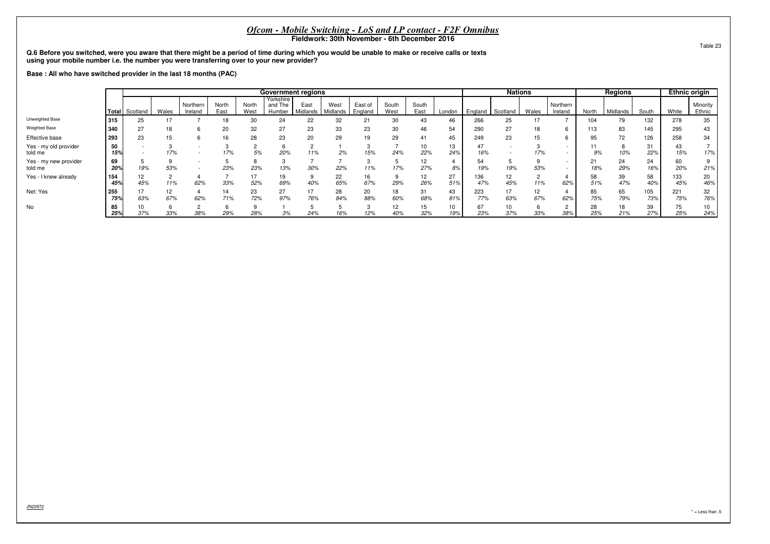# *Ofcom - Mobile Switching - LoS and LP contact - F2F Omnibus*

**Fieldwork: 30th November - 6th December 2016**

Table 23

**Q.6 Before you switched, were you aware that there might be a period of time during which you would be unable to make or receive calls or texts using your mobile number i.e. the number you were transferring over to your new provider?**

**Base : All who have switched provider in the last 18 months (PAC)**

| | | Government regions | | | | | | | | | | | | Nations | | | | Regions | | | Ethnic origin | |
|---|---|---|---|---|---|---|---|---|---|---|---|---|---|---|---|---|---|---|---|---|---|---|
| | Total | Scotland | Wales | Northern Ireland | North East | North West | Yorkshire and The Humber | East Midlands | West Midlands | East of England | South West | South East | London | England | Scotland | Wales | Northern Ireland | North | Midlands | South | White | Minority Ethnic |
| Unweighted Base | 315 | 25 | 17 | 7 | 18 | 30 | 24 | 22 | 32 | 21 | 30 | 43 | 46 | 266 | 25 | 17 | 7 | 104 | 79 | 132 | 278 | 35 |
| Weighted Base | 340 | 27 | 18 | 6 | 20 | 32 | 27 | 23 | 33 | 23 | 30 | 46 | 54 | 290 | 27 | 18 | 6 | 113 | 83 | 145 | 295 | 43 |
| Effective base | 293 | 23 | 15 | 6 | 16 | 28 | 23 | 20 | 29 | 19 | 29 | 41 | 45 | 249 | 23 | 15 | 6 | 95 | 72 | 126 | 258 | 34 |
| Yes - my old provider told me | 50 | - | 3 | - | 3 | 2 | 6 | 2 | 1 | 3 | 7 | 10 | 13 | 47 | - | 3 | - | 11 | 8 | 31 | 43 | 7 |
| | 15% | - | 17% | - | 17% | 5% | 20% | 11% | 2% | 15% | 24% | 22% | 24% | 16% | - | 17% | - | 9% | 10% | 22% | 15% | 17% |
| Yes - my new provider told me | 69 | 5 | 9 | - | 5 | 8 | 3 | 7 | 7 | 3 | 5 | 12 | 4 | 54 | 5 | 9 | - | 21 | 24 | 24 | 60 | 9 |
| | 20% | 19% | 53% | - | 23% | 23% | 13% | 30% | 22% | 11% | 17% | 27% | 8% | 19% | 19% | 53% | - | 18% | 29% | 16% | 20% | 21% |
| Yes - I knew already | 154 | 12 | 2 | 4 | 7 | 17 | 19 | 9 | 22 | 16 | 9 | 12 | 27 | 136 | 12 | 2 | 4 | 58 | 39 | 58 | 133 | 20 |
| | 45% | 45% | 11% | 62% | 33% | 52% | 69% | 40% | 65% | 67% | 29% | 26% | 51% | 47% | 45% | 11% | 62% | 51% | 47% | 40% | 45% | 46% |
| Net: Yes | 255 | 17 | 12 | 4 | 14 | 23 | 27 | 17 | 28 | 20 | 18 | 31 | 43 | 223 | 17 | 12 | 4 | 85 | 65 | 105 | 221 | 32 |
| | 75% | 63% | 67% | 62% | 71% | 72% | 97% | 76% | 84% | 88% | 60% | 68% | 81% | 77% | 63% | 67% | 62% | 75% | 79% | 73% | 75% | 76% |
| No | 85 | 10 | 6 | 2 | 6 | 9 | 1 | 5 | 5 | 3 | 12 | 15 | 10 | 67 | 10 | 6 | 2 | 28 | 18 | 39 | 75 | 10 |
| | 25% | 37% | 33% | 38% | 29% | 28% | 3% | 24% | 16% | 12% | 40% | 32% | 19% | 23% | 37% | 33% | 38% | 25% | 21% | 27% | 25% | 24% |

JN22972

* = Less than .5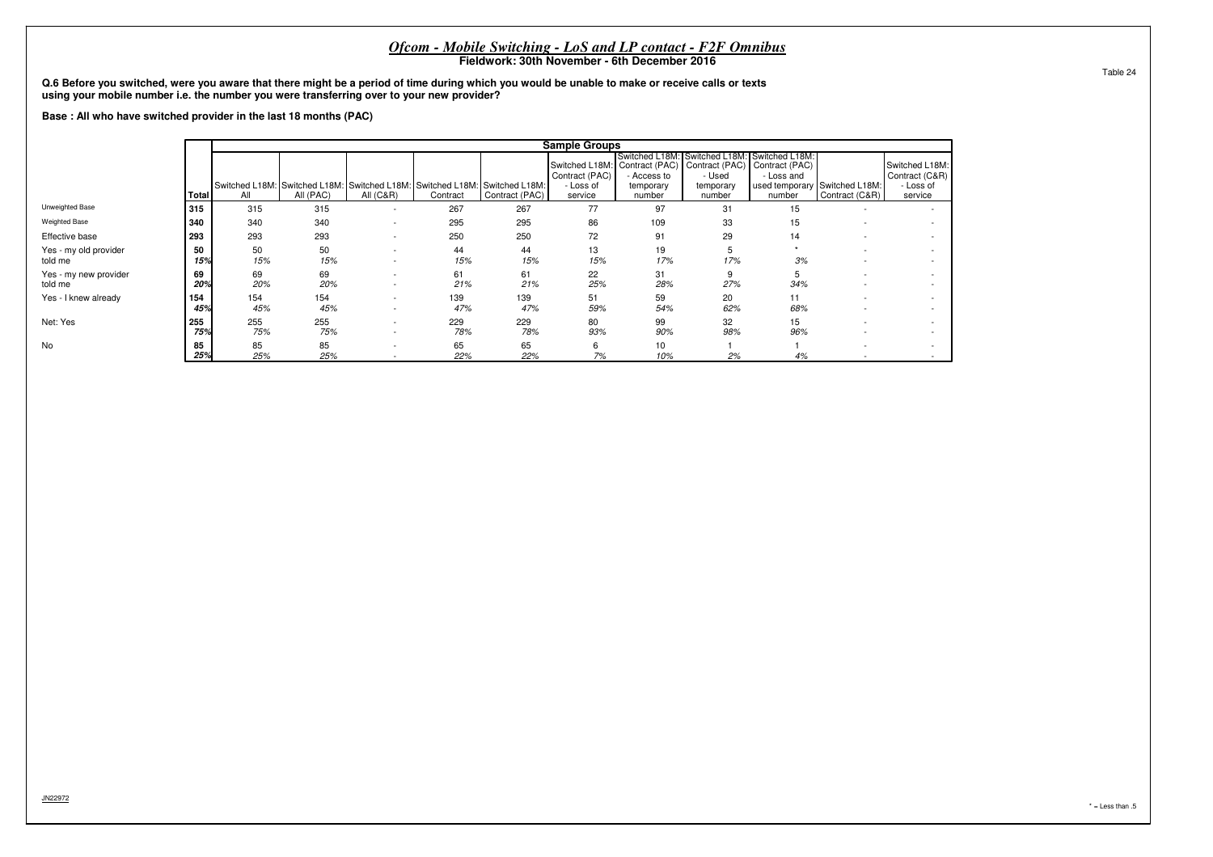# *Ofcom - Mobile Switching - LoS and LP contact - F2F Omnibus*

**Fieldwork: 30th November - 6th December 2016**

Table 24

**Q.6 Before you switched, were you aware that there might be a period of time during which you would be unable to make or receive calls or texts using your mobile number i.e. the number you were transferring over to your new provider?**

**Base : All who have switched provider in the last 18 months (PAC)**

| | | Sample Groups | | | | | | | | | | |
|---|---|---|---|---|---|---|---|---|---|---|---|---|
| | Total | Switched L18M: All | Switched L18M: All (PAC) | Switched L18M: All (C&R) | Switched L18M: Contract | Switched L18M: Contract (PAC) | Switched L18M: Contract (PAC) - Loss of service | Switched L18M: Contract (PAC) - Access to temporary number | Switched L18M: Contract (PAC) - Used temporary number | Switched L18M: Contract (PAC) - Loss and used temporary number | Switched L18M: Contract (C&R) | Switched L18M: Contract (C&R) - Loss of service |
| Unweighted Base | 315 | 315 | 315 | - | 267 | 267 | 77 | 97 | 31 | 15 | - | - |
| Weighted Base | 340 | 340 | 340 | - | 295 | 295 | 86 | 109 | 33 | 15 | - | - |
| Effective base | 293 | 293 | 293 | - | 250 | 250 | 72 | 91 | 29 | 14 | - | - |
| Yes - my old provider told me | 50 | 50 | 50 | - | 44 | 44 | 13 | 19 | 5 | * | - | - |
| | *15%* | *15%* | *15%* | - | *15%* | *15%* | *15%* | *17%* | *17%* | *3%* | - | - |
| Yes - my new provider told me | 69 | 69 | 69 | - | 61 | 61 | 22 | 31 | 9 | 5 | - | - |
| | *20%* | *20%* | *20%* | - | *21%* | *21%* | *25%* | *28%* | *27%* | *34%* | - | - |
| Yes - I knew already | 154 | 154 | 154 | - | 139 | 139 | 51 | 59 | 20 | 11 | - | - |
| | *45%* | *45%* | *45%* | - | *47%* | *47%* | *59%* | *54%* | *62%* | *68%* | - | - |
| Net: Yes | 255 | 255 | 255 | - | 229 | 229 | 80 | 99 | 32 | 15 | - | - |
| | *75%* | *75%* | *75%* | - | *78%* | *78%* | *93%* | *90%* | *98%* | *96%* | - | - |
| No | 85 | 85 | 85 | - | 65 | 65 | 6 | 10 | 1 | 1 | - | - |
| | *25%* | *25%* | *25%* | - | *22%* | *22%* | *7%* | *10%* | *2%* | *4%* | - | - |

JN22972

* = Less than .5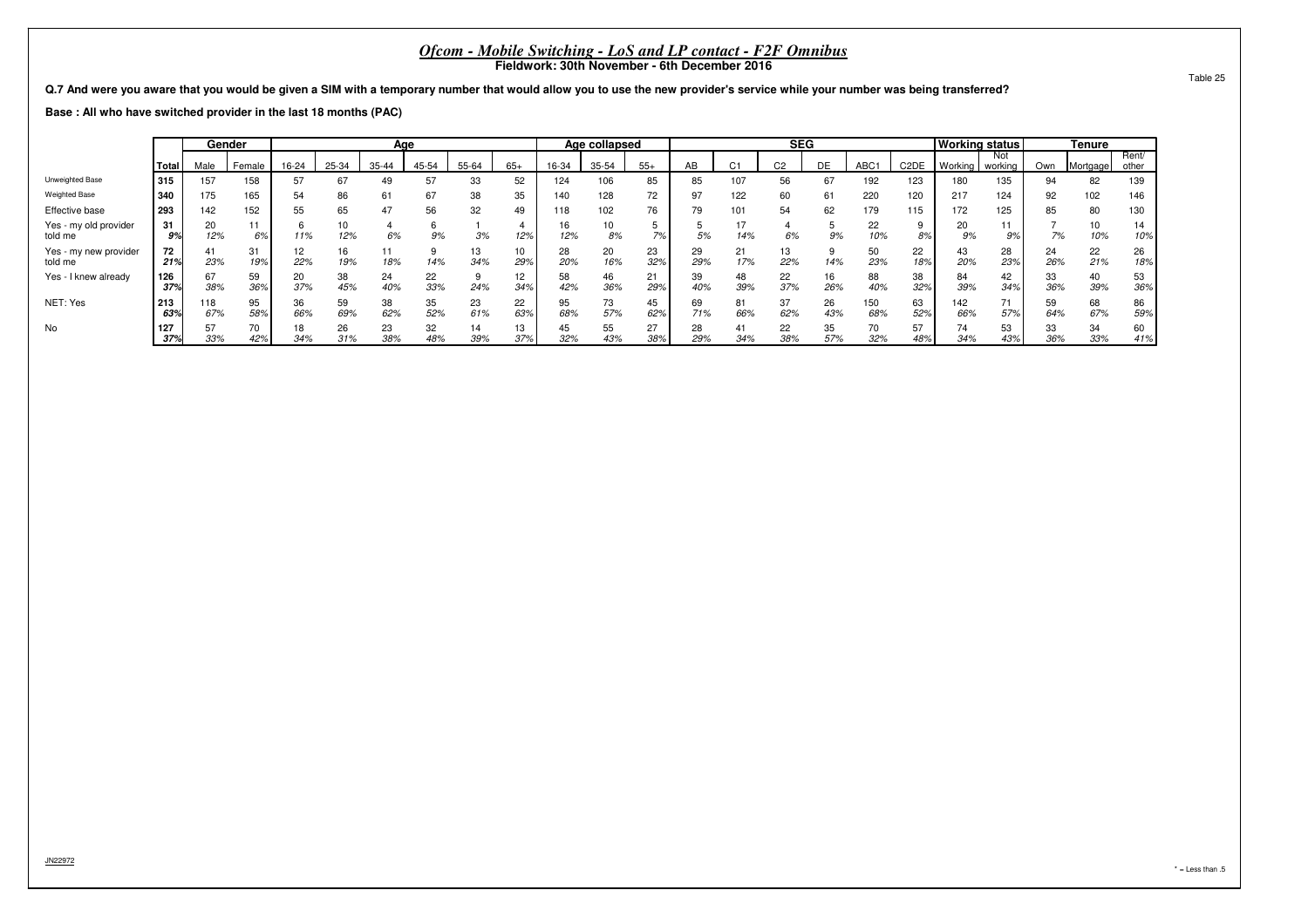## *Ofcom - Mobile Switching - LoS and LP contact - F2F Omnibus*

**Fieldwork: 30th November - 6th December 2016**

Table 25

**Q.7 And were you aware that you would be given a SIM with a temporary number that would allow you to use the new provider's service while your number was being transferred?**

**Base : All who have switched provider in the last 18 months (PAC)**

| | | Gender | | Age | | | | | | Age collapsed | | | SEG | | | | | | Working status | | Tenure | | |
|---|---|---|---|---|---|---|---|---|---|---|---|---|---|---|---|---|---|---|---|---|---|---|---|
| | Total | Male | Female | 16-24 | 25-34 | 35-44 | 45-54 | 55-64 | 65+ | 16-34 | 35-54 | 55+ | AB | C1 | C2 | DE | ABC1 | C2DE | Working | Not working | Own | Mortgage | Rent/ other |
| Unweighted Base | 315 | 157 | 158 | 57 | 67 | 49 | 57 | 33 | 52 | 124 | 106 | 85 | 85 | 107 | 56 | 67 | 192 | 123 | 180 | 135 | 94 | 82 | 139 |
| Weighted Base | 340 | 175 | 165 | 54 | 86 | 61 | 67 | 38 | 35 | 140 | 128 | 72 | 97 | 122 | 60 | 61 | 220 | 120 | 217 | 124 | 92 | 102 | 146 |
| Effective base | 293 | 142 | 152 | 55 | 65 | 47 | 56 | 32 | 49 | 118 | 102 | 76 | 79 | 101 | 54 | 62 | 179 | 115 | 172 | 125 | 85 | 80 | 130 |
| Yes - my old provider told me | 31 | 20 | 11 | 6 | 10 | 4 | 6 | 1 | 4 | 16 | 10 | 5 | 5 | 17 | 4 | 5 | 22 | 9 | 20 | 11 | 7 | 10 | 14 |
| | 9% | 12% | 6% | 11% | 12% | 6% | 9% | 3% | 12% | 12% | 8% | 7% | 5% | 14% | 6% | 9% | 10% | 8% | 9% | 9% | 7% | 10% | 10% |
| Yes - my new provider told me | 72 | 41 | 31 | 12 | 16 | 11 | 9 | 13 | 10 | 28 | 20 | 23 | 29 | 21 | 13 | 9 | 50 | 22 | 43 | 28 | 24 | 22 | 26 |
| | 21% | 23% | 19% | 22% | 19% | 18% | 14% | 34% | 29% | 20% | 16% | 32% | 29% | 17% | 22% | 14% | 23% | 18% | 20% | 23% | 26% | 21% | 18% |
| Yes - I knew already | 126 | 67 | 59 | 20 | 38 | 24 | 22 | 9 | 12 | 58 | 46 | 21 | 39 | 48 | 22 | 16 | 88 | 38 | 84 | 42 | 33 | 40 | 53 |
| | 37% | 38% | 36% | 37% | 45% | 40% | 33% | 24% | 34% | 42% | 36% | 29% | 40% | 39% | 37% | 26% | 40% | 32% | 39% | 34% | 36% | 39% | 36% |
| NET: Yes | 213 | 118 | 95 | 36 | 59 | 38 | 35 | 23 | 22 | 95 | 73 | 45 | 69 | 81 | 37 | 26 | 150 | 63 | 142 | 71 | 59 | 68 | 86 |
| | 63% | 67% | 58% | 66% | 69% | 62% | 52% | 61% | 63% | 68% | 57% | 62% | 71% | 66% | 62% | 43% | 68% | 52% | 66% | 57% | 64% | 67% | 59% |
| No | 127 | 57 | 70 | 18 | 26 | 23 | 32 | 14 | 13 | 45 | 55 | 27 | 28 | 41 | 22 | 35 | 70 | 57 | 74 | 53 | 33 | 34 | 60 |
| | 37% | 33% | 42% | 34% | 31% | 38% | 48% | 39% | 37% | 32% | 43% | 38% | 29% | 34% | 38% | 57% | 32% | 48% | 34% | 43% | 36% | 33% | 41% |

JN22972

* = Less than .5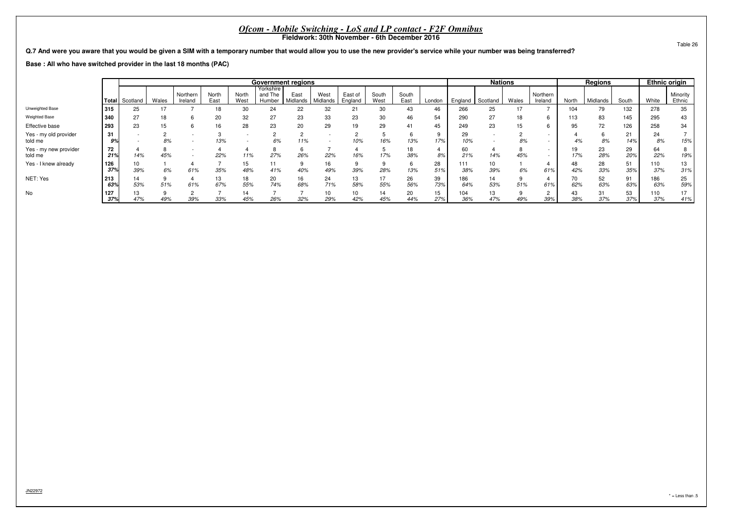# *Ofcom - Mobile Switching - LoS and LP contact - F2F Omnibus*

**Fieldwork: 30th November - 6th December 2016**

Table 26

**Q.7 And were you aware that you would be given a SIM with a temporary number that would allow you to use the new provider's service while your number was being transferred?**

**Base : All who have switched provider in the last 18 months (PAC)**

| | | Government regions | | | | | | | | | | | | Nations | | | | Regions | | | Ethnic origin | |
|---|---|---|---|---|---|---|---|---|---|---|---|---|---|---|---|---|---|---|---|---|---|---|
| | Total | Scotland | Wales | Northern Ireland | North East | North West | Yorkshire and The Humber | East Midlands | West Midlands | East of England | South West | South East | London | England | Scotland | Wales | Northern Ireland | North | Midlands | South | White | Minority Ethnic |
| Unweighted Base | 315 | 25 | 17 | 7 | 18 | 30 | 24 | 22 | 32 | 21 | 30 | 43 | 46 | 266 | 25 | 17 | 7 | 104 | 79 | 132 | 278 | 35 |
| Weighted Base | 340 | 27 | 18 | 6 | 20 | 32 | 27 | 23 | 33 | 23 | 30 | 46 | 54 | 290 | 27 | 18 | 6 | 113 | 83 | 145 | 295 | 43 |
| Effective base | 293 | 23 | 15 | 6 | 16 | 28 | 23 | 20 | 29 | 19 | 29 | 41 | 45 | 249 | 23 | 15 | 6 | 95 | 72 | 126 | 258 | 34 |
| Yes - my old provider told me | 31 | - | 2 | - | 3 | - | 2 | 2 | - | 2 | 5 | 6 | 9 | 29 | - | 2 | - | 4 | 6 | 21 | 24 | 7 |
| | 9% | - | 8% | - | 13% | - | 6% | 11% | - | 10% | 16% | 13% | 17% | 10% | - | 8% | - | 4% | 8% | 14% | 8% | 15% |
| Yes - my new provider told me | 72 | 4 | 8 | - | 4 | 4 | 8 | 6 | 7 | 4 | 5 | 18 | 4 | 60 | 4 | 8 | - | 19 | 23 | 29 | 64 | 8 |
| | 21% | 14% | 45% | - | 22% | 11% | 27% | 26% | 22% | 16% | 17% | 38% | 8% | 21% | 14% | 45% | - | 17% | 28% | 20% | 22% | 19% |
| Yes - I knew already | 126 | 10 | 1 | 4 | 7 | 15 | 11 | 9 | 16 | 9 | 9 | 6 | 28 | 111 | 10 | 1 | 4 | 48 | 28 | 51 | 110 | 13 |
| | 37% | 39% | 6% | 61% | 35% | 48% | 41% | 40% | 49% | 39% | 28% | 13% | 51% | 38% | 39% | 6% | 61% | 42% | 33% | 35% | 37% | 31% |
| NET: Yes | 213 | 14 | 9 | 4 | 13 | 18 | 20 | 16 | 24 | 13 | 17 | 26 | 39 | 186 | 14 | 9 | 4 | 70 | 52 | 91 | 186 | 25 |
| | 63% | 53% | 51% | 61% | 67% | 55% | 74% | 68% | 71% | 58% | 55% | 56% | 73% | 64% | 53% | 51% | 61% | 62% | 63% | 63% | 63% | 59% |
| No | 127 | 13 | 9 | 2 | 7 | 14 | 7 | 7 | 10 | 10 | 14 | 20 | 15 | 104 | 13 | 9 | 2 | 43 | 31 | 53 | 110 | 17 |
| | 37% | 47% | 49% | 39% | 33% | 45% | 26% | 32% | 29% | 42% | 45% | 44% | 27% | 36% | 47% | 49% | 39% | 38% | 37% | 37% | 37% | 41% |

JN22972

* = Less than .5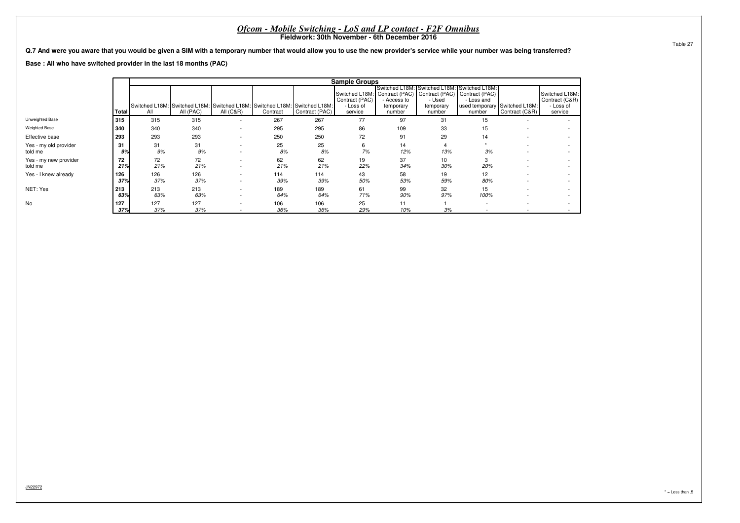# *Ofcom - Mobile Switching - LoS and LP contact - F2F Omnibus*

**Fieldwork: 30th November - 6th December 2016**

Table 27

**Q.7 And were you aware that you would be given a SIM with a temporary number that would allow you to use the new provider's service while your number was being transferred?**

**Base : All who have switched provider in the last 18 months (PAC)**

| | Total | Sample Groups | | | | | | | | | | |
|---|---|---|---|---|---|---|---|---|---|---|---|---|
| | | Switched L18M: All | Switched L18M: All (PAC) | Switched L18M: All (C&R) | Switched L18M: Contract | Switched L18M: Contract (PAC) | Switched L18M: Contract (PAC) - Loss of service | Switched L18M: Contract (PAC) - Access to temporary number | Switched L18M: Contract (PAC) - Used temporary number | Switched L18M: Contract (PAC) - Loss and used temporary number | Switched L18M: Contract (C&R) | Switched L18M: Contract (C&R) - Loss of service |
| Unweighted Base | **315** | 315 | 315 | - | 267 | 267 | 77 | 97 | 31 | 15 | - | - |
| Weighted Base | **340** | 340 | 340 | - | 295 | 295 | 86 | 109 | 33 | 15 | - | - |
| Effective base | **293** | 293 | 293 | - | 250 | 250 | 72 | 91 | 29 | 14 | - | - |
| Yes - my old provider told me | **31** | 31 | 31 | - | 25 | 25 | 6 | 14 | 4 | * | - | - |
| | ***9%*** | *9%* | *9%* | - | *8%* | *8%* | *7%* | *12%* | *13%* | *3%* | - | - |
| Yes - my new provider told me | **72** | 72 | 72 | - | 62 | 62 | 19 | 37 | 10 | 3 | - | - |
| | ***21%*** | *21%* | *21%* | - | *21%* | *21%* | *22%* | *34%* | *30%* | *20%* | - | - |
| Yes - I knew already | **126** | 126 | 126 | - | 114 | 114 | 43 | 58 | 19 | 12 | - | - |
| | ***37%*** | *37%* | *37%* | - | *39%* | *39%* | *50%* | *53%* | *59%* | *80%* | - | - |
| NET: Yes | **213** | 213 | 213 | - | 189 | 189 | 61 | 99 | 32 | 15 | - | - |
| | ***63%*** | *63%* | *63%* | - | *64%* | *64%* | *71%* | *90%* | *97%* | *100%* | - | - |
| No | **127** | 127 | 127 | - | 106 | 106 | 25 | 11 | 1 | - | - | - |
| | ***37%*** | *37%* | *37%* | - | *36%* | *36%* | *29%* | *10%* | *3%* | - | - | - |

JN22972

* = Less than .5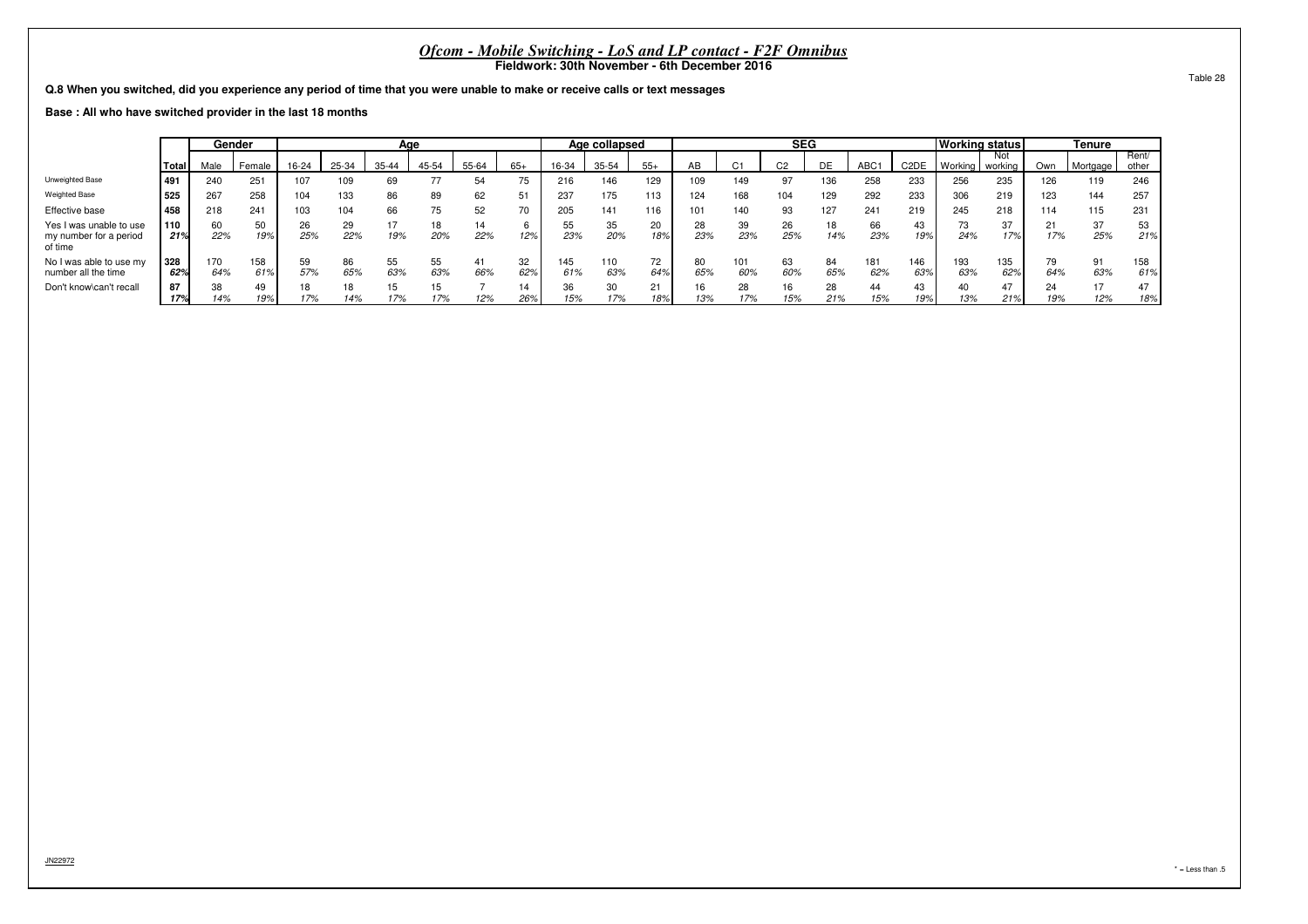# *Ofcom - Mobile Switching - LoS and LP contact - F2F Omnibus*

**Fieldwork: 30th November - 6th December 2016**

Table 28

**Q.8 When you switched, did you experience any period of time that you were unable to make or receive calls or text messages**

**Base : All who have switched provider in the last 18 months**

| | Total | Gender | | Age | | | | | | Age collapsed | | | SEG | | | | | | Working status | | Tenure | | |
|---|---|---|---|---|---|---|---|---|---|---|---|---|---|---|---|---|---|---|---|---|---|---|---|
| | | Male | Female | 16-24 | 25-34 | 35-44 | 45-54 | 55-64 | 65+ | 16-34 | 35-54 | 55+ | AB | C1 | C2 | DE | ABC1 | C2DE | Working | Not working | Own | Mortgage | Rent/ other |
| Unweighted Base | 491 | 240 | 251 | 107 | 109 | 69 | 77 | 54 | 75 | 216 | 146 | 129 | 109 | 149 | 97 | 136 | 258 | 233 | 256 | 235 | 126 | 119 | 246 |
| Weighted Base | 525 | 267 | 258 | 104 | 133 | 86 | 89 | 62 | 51 | 237 | 175 | 113 | 124 | 168 | 104 | 129 | 292 | 233 | 306 | 219 | 123 | 144 | 257 |
| Effective base | 458 | 218 | 241 | 103 | 104 | 66 | 75 | 52 | 70 | 205 | 141 | 116 | 101 | 140 | 93 | 127 | 241 | 219 | 245 | 218 | 114 | 115 | 231 |
| Yes I was unable to use my number for a period of time | 110 | 60 | 50 | 26 | 29 | 17 | 18 | 14 | 6 | 55 | 35 | 20 | 28 | 39 | 26 | 18 | 66 | 43 | 73 | 37 | 21 | 37 | 53 |
| | *21%* | *22%* | *19%* | *25%* | *22%* | *19%* | *20%* | *22%* | *12%* | *23%* | *20%* | *18%* | *23%* | *23%* | *25%* | *14%* | *23%* | *19%* | *24%* | *17%* | *17%* | *25%* | *21%* |
| No I was able to use my number all the time | 328 | 170 | 158 | 59 | 86 | 55 | 55 | 41 | 32 | 145 | 110 | 72 | 80 | 101 | 63 | 84 | 181 | 146 | 193 | 135 | 79 | 91 | 158 |
| | *62%* | *64%* | *61%* | *57%* | *65%* | *63%* | *63%* | *66%* | *62%* | *61%* | *63%* | *64%* | *65%* | *60%* | *60%* | *65%* | *62%* | *63%* | *63%* | *62%* | *64%* | *63%* | *61%* |
| Don't know\can't recall | 87 | 38 | 49 | 18 | 18 | 15 | 15 | 7 | 14 | 36 | 30 | 21 | 16 | 28 | 16 | 28 | 44 | 43 | 40 | 47 | 24 | 17 | 47 |
| | *17%* | *14%* | *19%* | *17%* | *14%* | *17%* | *17%* | *12%* | *26%* | *15%* | *17%* | *18%* | *13%* | *17%* | *15%* | *21%* | *15%* | *19%* | *13%* | *21%* | *19%* | *12%* | *18%* |

JN22972

* = Less than .5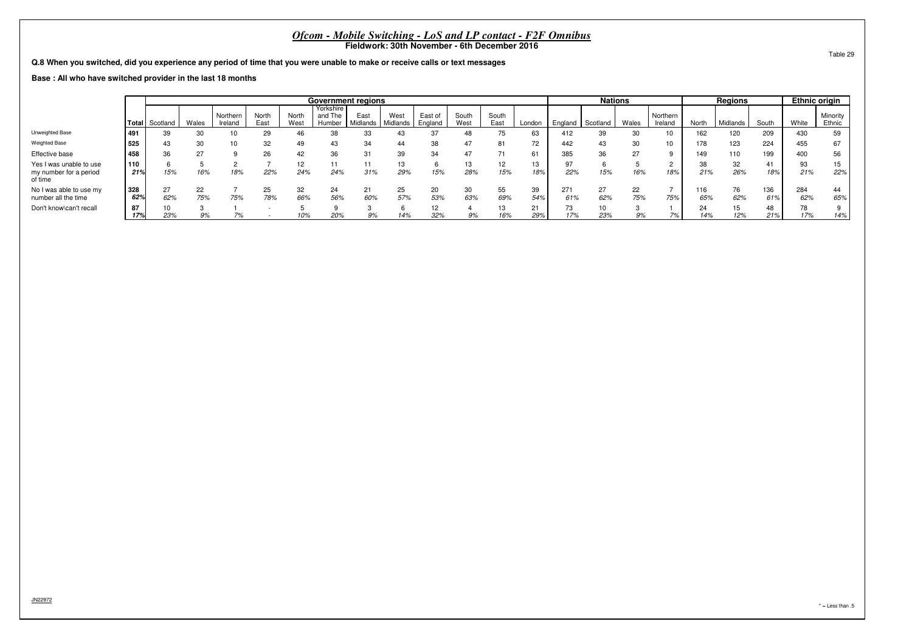# *Ofcom - Mobile Switching - LoS and LP contact - F2F Omnibus*

**Fieldwork: 30th November - 6th December 2016**

Table 29

**Q.8 When you switched, did you experience any period of time that you were unable to make or receive calls or text messages**

**Base : All who have switched provider in the last 18 months**

| | | Government regions | | | | | | | | | | | | Nations | | | | Regions | | | Ethnic origin | |
|---|---|---|---|---|---|---|---|---|---|---|---|---|---|---|---|---|---|---|---|---|---|---|
| | Total | Scotland | Wales | Northern Ireland | North East | North West | Yorkshire and The Humber | East Midlands | West Midlands | East of England | South West | South East | London | England | Scotland | Wales | Northern Ireland | North | Midlands | South | White | Minority Ethnic |
| Unweighted Base | 491 | 39 | 30 | 10 | 29 | 46 | 38 | 33 | 43 | 37 | 48 | 75 | 63 | 412 | 39 | 30 | 10 | 162 | 120 | 209 | 430 | 59 |
| Weighted Base | 525 | 43 | 30 | 10 | 32 | 49 | 43 | 34 | 44 | 38 | 47 | 81 | 72 | 442 | 43 | 30 | 10 | 178 | 123 | 224 | 455 | 67 |
| Effective base | 458 | 36 | 27 | 9 | 26 | 42 | 36 | 31 | 39 | 34 | 47 | 71 | 61 | 385 | 36 | 27 | 9 | 149 | 110 | 199 | 400 | 56 |
| Yes I was unable to use my number for a period of time | 110 | 6 | 5 | 2 | 7 | 12 | 11 | 11 | 13 | 6 | 13 | 12 | 13 | 97 | 6 | 5 | 2 | 38 | 32 | 41 | 93 | 15 |
| | 21% | 15% | 16% | 18% | 22% | 24% | 24% | 31% | 29% | 15% | 28% | 15% | 18% | 22% | 15% | 16% | 18% | 21% | 26% | 18% | 21% | 22% |
| No I was able to use my number all the time | 328 | 27 | 22 | 7 | 25 | 32 | 24 | 21 | 25 | 20 | 30 | 55 | 39 | 271 | 27 | 22 | 7 | 116 | 76 | 136 | 284 | 44 |
| | 62% | 62% | 75% | 75% | 78% | 66% | 56% | 60% | 57% | 53% | 63% | 69% | 54% | 61% | 62% | 75% | 75% | 65% | 62% | 61% | 62% | 65% |
| Don't know\can't recall | 87 | 10 | 3 | 1 | - | 5 | 9 | 3 | 6 | 12 | 4 | 13 | 21 | 73 | 10 | 3 | 1 | 24 | 15 | 48 | 78 | 9 |
| | 17% | 23% | 9% | 7% | - | 10% | 20% | 9% | 14% | 32% | 9% | 16% | 29% | 17% | 23% | 9% | 7% | 14% | 12% | 21% | 17% | 14% |

JN22972

* = Less than .5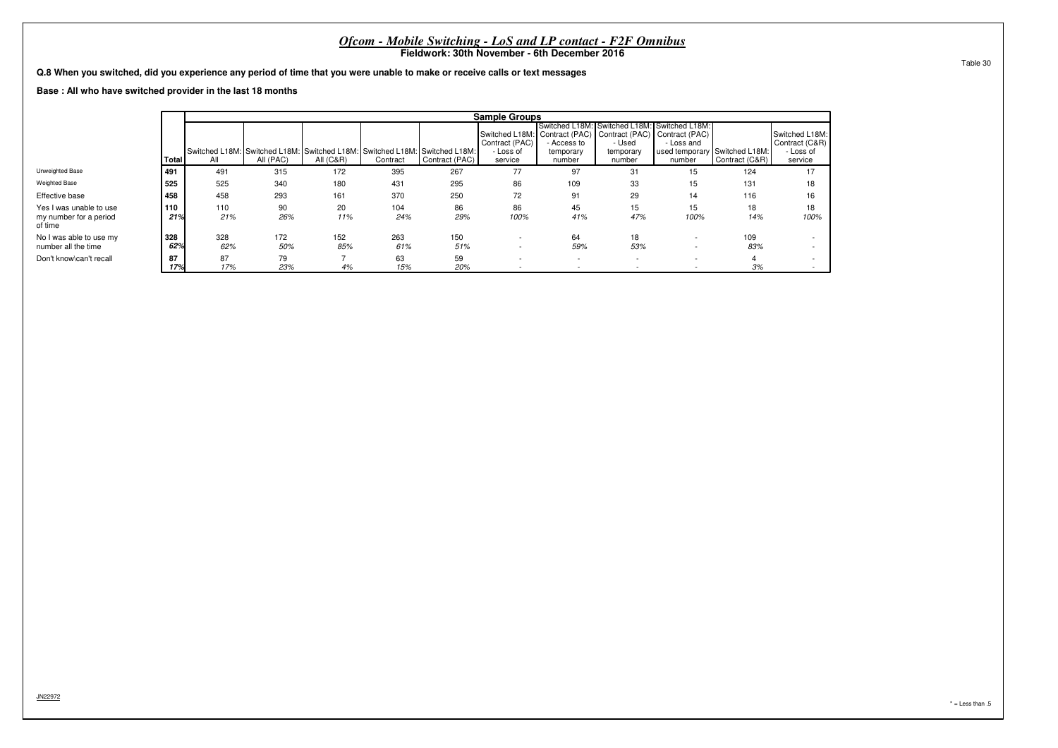# *Ofcom - Mobile Switching - LoS and LP contact - F2F Omnibus*

**Fieldwork: 30th November - 6th December 2016**

Table 30

**Q.8 When you switched, did you experience any period of time that you were unable to make or receive calls or text messages**

**Base : All who have switched provider in the last 18 months**

| | Total | Sample Groups | | | | | | | | | | |
|---|---|---|---|---|---|---|---|---|---|---|---|---|
| | | Switched L18M: All | Switched L18M: All (PAC) | Switched L18M: All (C&R) | Switched L18M: Contract | Switched L18M: Contract (PAC) | Switched L18M: Contract (PAC) - Loss of service | Switched L18M: Contract (PAC) - Access to temporary number | Switched L18M: Contract (PAC) - Used temporary number | Switched L18M: Contract (PAC) - Loss and used temporary number | Switched L18M: Contract (C&R) | Switched L18M: Contract (C&R) - Loss of service |
| Unweighted Base | 491 | 491 | 315 | 172 | 395 | 267 | 77 | 97 | 31 | 15 | 124 | 17 |
| Weighted Base | 525 | 525 | 340 | 180 | 431 | 295 | 86 | 109 | 33 | 15 | 131 | 18 |
| Effective base | 458 | 458 | 293 | 161 | 370 | 250 | 72 | 91 | 29 | 14 | 116 | 16 |
| Yes I was unable to use my number for a period of time | 110 | 110 | 90 | 20 | 104 | 86 | 86 | 45 | 15 | 15 | 18 | 18 |
| | *21%* | *21%* | *26%* | *11%* | *24%* | *29%* | *100%* | *41%* | *47%* | *100%* | *14%* | *100%* |
| No I was able to use my number all the time | 328 | 328 | 172 | 152 | 263 | 150 | - | 64 | 18 | - | 109 | - |
| | *62%* | *62%* | *50%* | *85%* | *61%* | *51%* | - | *59%* | *53%* | - | *83%* | - |
| Don't know\can't recall | 87 | 87 | 79 | 7 | 63 | 59 | - | - | - | - | 4 | - |
| | *17%* | *17%* | *23%* | *4%* | *15%* | *20%* | - | - | - | - | *3%* | - |

JN22972

* = Less than .5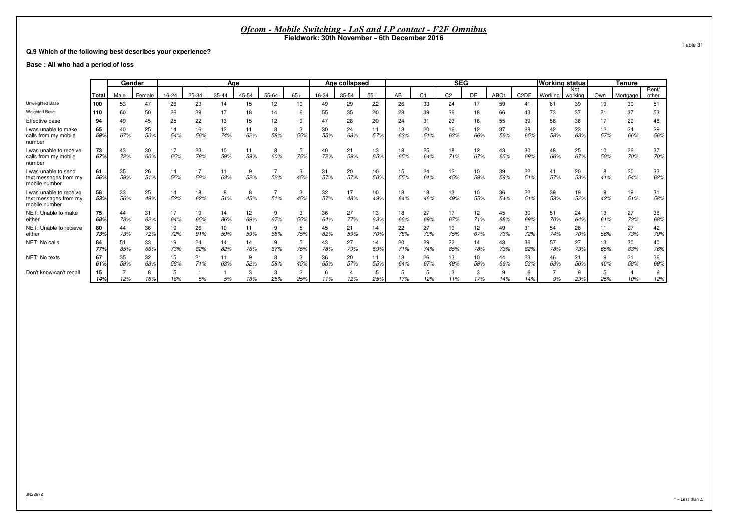# *Ofcom - Mobile Switching - LoS and LP contact - F2F Omnibus*

**Fieldwork: 30th November - 6th December 2016**

Table 31

**Q.9 Which of the following best describes your experience?**

**Base : All who had a period of loss**

| | | Gender | | Age | | | | | | Age collapsed | | | SEG | | | | | | Working status | | Tenure | | |
|---|---|---|---|---|---|---|---|---|---|---|---|---|---|---|---|---|---|---|---|---|---|---|---|
| | Total | Male | Female | 16-24 | 25-34 | 35-44 | 45-54 | 55-64 | 65+ | 16-34 | 35-54 | 55+ | AB | C1 | C2 | DE | ABC1 | C2DE | Working | Not working | Own | Mortgage | Rent/ other |
| Unweighted Base | 100 | 53 | 47 | 26 | 23 | 14 | 15 | 12 | 10 | 49 | 29 | 22 | 26 | 33 | 24 | 17 | 59 | 41 | 61 | 39 | 19 | 30 | 51 |
| Weighted Base | 110 | 60 | 50 | 26 | 29 | 17 | 18 | 14 | 6 | 55 | 35 | 20 | 28 | 39 | 26 | 18 | 66 | 43 | 73 | 37 | 21 | 37 | 53 |
| Effective base | 94 | 49 | 45 | 25 | 22 | 13 | 15 | 12 | 9 | 47 | 28 | 20 | 24 | 31 | 23 | 16 | 55 | 39 | 58 | 36 | 17 | 29 | 48 |
| I was unable to make calls from my mobile number | 65 | 40 | 25 | 14 | 16 | 12 | 11 | 8 | 3 | 30 | 24 | 11 | 18 | 20 | 16 | 12 | 37 | 28 | 42 | 23 | 12 | 24 | 29 |
| | 59% | 67% | 50% | 54% | 56% | 74% | 62% | 58% | 55% | 55% | 68% | 57% | 63% | 51% | 63% | 66% | 56% | 65% | 58% | 63% | 57% | 66% | 56% |
| I was unable to receive calls from my mobile number | 73 | 43 | 30 | 17 | 23 | 10 | 11 | 8 | 5 | 40 | 21 | 13 | 18 | 25 | 18 | 12 | 43 | 30 | 48 | 25 | 10 | 26 | 37 |
| | 67% | 72% | 60% | 65% | 78% | 59% | 59% | 60% | 75% | 72% | 59% | 65% | 65% | 64% | 71% | 67% | 65% | 69% | 66% | 67% | 50% | 70% | 70% |
| I was unable to send text messages from my mobile number | 61 | 35 | 26 | 14 | 17 | 11 | 9 | 7 | 3 | 31 | 20 | 10 | 15 | 24 | 12 | 10 | 39 | 22 | 41 | 20 | 8 | 20 | 33 |
| | 56% | 59% | 51% | 55% | 58% | 63% | 52% | 52% | 45% | 57% | 57% | 50% | 55% | 61% | 45% | 59% | 59% | 51% | 57% | 53% | 41% | 54% | 62% |
| I was unable to receive text messages from my mobile number | 58 | 33 | 25 | 14 | 18 | 8 | 8 | 7 | 3 | 32 | 17 | 10 | 18 | 18 | 13 | 10 | 36 | 22 | 39 | 19 | 9 | 19 | 31 |
| | 53% | 56% | 49% | 52% | 62% | 51% | 45% | 51% | 45% | 57% | 48% | 49% | 64% | 46% | 49% | 55% | 54% | 51% | 53% | 52% | 42% | 51% | 58% |
| NET: Unable to make either | 75 | 44 | 31 | 17 | 19 | 14 | 12 | 9 | 3 | 36 | 27 | 13 | 18 | 27 | 17 | 12 | 45 | 30 | 51 | 24 | 13 | 27 | 36 |
| | 68% | 73% | 62% | 64% | 65% | 86% | 69% | 67% | 55% | 64% | 77% | 63% | 66% | 69% | 67% | 71% | 68% | 69% | 70% | 64% | 61% | 73% | 68% |
| NET: Unable to recieve either | 80 | 44 | 36 | 19 | 26 | 10 | 11 | 9 | 5 | 45 | 21 | 14 | 22 | 27 | 19 | 12 | 49 | 31 | 54 | 26 | 11 | 27 | 42 |
| | 73% | 73% | 72% | 72% | 91% | 59% | 59% | 68% | 75% | 82% | 59% | 70% | 78% | 70% | 75% | 67% | 73% | 72% | 74% | 70% | 56% | 73% | 79% |
| NET: No calls | 84 | 51 | 33 | 19 | 24 | 14 | 14 | 9 | 5 | 43 | 27 | 14 | 20 | 29 | 22 | 14 | 48 | 36 | 57 | 27 | 13 | 30 | 40 |
| | 77% | 85% | 66% | 73% | 82% | 82% | 76% | 67% | 75% | 78% | 79% | 69% | 71% | 74% | 85% | 78% | 73% | 82% | 78% | 73% | 65% | 83% | 76% |
| NET: No texts | 67 | 35 | 32 | 15 | 21 | 11 | 9 | 8 | 3 | 36 | 20 | 11 | 18 | 26 | 13 | 10 | 44 | 23 | 46 | 21 | 9 | 21 | 36 |
| | 61% | 59% | 63% | 58% | 71% | 63% | 52% | 59% | 45% | 65% | 57% | 55% | 64% | 67% | 49% | 59% | 66% | 53% | 63% | 56% | 46% | 58% | 69% |
| Don't know\can't recall | 15 | 7 | 8 | 5 | 1 | 1 | 3 | 3 | 2 | 6 | 4 | 5 | 5 | 5 | 3 | 3 | 9 | 6 | 7 | 9 | 5 | 4 | 6 |
| | 14% | 12% | 16% | 18% | 5% | 5% | 18% | 25% | 25% | 11% | 12% | 25% | 17% | 12% | 11% | 17% | 14% | 14% | 9% | 23% | 25% | 10% | 12% |

JN22972

* = Less than .5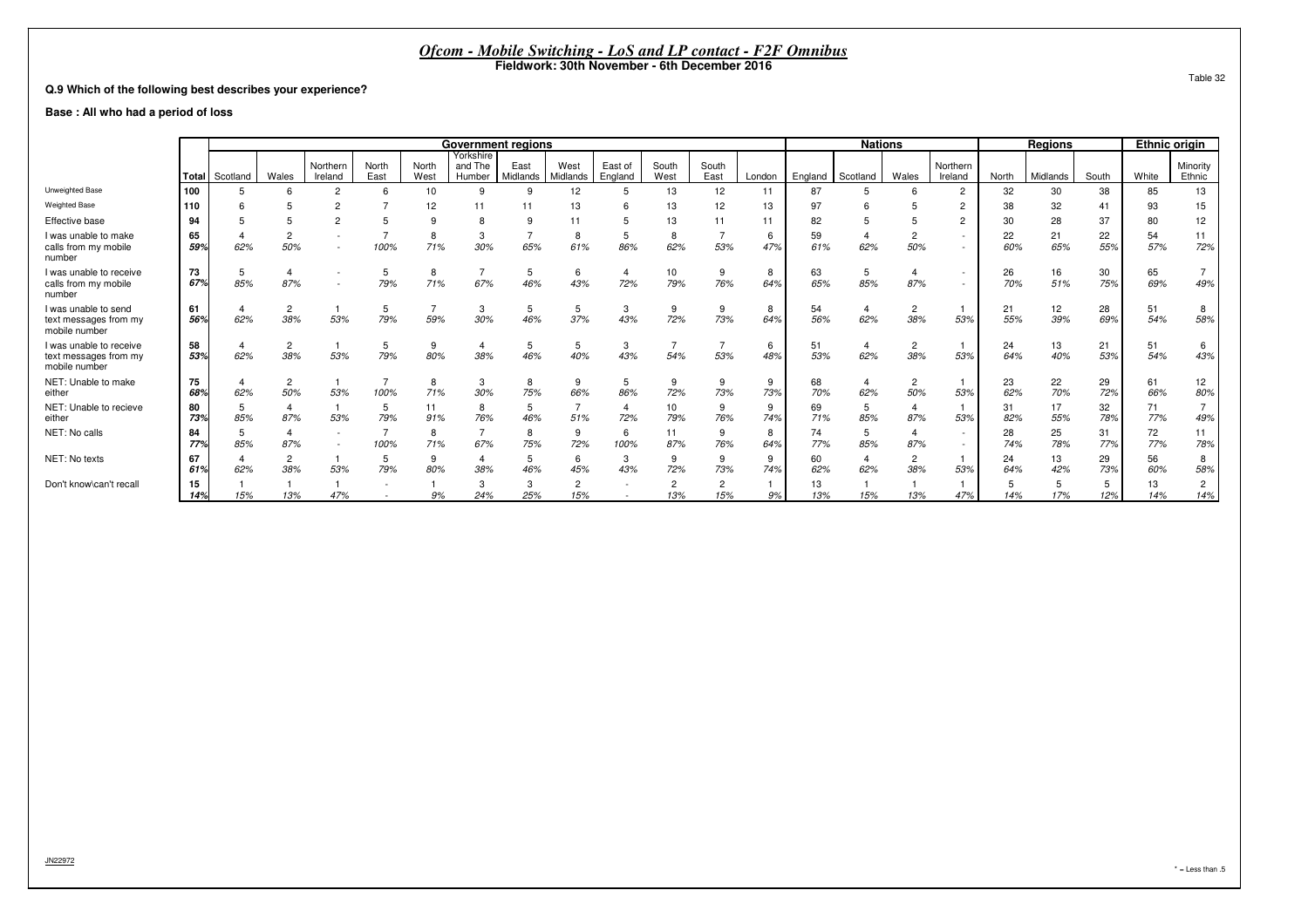# *Ofcom - Mobile Switching - LoS and LP contact - F2F Omnibus*

**Fieldwork: 30th November - 6th December 2016**

Table 32

**Q.9 Which of the following best describes your experience?**

**Base : All who had a period of loss**

| | | Government regions | | | | | | | | | | | | Nations | | | | Regions | | | Ethnic origin | |
|---|---|---|---|---|---|---|---|---|---|---|---|---|---|---|---|---|---|---|---|---|---|---|
| | Total | Scotland | Wales | Northern Ireland | North East | North West | Yorkshire and The Humber | East Midlands | West Midlands | East of England | South West | South East | London | England | Scotland | Wales | Northern Ireland | North | Midlands | South | White | Minority Ethnic |
| Unweighted Base | 100 | 5 | 6 | 2 | 6 | 10 | 9 | 9 | 12 | 5 | 13 | 12 | 11 | 87 | 5 | 6 | 2 | 32 | 30 | 38 | 85 | 13 |
| Weighted Base | 110 | 6 | 5 | 2 | 7 | 12 | 11 | 11 | 13 | 6 | 13 | 12 | 13 | 97 | 6 | 5 | 2 | 38 | 32 | 41 | 93 | 15 |
| Effective base | 94 | 5 | 5 | 2 | 5 | 9 | 8 | 9 | 11 | 5 | 13 | 11 | 11 | 82 | 5 | 5 | 2 | 30 | 28 | 37 | 80 | 12 |
| I was unable to make calls from my mobile number | 65<br>59% | 4<br>62% | 2<br>50% | -<br>- | 7<br>100% | 8<br>71% | 3<br>30% | 7<br>65% | 8<br>61% | 5<br>86% | 8<br>62% | 7<br>53% | 6<br>47% | 59<br>61% | 4<br>62% | 2<br>50% | -<br>- | 22<br>60% | 21<br>65% | 22<br>55% | 54<br>57% | 11<br>72% |
| I was unable to receive calls from my mobile number | 73<br>67% | 5<br>85% | 4<br>87% | -<br>- | 5<br>79% | 8<br>71% | 7<br>67% | 5<br>46% | 6<br>43% | 4<br>72% | 10<br>79% | 9<br>76% | 8<br>64% | 63<br>65% | 5<br>85% | 4<br>87% | -<br>- | 26<br>70% | 16<br>51% | 30<br>75% | 65<br>69% | 7<br>49% |
| I was unable to send text messages from my mobile number | 61<br>56% | 4<br>62% | 2<br>38% | 1<br>53% | 5<br>79% | 7<br>59% | 3<br>30% | 5<br>46% | 5<br>37% | 3<br>43% | 9<br>72% | 9<br>73% | 8<br>64% | 54<br>56% | 4<br>62% | 2<br>38% | 1<br>53% | 21<br>55% | 12<br>39% | 28<br>69% | 51<br>54% | 8<br>58% |
| I was unable to receive text messages from my mobile number | 58<br>53% | 4<br>62% | 2<br>38% | 1<br>53% | 5<br>79% | 9<br>80% | 4<br>38% | 5<br>46% | 5<br>40% | 3<br>43% | 7<br>54% | 7<br>53% | 6<br>48% | 51<br>53% | 4<br>62% | 2<br>38% | 1<br>53% | 24<br>64% | 13<br>40% | 21<br>53% | 51<br>54% | 6<br>43% |
| NET: Unable to make either | 75<br>68% | 4<br>62% | 2<br>50% | 1<br>53% | 7<br>100% | 8<br>71% | 3<br>30% | 8<br>75% | 9<br>66% | 5<br>86% | 9<br>72% | 9<br>73% | 9<br>73% | 68<br>70% | 4<br>62% | 2<br>50% | 1<br>53% | 23<br>62% | 22<br>70% | 29<br>72% | 61<br>66% | 12<br>80% |
| NET: Unable to recieve either | 80<br>73% | 5<br>85% | 4<br>87% | 1<br>53% | 5<br>79% | 11<br>91% | 8<br>76% | 5<br>46% | 7<br>51% | 4<br>72% | 10<br>79% | 9<br>76% | 9<br>74% | 69<br>71% | 5<br>85% | 4<br>87% | 1<br>53% | 31<br>82% | 17<br>55% | 32<br>78% | 71<br>77% | 7<br>49% |
| NET: No calls | 84<br>77% | 5<br>85% | 4<br>87% | -<br>- | 7<br>100% | 8<br>71% | 7<br>67% | 8<br>75% | 9<br>72% | 6<br>100% | 11<br>87% | 9<br>76% | 8<br>64% | 74<br>77% | 5<br>85% | 4<br>87% | -<br>- | 28<br>74% | 25<br>78% | 31<br>77% | 72<br>77% | 11<br>78% |
| NET: No texts | 67<br>61% | 4<br>62% | 2<br>38% | 1<br>53% | 5<br>79% | 9<br>80% | 4<br>38% | 5<br>46% | 6<br>45% | 3<br>43% | 9<br>72% | 9<br>73% | 9<br>74% | 60<br>62% | 4<br>62% | 2<br>38% | 1<br>53% | 24<br>64% | 13<br>42% | 29<br>73% | 56<br>60% | 8<br>58% |
| Don't know\can't recall | 15<br>14% | 1<br>15% | 1<br>13% | 1<br>47% | -<br>- | 1<br>9% | 3<br>24% | 3<br>25% | 2<br>15% | -<br>- | 2<br>13% | 2<br>15% | 1<br>9% | 13<br>13% | 1<br>15% | 1<br>13% | 1<br>47% | 5<br>14% | 5<br>17% | 5<br>12% | 13<br>14% | 2<br>14% |

JN22972

* = Less than .5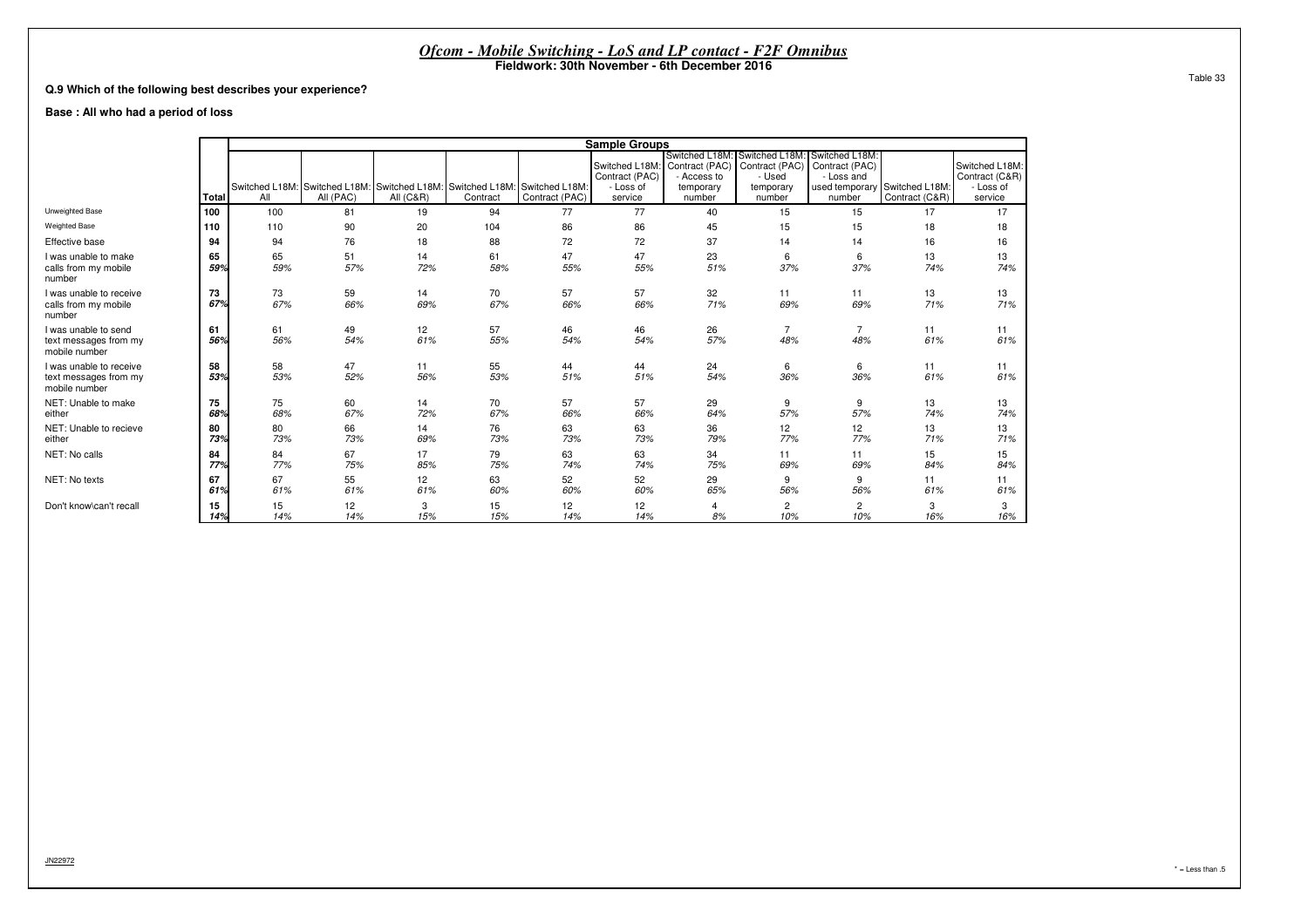# *Ofcom - Mobile Switching - LoS and LP contact - F2F Omnibus*

**Fieldwork: 30th November - 6th December 2016**

Table 33

**Q.9 Which of the following best describes your experience?**

**Base : All who had a period of loss**

| | Total | Sample Groups | | | | | | | | | | |
|---|---|---|---|---|---|---|---|---|---|---|---|---|
| | | Switched L18M: All | Switched L18M: All (PAC) | Switched L18M: All (C&R) | Switched L18M: Contract | Switched L18M: Contract (PAC) | Switched L18M: Contract (PAC) - Loss of service | Switched L18M: Contract (PAC) - Access to temporary number | Switched L18M: Contract (PAC) - Used temporary number | Switched L18M: Contract (PAC) - Loss and used temporary number | Switched L18M: Contract (C&R) | Switched L18M: Contract (C&R) - Loss of service |
| Unweighted Base | **100** | 100 | 81 | 19 | 94 | 77 | 77 | 40 | 15 | 15 | 17 | 17 |
| Weighted Base | **110** | 110 | 90 | 20 | 104 | 86 | 86 | 45 | 15 | 15 | 18 | 18 |
| Effective base | 94 | 94 | 76 | 18 | 88 | 72 | 72 | 37 | 14 | 14 | 16 | 16 |
| I was unable to make calls from my mobile number | **65** | 65 | 51 | 14 | 61 | 47 | 47 | 23 | 6 | 6 | 13 | 13 |
| | ***59%*** | *59%* | *57%* | *72%* | *58%* | *55%* | *55%* | *51%* | *37%* | *37%* | *74%* | *74%* |
| I was unable to receive calls from my mobile number | **73** | 73 | 59 | 14 | 70 | 57 | 57 | 32 | 11 | 11 | 13 | 13 |
| | ***67%*** | *67%* | *66%* | *69%* | *67%* | *66%* | *66%* | *71%* | *69%* | *69%* | *71%* | *71%* |
| I was unable to send text messages from my mobile number | **61** | 61 | 49 | 12 | 57 | 46 | 46 | 26 | 7 | 7 | 11 | 11 |
| | ***56%*** | *56%* | *54%* | *61%* | *55%* | *54%* | *54%* | *57%* | *48%* | *48%* | *61%* | *61%* |
| I was unable to receive text messages from my mobile number | **58** | 58 | 47 | 11 | 55 | 44 | 44 | 24 | 6 | 6 | 11 | 11 |
| | ***53%*** | *53%* | *52%* | *56%* | *53%* | *51%* | *51%* | *54%* | *36%* | *36%* | *61%* | *61%* |
| NET: Unable to make either | **75** | 75 | 60 | 14 | 70 | 57 | 57 | 29 | 9 | 9 | 13 | 13 |
| | ***68%*** | *68%* | *67%* | *72%* | *67%* | *66%* | *66%* | *64%* | *57%* | *57%* | *74%* | *74%* |
| NET: Unable to recieve either | **80** | 80 | 66 | 14 | 76 | 63 | 63 | 36 | 12 | 12 | 13 | 13 |
| | ***73%*** | *73%* | *73%* | *69%* | *73%* | *73%* | *73%* | *79%* | *77%* | *77%* | *71%* | *71%* |
| NET: No calls | **84** | 84 | 67 | 17 | 79 | 63 | 63 | 34 | 11 | 11 | 15 | 15 |
| | ***77%*** | *77%* | *75%* | *85%* | *75%* | *74%* | *74%* | *75%* | *69%* | *69%* | *84%* | *84%* |
| NET: No texts | **67** | 67 | 55 | 12 | 63 | 52 | 52 | 29 | 9 | 9 | 11 | 11 |
| | ***61%*** | *61%* | *61%* | *61%* | *60%* | *60%* | *60%* | *65%* | *56%* | *56%* | *61%* | *61%* |
| Don't know\can't recall | **15** | 15 | 12 | 3 | 15 | 12 | 12 | 4 | 2 | 2 | 3 | 3 |
| | ***14%*** | *14%* | *14%* | *15%* | *15%* | *14%* | *14%* | *8%* | *10%* | *10%* | *16%* | *16%* |

JN22972

\* = Less than .5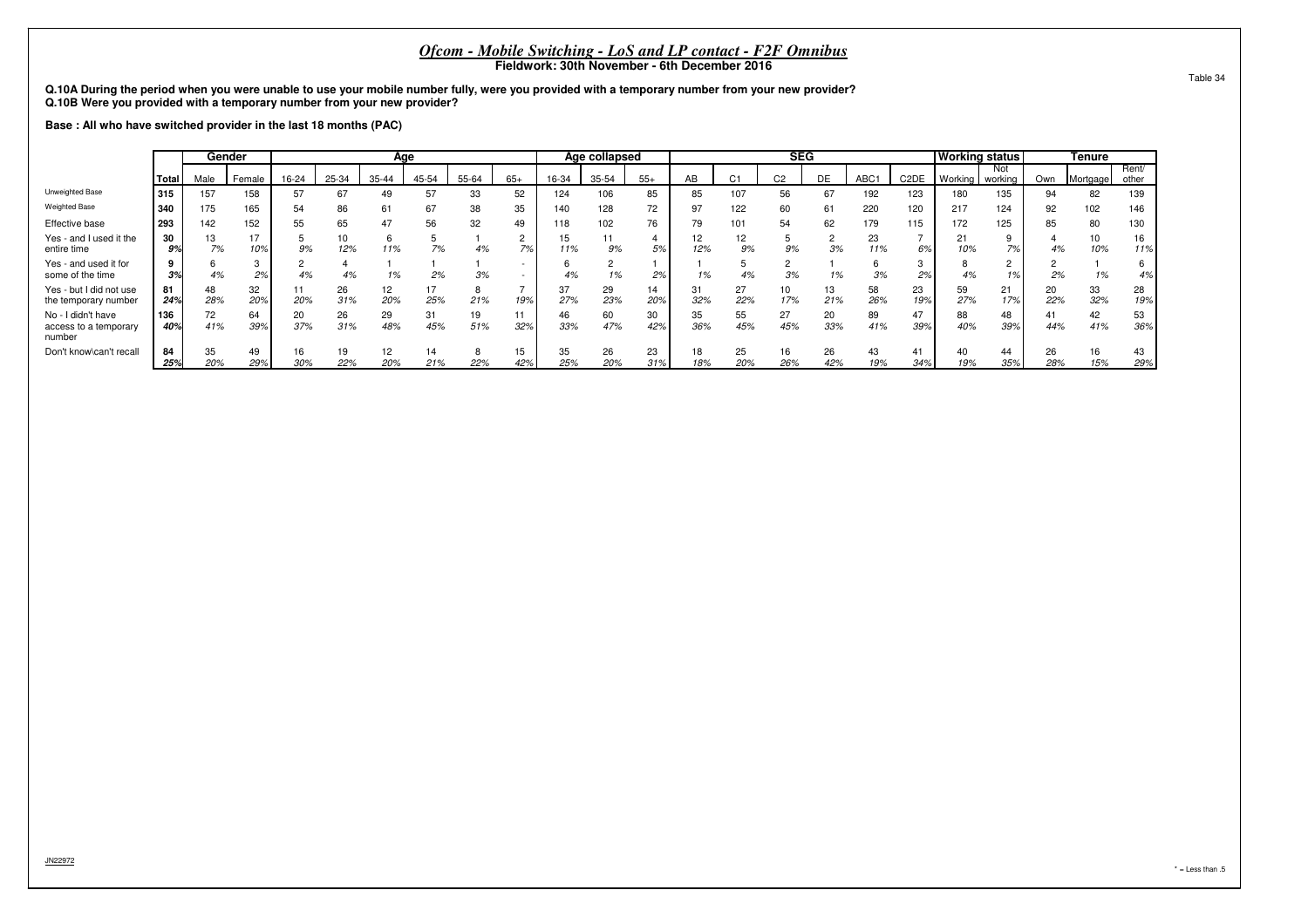# *Ofcom - Mobile Switching - LoS and LP contact - F2F Omnibus*

**Fieldwork: 30th November - 6th December 2016**

Table 34

**Q.10A During the period when you were unable to use your mobile number fully, were you provided with a temporary number from your new provider?**
**Q.10B Were you provided with a temporary number from your new provider?**

**Base : All who have switched provider in the last 18 months (PAC)**

| | | Gender | | Age | | | | | | Age collapsed | | | SEG | | | | | | Working status | | Tenure | | |
|---|---|---|---|---|---|---|---|---|---|---|---|---|---|---|---|---|---|---|---|---|---|---|---|
| | Total | Male | Female | 16-24 | 25-34 | 35-44 | 45-54 | 55-64 | 65+ | 16-34 | 35-54 | 55+ | AB | C1 | C2 | DE | ABC1 | C2DE | Working | Not working | Own | Mortgage | Rent/ other |
| Unweighted Base | 315 | 157 | 158 | 57 | 67 | 49 | 57 | 33 | 52 | 124 | 106 | 85 | 85 | 107 | 56 | 67 | 192 | 123 | 180 | 135 | 94 | 82 | 139 |
| Weighted Base | 340 | 175 | 165 | 54 | 86 | 61 | 67 | 38 | 35 | 140 | 128 | 72 | 97 | 122 | 60 | 61 | 220 | 120 | 217 | 124 | 92 | 102 | 146 |
| Effective base | 293 | 142 | 152 | 55 | 65 | 47 | 56 | 32 | 49 | 118 | 102 | 76 | 79 | 101 | 54 | 62 | 179 | 115 | 172 | 125 | 85 | 80 | 130 |
| Yes - and I used it the entire time | 30 | 13 | 17 | 5 | 10 | 6 | 5 | 1 | 2 | 15 | 11 | 4 | 12 | 12 | 5 | 2 | 23 | 7 | 21 | 9 | 4 | 10 | 16 |
| | 9% | 7% | 10% | 9% | 12% | 11% | 7% | 4% | 7% | 11% | 9% | 5% | 12% | 9% | 9% | 3% | 11% | 6% | 10% | 7% | 4% | 10% | 11% |
| Yes - and used it for some of the time | 9 | 6 | 3 | 2 | 4 | 1 | 1 | 1 | - | 6 | 2 | 1 | 1 | 5 | 2 | 1 | 6 | 3 | 8 | 2 | 2 | 1 | 6 |
| | 3% | 4% | 2% | 4% | 4% | 1% | 2% | 3% | - | 4% | 1% | 2% | 1% | 4% | 3% | 1% | 3% | 2% | 4% | 1% | 2% | 1% | 4% |
| Yes - but I did not use the temporary number | 81 | 48 | 32 | 11 | 26 | 12 | 17 | 8 | 7 | 37 | 29 | 14 | 31 | 27 | 10 | 13 | 58 | 23 | 59 | 21 | 20 | 33 | 28 |
| | 24% | 28% | 20% | 20% | 31% | 20% | 25% | 21% | 19% | 27% | 23% | 20% | 32% | 22% | 17% | 21% | 26% | 19% | 27% | 17% | 22% | 32% | 19% |
| No - I didn't have access to a temporary number | 136 | 72 | 64 | 20 | 26 | 29 | 31 | 19 | 11 | 46 | 60 | 30 | 35 | 55 | 27 | 20 | 89 | 47 | 88 | 48 | 41 | 42 | 53 |
| | 40% | 41% | 39% | 37% | 31% | 48% | 45% | 51% | 32% | 33% | 47% | 42% | 36% | 45% | 45% | 33% | 41% | 39% | 40% | 39% | 44% | 41% | 36% |
| Don't know\can't recall | 84 | 35 | 49 | 16 | 19 | 12 | 14 | 8 | 15 | 35 | 26 | 23 | 18 | 25 | 16 | 26 | 43 | 41 | 40 | 44 | 26 | 16 | 43 |
| | 25% | 20% | 29% | 30% | 22% | 20% | 21% | 22% | 42% | 25% | 20% | 31% | 18% | 20% | 26% | 42% | 19% | 34% | 19% | 35% | 28% | 15% | 29% |

JN22972

* = Less than .5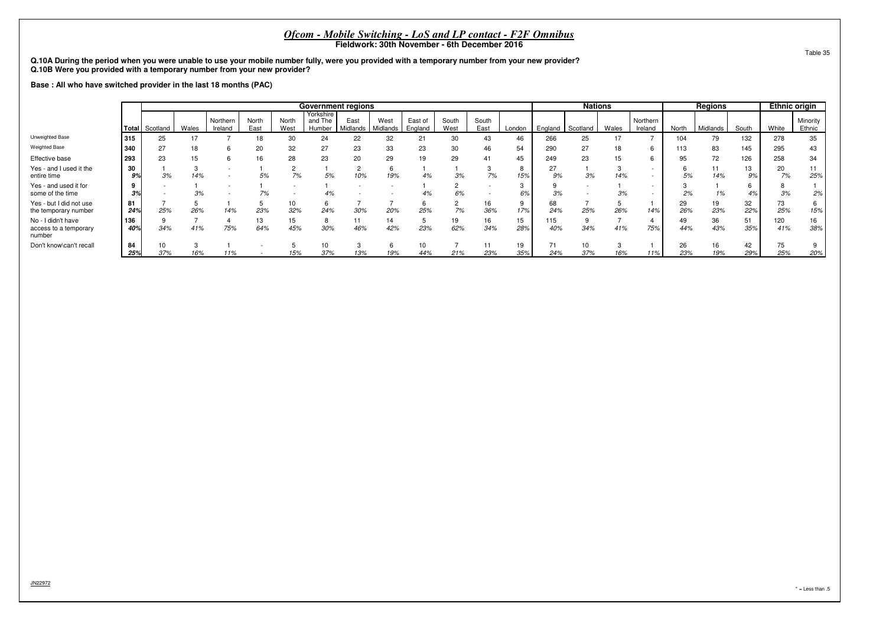# *Ofcom - Mobile Switching - LoS and LP contact - F2F Omnibus*

**Fieldwork: 30th November - 6th December 2016**

Table 35

**Q.10A During the period when you were unable to use your mobile number fully, were you provided with a temporary number from your new provider?**
**Q.10B Were you provided with a temporary number from your new provider?**

**Base : All who have switched provider in the last 18 months (PAC)**

| | | Government regions | | | | | | | | | | | | Nations | | | | Regions | | | Ethnic origin | |
|---|---|---|---|---|---|---|---|---|---|---|---|---|---|---|---|---|---|---|---|---|---|---|
| | Total | Scotland | Wales | Northern Ireland | North East | North West | Yorkshire and The Humber | East Midlands | West Midlands | East of England | South West | South East | London | England | Scotland | Wales | Northern Ireland | North | Midlands | South | White | Minority Ethnic |
| Unweighted Base | 315 | 25 | 17 | 7 | 18 | 30 | 24 | 22 | 32 | 21 | 30 | 43 | 46 | 266 | 25 | 17 | 7 | 104 | 79 | 132 | 278 | 35 |
| Weighted Base | 340 | 27 | 18 | 6 | 20 | 32 | 27 | 23 | 33 | 23 | 30 | 46 | 54 | 290 | 27 | 18 | 6 | 113 | 83 | 145 | 295 | 43 |
| Effective base | 293 | 23 | 15 | 6 | 16 | 28 | 23 | 20 | 29 | 19 | 29 | 41 | 45 | 249 | 23 | 15 | 6 | 95 | 72 | 126 | 258 | 34 |
| Yes - and I used it the entire time | 30 | 1 | 3 | - | 1 | 2 | 1 | 2 | 6 | 1 | 1 | 3 | 8 | 27 | 1 | 3 | - | 6 | 11 | 13 | 20 | 11 |
| | 9% | 3% | 14% | - | 5% | 7% | 5% | 10% | 19% | 4% | 3% | 7% | 15% | 9% | 3% | 14% | - | 5% | 14% | 9% | 7% | 25% |
| Yes - and used it for some of the time | 9 | - | 1 | - | 1 | - | 1 | - | - | 1 | 2 | - | 3 | 9 | - | 1 | - | 3 | 1 | 6 | 8 | 1 |
| | 3% | - | 3% | - | 7% | - | 4% | - | - | 4% | 6% | - | 6% | 3% | - | 3% | - | 2% | 1% | 4% | 3% | 2% |
| Yes - but I did not use the temporary number | 81 | 7 | 5 | 1 | 5 | 10 | 6 | 7 | 7 | 6 | 2 | 16 | 9 | 68 | 7 | 5 | 1 | 29 | 19 | 32 | 73 | 6 |
| | 24% | 25% | 26% | 14% | 23% | 32% | 24% | 30% | 20% | 25% | 7% | 36% | 17% | 24% | 25% | 26% | 14% | 26% | 23% | 22% | 25% | 15% |
| No - I didn't have access to a temporary number | 136 | 9 | 7 | 4 | 13 | 15 | 8 | 11 | 14 | 5 | 19 | 16 | 15 | 115 | 9 | 7 | 4 | 49 | 36 | 51 | 120 | 16 |
| | 40% | 34% | 41% | 75% | 64% | 45% | 30% | 46% | 42% | 23% | 62% | 34% | 28% | 40% | 34% | 41% | 75% | 44% | 43% | 35% | 41% | 38% |
| Don't know\can't recall | 84 | 10 | 3 | 1 | - | 5 | 10 | 3 | 6 | 10 | 7 | 11 | 19 | 71 | 10 | 3 | 1 | 26 | 16 | 42 | 75 | 9 |
| | 25% | 37% | 16% | 11% | - | 15% | 37% | 13% | 19% | 44% | 21% | 23% | 35% | 24% | 37% | 16% | 11% | 23% | 19% | 29% | 25% | 20% |

JN22972

* = Less than .5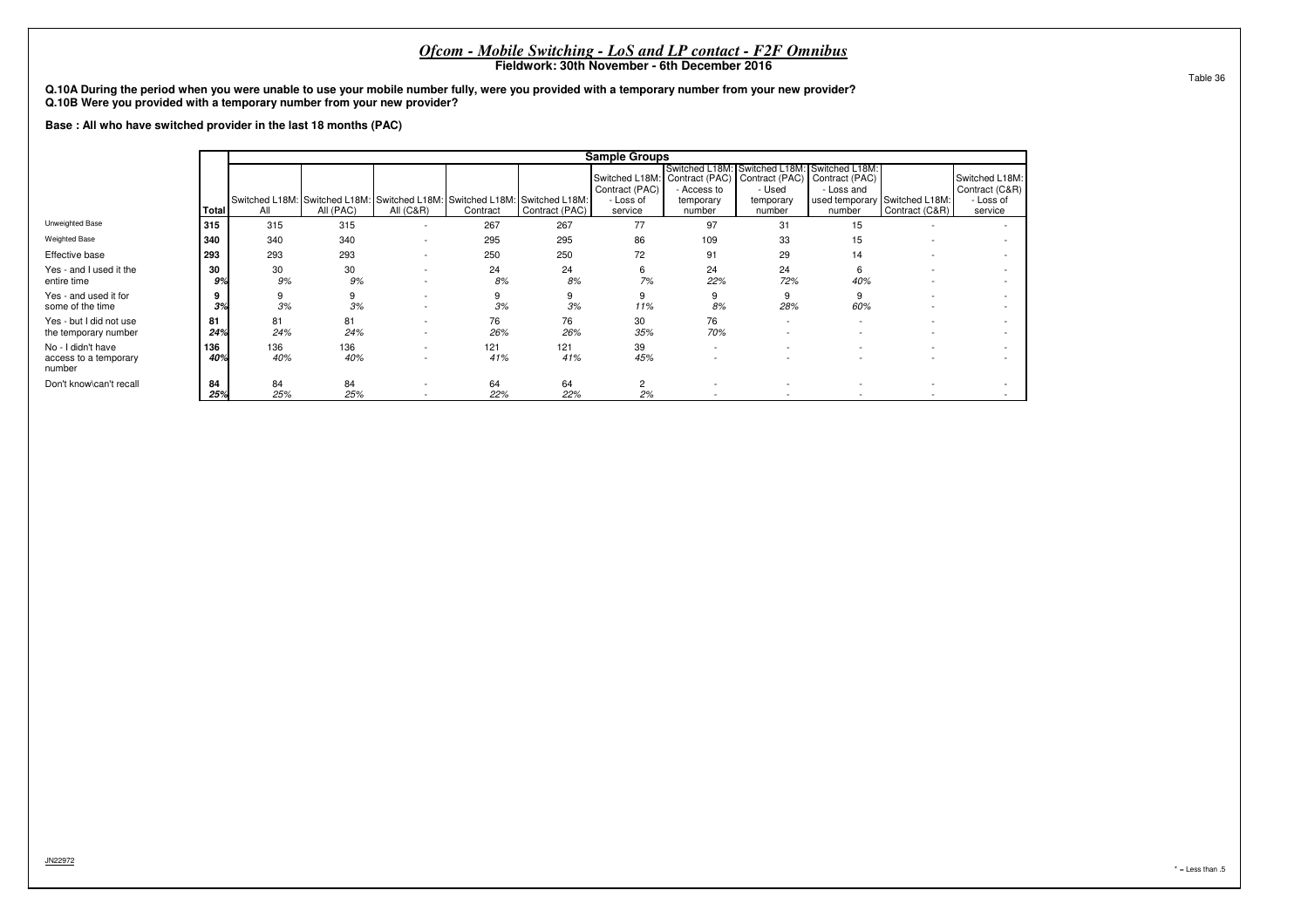# *Ofcom - Mobile Switching - LoS and LP contact - F2F Omnibus*

**Fieldwork: 30th November - 6th December 2016**

Table 36

**Q.10A During the period when you were unable to use your mobile number fully, were you provided with a temporary number from your new provider?**
**Q.10B Were you provided with a temporary number from your new provider?**

**Base : All who have switched provider in the last 18 months (PAC)**

| | Total | Sample Groups | | | | | | | | | | |
|---|---|---|---|---|---|---|---|---|---|---|---|---|
| | | Switched L18M: All | Switched L18M: All (PAC) | Switched L18M: All (C&R) | Switched L18M: Contract | Switched L18M: Contract (PAC) | Switched L18M: Contract (PAC) - Loss of service | Switched L18M: Contract (PAC) - Access to temporary number | Switched L18M: Contract (PAC) - Used temporary number | Switched L18M: Contract (PAC) - Loss and used temporary number | Switched L18M: Contract (C&R) | Switched L18M: Contract (C&R) - Loss of service |
| Unweighted Base | 315 | 315 | 315 | - | 267 | 267 | 77 | 97 | 31 | 15 | - | - |
| Weighted Base | 340 | 340 | 340 | - | 295 | 295 | 86 | 109 | 33 | 15 | - | - |
| Effective base | 293 | 293 | 293 | - | 250 | 250 | 72 | 91 | 29 | 14 | - | - |
| Yes - and I used it the entire time | 30 | 30 | 30 | - | 24 | 24 | 6 | 24 | 24 | 6 | - | - |
| | *9%* | *9%* | *9%* | - | *8%* | *8%* | *7%* | *22%* | *72%* | *40%* | - | - |
| Yes - and used it for some of the time | 9 | 9 | 9 | - | 9 | 9 | 9 | 9 | 9 | 9 | - | - |
| | *3%* | *3%* | *3%* | - | *3%* | *3%* | *11%* | *8%* | *28%* | *60%* | - | - |
| Yes - but I did not use the temporary number | 81 | 81 | 81 | - | 76 | 76 | 30 | 76 | - | - | - | - |
| | *24%* | *24%* | *24%* | - | *26%* | *26%* | *35%* | *70%* | - | - | - | - |
| No - I didn't have access to a temporary number | 136 | 136 | 136 | - | 121 | 121 | 39 | - | - | - | - | - |
| | *40%* | *40%* | *40%* | - | *41%* | *41%* | *45%* | - | - | - | - | - |
| Don't know\can't recall | 84 | 84 | 84 | - | 64 | 64 | 2 | - | - | - | - | - |
| | *25%* | *25%* | *25%* | - | *22%* | *22%* | *2%* | - | - | - | - | - |

JN22972

* = Less than .5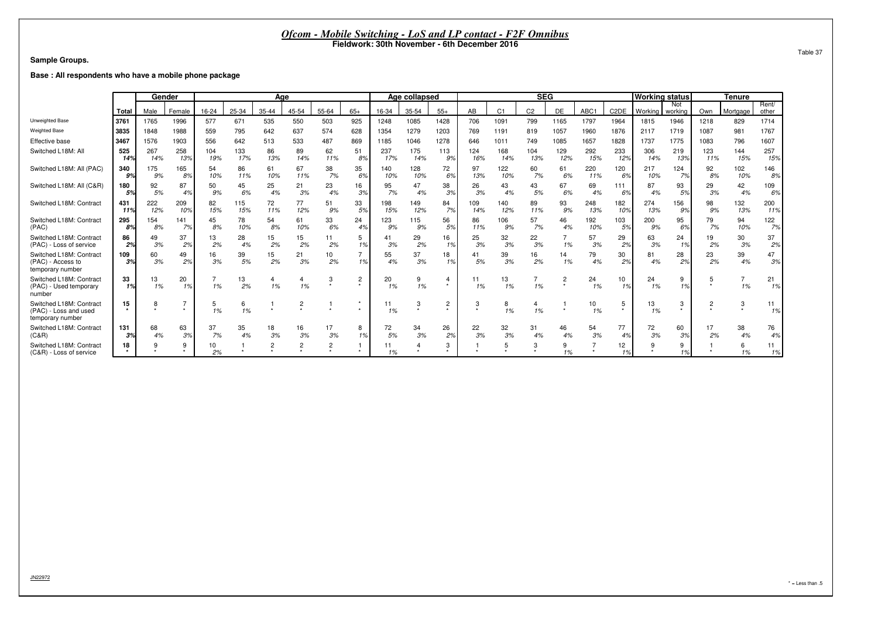# *Ofcom - Mobile Switching - LoS and LP contact - F2F Omnibus*

**Fieldwork: 30th November - 6th December 2016**

Table 37

**Sample Groups.**

**Base : All respondents who have a mobile phone package**

| | | Gender | | Age | | | | | | Age collapsed | | | SEG | | | | | | Working status | | Tenure | | |
|---|---|---|---|---|---|---|---|---|---|---|---|---|---|---|---|---|---|---|---|---|---|---|---|
| | Total | Male | Female | 16-24 | 25-34 | 35-44 | 45-54 | 55-64 | 65+ | 16-34 | 35-54 | 55+ | AB | C1 | C2 | DE | ABC1 | C2DE | Working | Not working | Own | Mortgage | Rent/ other |
| Unweighted Base | 3761 | 1765 | 1996 | 577 | 671 | 535 | 550 | 503 | 925 | 1248 | 1085 | 1428 | 706 | 1091 | 799 | 1165 | 1797 | 1964 | 1815 | 1946 | 1218 | 829 | 1714 |
| Weighted Base | 3835 | 1848 | 1988 | 559 | 795 | 642 | 637 | 574 | 628 | 1354 | 1279 | 1203 | 769 | 1191 | 819 | 1057 | 1960 | 1876 | 2117 | 1719 | 1087 | 981 | 1767 |
| Effective base | 3467 | 1576 | 1903 | 556 | 642 | 513 | 533 | 487 | 869 | 1185 | 1046 | 1278 | 646 | 1011 | 749 | 1085 | 1657 | 1828 | 1737 | 1775 | 1083 | 796 | 1607 |
| Switched L18M: All | 525 | 267 | 258 | 104 | 133 | 86 | 89 | 62 | 51 | 237 | 175 | 113 | 124 | 168 | 104 | 129 | 292 | 233 | 306 | 219 | 123 | 144 | 257 |
| | 14% | 14% | 13% | 19% | 17% | 13% | 14% | 11% | 8% | 17% | 14% | 9% | 16% | 14% | 13% | 12% | 15% | 12% | 14% | 13% | 11% | 15% | 15% |
| Switched L18M: All (PAC) | 340 | 175 | 165 | 54 | 86 | 61 | 67 | 38 | 35 | 140 | 128 | 72 | 97 | 122 | 60 | 61 | 220 | 120 | 217 | 124 | 92 | 102 | 146 |
| | 9% | 9% | 8% | 10% | 11% | 10% | 11% | 7% | 6% | 10% | 10% | 6% | 13% | 10% | 7% | 6% | 11% | 6% | 10% | 7% | 8% | 10% | 8% |
| Switched L18M: All (C&R) | 180 | 92 | 87 | 50 | 45 | 25 | 21 | 23 | 16 | 95 | 47 | 38 | 26 | 43 | 43 | 67 | 69 | 111 | 87 | 93 | 29 | 42 | 109 |
| | 5% | 5% | 4% | 9% | 6% | 4% | 3% | 4% | 3% | 7% | 4% | 3% | 3% | 4% | 5% | 6% | 4% | 6% | 4% | 5% | 3% | 4% | 6% |
| Switched L18M: Contract | 431 | 222 | 209 | 82 | 115 | 72 | 77 | 51 | 33 | 198 | 149 | 84 | 109 | 140 | 89 | 93 | 248 | 182 | 274 | 156 | 98 | 132 | 200 |
| | 11% | 12% | 10% | 15% | 15% | 11% | 12% | 9% | 5% | 15% | 12% | 7% | 14% | 12% | 11% | 9% | 13% | 10% | 13% | 9% | 9% | 13% | 11% |
| Switched L18M: Contract (PAC) | 295 | 154 | 141 | 45 | 78 | 54 | 61 | 33 | 24 | 123 | 115 | 56 | 86 | 106 | 57 | 46 | 192 | 103 | 200 | 95 | 79 | 94 | 122 |
| | 8% | 8% | 7% | 8% | 10% | 8% | 10% | 6% | 4% | 9% | 9% | 5% | 11% | 9% | 7% | 4% | 10% | 5% | 9% | 6% | 7% | 10% | 7% |
| Switched L18M: Contract (PAC) - Loss of service | 86 | 49 | 37 | 13 | 28 | 15 | 15 | 11 | 5 | 41 | 29 | 16 | 25 | 32 | 22 | 7 | 57 | 29 | 63 | 24 | 19 | 30 | 37 |
| | 2% | 3% | 2% | 2% | 4% | 2% | 2% | 2% | 1% | 3% | 2% | 1% | 3% | 3% | 3% | 1% | 3% | 2% | 3% | 1% | 2% | 3% | 2% |
| Switched L18M: Contract (PAC) - Access to temporary number | 109 | 60 | 49 | 16 | 39 | 15 | 21 | 10 | 7 | 55 | 37 | 18 | 41 | 39 | 16 | 14 | 79 | 30 | 81 | 28 | 23 | 39 | 47 |
| | 3% | 3% | 2% | 3% | 5% | 2% | 3% | 2% | 1% | 4% | 3% | 1% | 5% | 3% | 2% | 1% | 4% | 2% | 4% | 2% | 2% | 4% | 3% |
| Switched L18M: Contract (PAC) - Used temporary number | 33 | 13 | 20 | 7 | 13 | 4 | 4 | 3 | 2 | 20 | 9 | 4 | 11 | 13 | 7 | 2 | 24 | 10 | 24 | 9 | 5 | 7 | 21 |
| | 1% | 1% | 1% | 1% | 2% | 1% | 1% | * | * | 1% | 1% | * | 1% | 1% | 1% | * | 1% | 1% | 1% | 1% | * | 1% | 1% |
| Switched L18M: Contract (PAC) - Loss and used temporary number | 15 | 8 | 7 | 5 | 6 | 1 | 2 | 1 | * | 11 | 3 | 2 | 3 | 8 | 4 | 1 | 10 | 5 | 13 | 3 | 2 | 3 | 11 |
| | * | * | * | 1% | 1% | * | * | * | * | 1% | * | * | * | 1% | 1% | * | 1% | * | 1% | * | * | * | 1% |
| Switched L18M: Contract (C&R) | 131 | 68 | 63 | 37 | 35 | 18 | 16 | 17 | 8 | 72 | 34 | 26 | 22 | 32 | 31 | 46 | 54 | 77 | 72 | 60 | 17 | 38 | 76 |
| | 3% | 4% | 3% | 7% | 4% | 3% | 3% | 3% | 1% | 5% | 3% | 2% | 3% | 3% | 4% | 4% | 3% | 4% | 3% | 3% | 2% | 4% | 4% |
| Switched L18M: Contract (C&R) - Loss of service | 18 | 9 | 9 | 10 | 1 | 2 | 2 | 2 | 1 | 11 | 4 | 3 | 1 | 5 | 3 | 9 | 7 | 12 | 9 | 9 | 1 | 6 | 11 |
| | * | * | * | 2% | * | * | * | * | * | 1% | * | * | * | * | * | 1% | * | 1% | * | 1% | * | 1% | 1% |

JN22972

* = Less than .5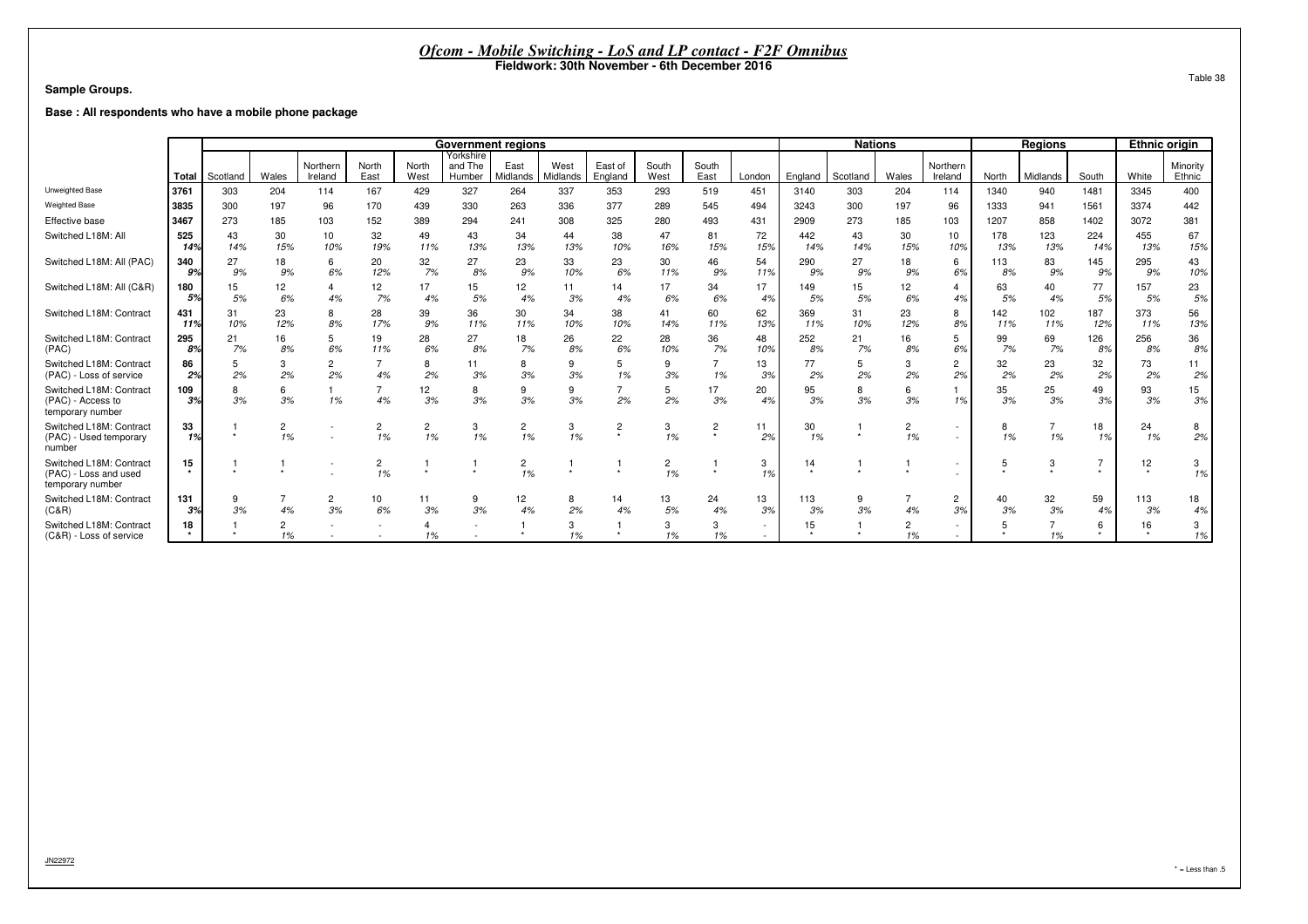# *Ofcom - Mobile Switching - LoS and LP contact - F2F Omnibus*

**Fieldwork: 30th November - 6th December 2016**

Table 38

**Sample Groups.**

**Base : All respondents who have a mobile phone package**

| | | Government regions | | | | | | | | | | | | Nations | | | | Regions | | | Ethnic origin | |
|---|---|---|---|---|---|---|---|---|---|---|---|---|---|---|---|---|---|---|---|---|---|---|
| | Total | Scotland | Wales | Northern Ireland | North East | North West | Yorkshire and The Humber | East Midlands | West Midlands | East of England | South West | South East | London | England | Scotland | Wales | Northern Ireland | North | Midlands | South | White | Minority Ethnic |
| Unweighted Base | 3761 | 303 | 204 | 114 | 167 | 429 | 327 | 264 | 337 | 353 | 293 | 519 | 451 | 3140 | 303 | 204 | 114 | 1340 | 940 | 1481 | 3345 | 400 |
| Weighted Base | 3835 | 300 | 197 | 96 | 170 | 439 | 330 | 263 | 336 | 377 | 289 | 545 | 494 | 3243 | 300 | 197 | 96 | 1333 | 941 | 1561 | 3374 | 442 |
| Effective base | 3467 | 273 | 185 | 103 | 152 | 389 | 294 | 241 | 308 | 325 | 280 | 493 | 431 | 2909 | 273 | 185 | 103 | 1207 | 858 | 1402 | 3072 | 381 |
| Switched L18M: All | 525<br>14% | 43<br>14% | 30<br>15% | 10<br>10% | 32<br>19% | 49<br>11% | 43<br>13% | 34<br>13% | 44<br>13% | 38<br>10% | 47<br>16% | 81<br>15% | 72<br>15% | 442<br>14% | 43<br>14% | 30<br>15% | 10<br>10% | 178<br>13% | 123<br>13% | 224<br>14% | 455<br>13% | 67<br>15% |
| Switched L18M: All (PAC) | 340<br>9% | 27<br>9% | 18<br>9% | 6<br>6% | 20<br>12% | 32<br>7% | 27<br>8% | 23<br>9% | 33<br>10% | 23<br>6% | 30<br>11% | 46<br>9% | 54<br>11% | 290<br>9% | 27<br>9% | 18<br>9% | 6<br>6% | 113<br>8% | 83<br>9% | 145<br>9% | 295<br>9% | 43<br>10% |
| Switched L18M: All (C&R) | 180<br>5% | 15<br>5% | 12<br>6% | 4<br>4% | 12<br>7% | 17<br>4% | 15<br>5% | 12<br>4% | 11<br>3% | 14<br>4% | 17<br>6% | 34<br>6% | 17<br>4% | 149<br>5% | 15<br>5% | 12<br>6% | 4<br>4% | 63<br>5% | 40<br>4% | 77<br>5% | 157<br>5% | 23<br>5% |
| Switched L18M: Contract | 431<br>11% | 31<br>10% | 23<br>12% | 8<br>8% | 28<br>17% | 39<br>9% | 36<br>11% | 30<br>11% | 34<br>10% | 38<br>10% | 41<br>14% | 60<br>11% | 62<br>13% | 369<br>11% | 31<br>10% | 23<br>12% | 8<br>8% | 142<br>11% | 102<br>11% | 187<br>12% | 373<br>11% | 56<br>13% |
| Switched L18M: Contract (PAC) | 295<br>8% | 21<br>7% | 16<br>8% | 5<br>6% | 19<br>11% | 28<br>6% | 27<br>8% | 18<br>7% | 26<br>8% | 22<br>6% | 28<br>10% | 36<br>7% | 48<br>10% | 252<br>8% | 21<br>7% | 16<br>8% | 5<br>6% | 99<br>7% | 69<br>7% | 126<br>8% | 256<br>8% | 36<br>8% |
| Switched L18M: Contract (PAC) - Loss of service | 86<br>2% | 5<br>2% | 3<br>2% | 2<br>2% | 7<br>4% | 8<br>2% | 11<br>3% | 8<br>3% | 9<br>3% | 5<br>1% | 9<br>3% | 7<br>1% | 13<br>3% | 77<br>2% | 5<br>2% | 3<br>2% | 2<br>2% | 32<br>2% | 23<br>2% | 32<br>2% | 73<br>2% | 11<br>2% |
| Switched L18M: Contract (PAC) - Access to temporary number | 109<br>3% | 8<br>3% | 6<br>3% | 1<br>1% | 7<br>4% | 12<br>3% | 8<br>3% | 9<br>3% | 9<br>3% | 7<br>2% | 5<br>2% | 17<br>3% | 20<br>4% | 95<br>3% | 8<br>3% | 6<br>3% | 1<br>1% | 35<br>3% | 25<br>3% | 49<br>3% | 93<br>3% | 15<br>3% |
| Switched L18M: Contract (PAC) - Used temporary number | 33<br>1% | 1<br>* | 2<br>1% | -<br>- | 2<br>1% | 2<br>1% | 3<br>1% | 2<br>1% | 3<br>1% | 2<br>* | 3<br>1% | 2<br>* | 11<br>2% | 30<br>1% | 1<br>* | 2<br>1% | -<br>- | 8<br>1% | 7<br>1% | 18<br>1% | 24<br>1% | 8<br>2% |
| Switched L18M: Contract (PAC) - Loss and used temporary number | 15<br>* | 1<br>* | 1<br>* | -<br>- | 2<br>1% | 1<br>* | 1<br>* | 2<br>1% | 1<br>* | 1<br>* | 2<br>1% | 1<br>* | 3<br>1% | 14<br>* | 1<br>* | 1<br>* | -<br>- | 5<br>* | 3<br>* | 7<br>* | 12<br>* | 3<br>1% |
| Switched L18M: Contract (C&R) | 131<br>3% | 9<br>3% | 7<br>4% | 2<br>3% | 10<br>6% | 11<br>3% | 9<br>3% | 12<br>4% | 8<br>2% | 14<br>4% | 13<br>5% | 24<br>4% | 13<br>3% | 113<br>3% | 9<br>3% | 7<br>4% | 2<br>3% | 40<br>3% | 32<br>3% | 59<br>4% | 113<br>3% | 18<br>4% |
| Switched L18M: Contract (C&R) - Loss of service | 18<br>* | 1<br>* | 2<br>1% | -<br>- | -<br>- | 4<br>1% | -<br>- | 1<br>* | 3<br>1% | 1<br>* | 3<br>1% | 3<br>1% | -<br>- | 15<br>* | 1<br>* | 2<br>1% | -<br>- | 5<br>* | 7<br>1% | 6<br>* | 16<br>* | 3<br>1% |

JN22972

* = Less than .5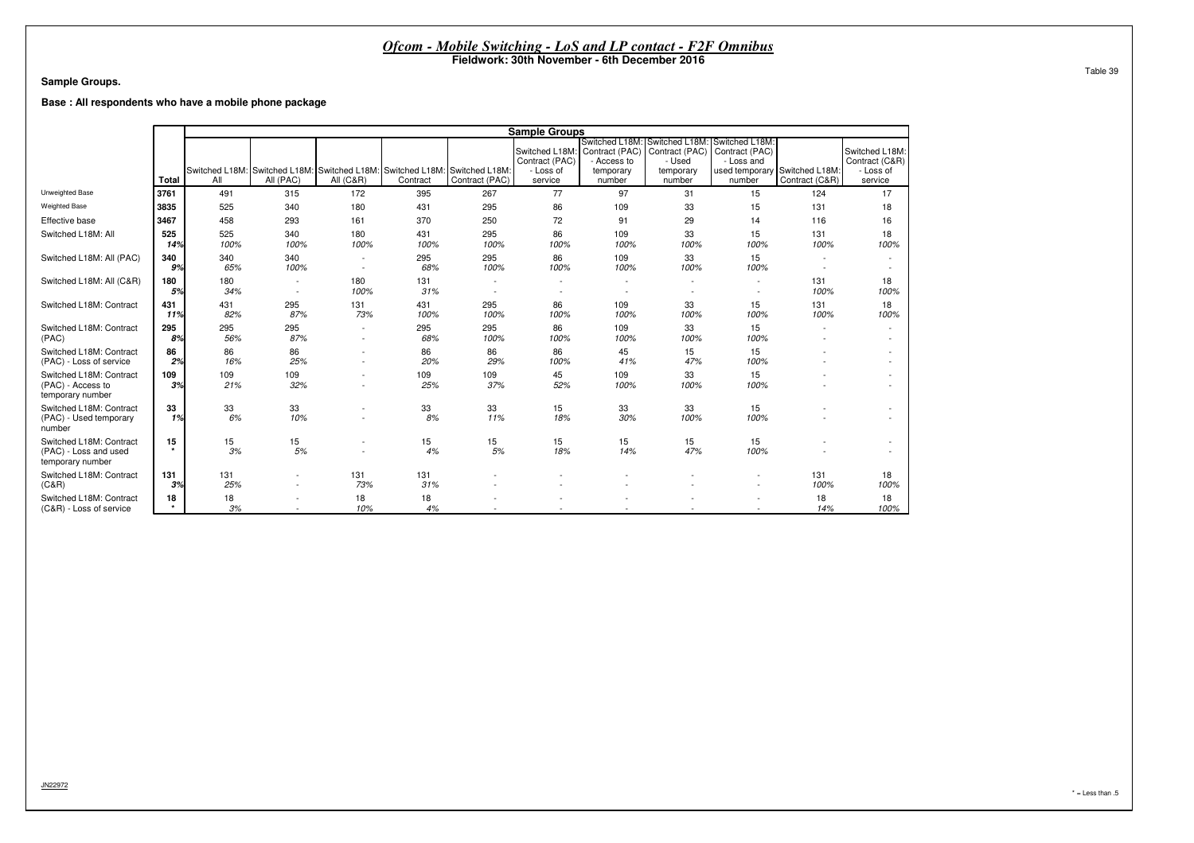# Ofcom - Mobile Switching - LoS and LP contact - F2F Omnibus

**Fieldwork: 30th November - 6th December 2016**

Table 39

**Sample Groups.**

**Base : All respondents who have a mobile phone package**

| | | Sample Groups | | | | | | | | | | |
|---|---|---|---|---|---|---|---|---|---|---|---|---|
| | Total | Switched L18M: All | Switched L18M: All (PAC) | Switched L18M: All (C&R) | Switched L18M: Contract | Switched L18M: Contract (PAC) | Switched L18M: Contract (PAC) - Loss of service | Switched L18M: Contract (PAC) - Access to temporary number | Switched L18M: Contract (PAC) - Used temporary number | Switched L18M: Contract (PAC) - Loss and used temporary number | Switched L18M: Contract (C&R) | Switched L18M: Contract (C&R) - Loss of service |
| Unweighted Base | 3761 | 491 | 315 | 172 | 395 | 267 | 77 | 97 | 31 | 15 | 124 | 17 |
| Weighted Base | 3835 | 525 | 340 | 180 | 431 | 295 | 86 | 109 | 33 | 15 | 131 | 18 |
| Effective base | 3467 | 458 | 293 | 161 | 370 | 250 | 72 | 91 | 29 | 14 | 116 | 16 |
| Switched L18M: All | 525 | 525 | 340 | 180 | 431 | 295 | 86 | 109 | 33 | 15 | 131 | 18 |
| | 14% | 100% | 100% | 100% | 100% | 100% | 100% | 100% | 100% | 100% | 100% | 100% |
| Switched L18M: All (PAC) | 340 | 340 | 340 | - | 295 | 295 | 86 | 109 | 33 | 15 | - | - |
| | 9% | 65% | 100% | - | 68% | 100% | 100% | 100% | 100% | 100% | - | - |
| Switched L18M: All (C&R) | 180 | 180 | - | 180 | 131 | - | - | - | - | - | 131 | 18 |
| | 5% | 34% | - | 100% | 31% | - | - | - | - | - | 100% | 100% |
| Switched L18M: Contract | 431 | 431 | 295 | 131 | 431 | 295 | 86 | 109 | 33 | 15 | 131 | 18 |
| | 11% | 82% | 87% | 73% | 100% | 100% | 100% | 100% | 100% | 100% | 100% | 100% |
| Switched L18M: Contract (PAC) | 295 | 295 | 295 | - | 295 | 295 | 86 | 109 | 33 | 15 | - | - |
| | 8% | 56% | 87% | - | 68% | 100% | 100% | 100% | 100% | 100% | - | - |
| Switched L18M: Contract (PAC) - Loss of service | 86 | 86 | 86 | - | 86 | 86 | 86 | 45 | 15 | 15 | - | - |
| | 2% | 16% | 25% | - | 20% | 29% | 100% | 41% | 47% | 100% | - | - |
| Switched L18M: Contract (PAC) - Access to temporary number | 109 | 109 | 109 | - | 109 | 109 | 45 | 109 | 33 | 15 | - | - |
| | 3% | 21% | 32% | - | 25% | 37% | 52% | 100% | 100% | 100% | - | - |
| Switched L18M: Contract (PAC) - Used temporary number | 33 | 33 | 33 | - | 33 | 33 | 15 | 33 | 33 | 15 | - | - |
| | 1% | 6% | 10% | - | 8% | 11% | 18% | 30% | 100% | 100% | - | - |
| Switched L18M: Contract (PAC) - Loss and used temporary number | 15 | 15 | 15 | - | 15 | 15 | 15 | 15 | 15 | 15 | - | - |
| | * | 3% | 5% | - | 4% | 5% | 18% | 14% | 47% | 100% | - | - |
| Switched L18M: Contract (C&R) | 131 | 131 | - | 131 | 131 | - | - | - | - | - | 131 | 18 |
| | 3% | 25% | - | 73% | 31% | - | - | - | - | - | 100% | 100% |
| Switched L18M: Contract (C&R) - Loss of service | 18 | 18 | - | 18 | 18 | - | - | - | - | - | 18 | 18 |
| | * | 3% | - | 10% | 4% | - | - | - | - | - | 14% | 100% |

JN22972

* = Less than .5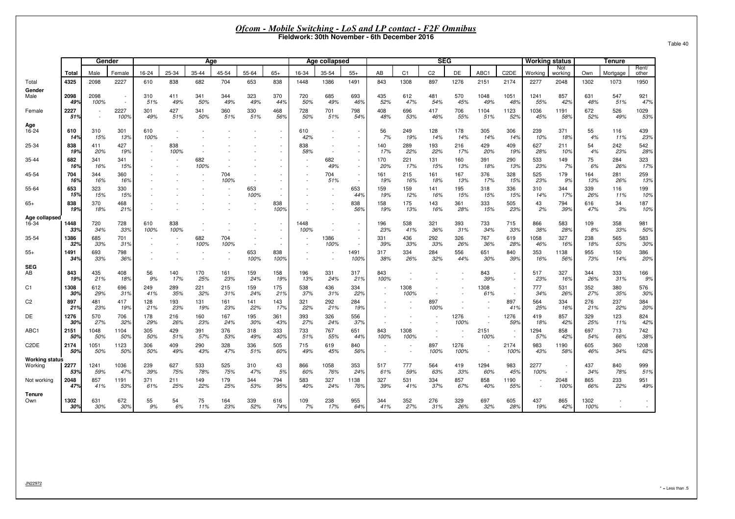# *Ofcom - Mobile Switching - LoS and LP contact - F2F Omnibus*

**Fieldwork: 30th November - 6th December 2016**

Table 40

| | Total | Gender | | Age | | | | | | Age collapsed | | | SEG | | | | | | Working status | | Tenure | | |
|---|---|---|---|---|---|---|---|---|---|---|---|---|---|---|---|---|---|---|---|---|---|---|---|
| | | Male | Female | 16-24 | 25-34 | 35-44 | 45-54 | 55-64 | 65+ | 16-34 | 35-54 | 55+ | AB | C1 | C2 | DE | ABC1 | C2DE | Working | Not working | Own | Mortgage | Rent/ other |
| Total | 4325 | 2098 | 2227 | 610 | 838 | 682 | 704 | 653 | 838 | 1448 | 1386 | 1491 | 843 | 1308 | 897 | 1276 | 2151 | 2174 | 2277 | 2048 | 1302 | 1073 | 1950 |
| **Gender** | | | | | | | | | | | | | | | | | | | | | | | |
| Male | 2098 | 2098 | - | 310 | 411 | 341 | 344 | 323 | 370 | 720 | 685 | 693 | 435 | 612 | 481 | 570 | 1048 | 1051 | 1241 | 857 | 631 | 547 | 921 |
| | 49% | 100% | - | 51% | 49% | 50% | 49% | 49% | 44% | 50% | 49% | 46% | 52% | 47% | 54% | 45% | 49% | 48% | 55% | 42% | 48% | 51% | 47% |
| Female | 2227 | - | 2227 | 301 | 427 | 341 | 360 | 330 | 468 | 728 | 701 | 798 | 408 | 696 | 417 | 706 | 1104 | 1123 | 1036 | 1191 | 672 | 526 | 1029 |
| | 51% | - | 100% | 49% | 51% | 50% | 51% | 51% | 56% | 50% | 51% | 54% | 48% | 53% | 46% | 55% | 51% | 52% | 45% | 58% | 52% | 49% | 53% |
| **Age** | | | | | | | | | | | | | | | | | | | | | | | |
| 16-24 | 610 | 310 | 301 | 610 | - | - | - | - | - | 610 | - | - | 56 | 249 | 128 | 178 | 305 | 306 | 239 | 371 | 55 | 116 | 439 |
| | 14% | 15% | 13% | 100% | - | - | - | - | - | 42% | - | - | 7% | 19% | 14% | 14% | 14% | 14% | 10% | 18% | 4% | 11% | 23% |
| 25-34 | 838 | 411 | 427 | - | 838 | - | - | - | - | 838 | - | - | 140 | 289 | 193 | 216 | 429 | 409 | 627 | 211 | 54 | 242 | 542 |
| | 19% | 20% | 19% | - | 100% | - | - | - | - | 58% | - | - | 17% | 22% | 22% | 17% | 20% | 19% | 28% | 10% | 4% | 23% | 28% |
| 35-44 | 682 | 341 | 341 | - | - | 682 | - | - | - | - | 682 | - | 170 | 221 | 131 | 160 | 391 | 290 | 533 | 149 | 75 | 284 | 323 |
| | 16% | 16% | 15% | - | - | 100% | - | - | - | - | 49% | - | 20% | 17% | 15% | 13% | 18% | 13% | 23% | 7% | 6% | 26% | 17% |
| 45-54 | 704 | 344 | 360 | - | - | - | 704 | - | - | - | 704 | - | 161 | 215 | 161 | 167 | 376 | 328 | 525 | 179 | 164 | 281 | 259 |
| | 16% | 16% | 16% | - | - | - | 100% | - | - | - | 51% | - | 19% | 16% | 18% | 13% | 17% | 15% | 23% | 9% | 13% | 26% | 13% |
| 55-64 | 653 | 323 | 330 | - | - | - | - | 653 | - | - | - | 653 | 159 | 159 | 141 | 195 | 318 | 336 | 310 | 344 | 339 | 116 | 199 |
| | 15% | 15% | 15% | - | - | - | - | 100% | - | - | - | 44% | 19% | 12% | 16% | 15% | 15% | 15% | 14% | 17% | 26% | 11% | 10% |
| 65+ | 838 | 370 | 468 | - | - | - | - | - | 838 | - | - | 838 | 158 | 175 | 143 | 361 | 333 | 505 | 43 | 794 | 616 | 34 | 187 |
| | 19% | 18% | 21% | - | - | - | - | - | 100% | - | - | 56% | 19% | 13% | 16% | 28% | 15% | 23% | 2% | 39% | 47% | 3% | 10% |
| **Age collapsed** | | | | | | | | | | | | | | | | | | | | | | | |
| 16-34 | 1448 | 720 | 728 | 610 | 838 | - | - | - | - | 1448 | - | - | 196 | 538 | 321 | 393 | 733 | 715 | 866 | 583 | 109 | 358 | 981 |
| | 33% | 34% | 33% | 100% | 100% | - | - | - | - | 100% | - | - | 23% | 41% | 36% | 31% | 34% | 33% | 38% | 28% | 8% | 33% | 50% |
| 35-54 | 1386 | 685 | 701 | - | - | 682 | 704 | - | - | - | 1386 | - | 331 | 436 | 292 | 326 | 767 | 619 | 1058 | 327 | 238 | 565 | 583 |
| | 32% | 33% | 31% | - | - | 100% | 100% | - | - | - | 100% | - | 39% | 33% | 33% | 26% | 36% | 28% | 46% | 16% | 18% | 53% | 30% |
| 55+ | 1491 | 693 | 798 | - | - | - | - | 653 | 838 | - | - | 1491 | 317 | 334 | 284 | 556 | 651 | 840 | 353 | 1138 | 955 | 150 | 386 |
| | 34% | 33% | 36% | - | - | - | - | 100% | 100% | - | - | 100% | 38% | 26% | 32% | 44% | 30% | 39% | 16% | 56% | 73% | 14% | 20% |
| **SEG** | | | | | | | | | | | | | | | | | | | | | | | |
| AB | 843 | 435 | 408 | 56 | 140 | 170 | 161 | 159 | 158 | 196 | 331 | 317 | 843 | - | - | - | 843 | - | 517 | 327 | 344 | 333 | 166 |
| | 19% | 21% | 18% | 9% | 17% | 25% | 23% | 24% | 19% | 13% | 24% | 21% | 100% | - | - | - | 39% | - | 23% | 16% | 26% | 31% | 9% |
| C1 | 1308 | 612 | 696 | 249 | 289 | 221 | 215 | 159 | 175 | 538 | 436 | 334 | - | 1308 | - | - | 1308 | - | 777 | 531 | 352 | 380 | 576 |
| | 30% | 29% | 31% | 41% | 35% | 32% | 31% | 24% | 21% | 37% | 31% | 22% | - | 100% | - | - | 61% | - | 34% | 26% | 27% | 35% | 30% |
| C2 | 897 | 481 | 417 | 128 | 193 | 131 | 161 | 141 | 143 | 321 | 292 | 284 | - | - | 897 | - | - | 897 | 564 | 334 | 276 | 237 | 384 |
| | 21% | 23% | 19% | 21% | 23% | 19% | 23% | 22% | 17% | 22% | 21% | 19% | - | - | 100% | - | - | 41% | 25% | 16% | 21% | 22% | 20% |
| DE | 1276 | 570 | 706 | 178 | 216 | 160 | 167 | 195 | 361 | 393 | 326 | 556 | - | - | - | 1276 | - | 1276 | 419 | 857 | 329 | 123 | 824 |
| | 30% | 27% | 32% | 29% | 26% | 23% | 24% | 30% | 43% | 27% | 24% | 37% | - | - | - | 100% | - | 59% | 18% | 42% | 25% | 11% | 42% |
| ABC1 | 2151 | 1048 | 1104 | 305 | 429 | 391 | 376 | 318 | 333 | 733 | 767 | 651 | 843 | 1308 | - | - | 2151 | - | 1294 | 858 | 697 | 713 | 742 |
| | 50% | 50% | 50% | 50% | 51% | 57% | 53% | 49% | 40% | 51% | 55% | 44% | 100% | 100% | - | - | 100% | - | 57% | 42% | 54% | 66% | 38% |
| C2DE | 2174 | 1051 | 1123 | 306 | 409 | 290 | 328 | 336 | 505 | 715 | 619 | 840 | - | - | 897 | 1276 | - | 2174 | 983 | 1190 | 605 | 360 | 1208 |
| | 50% | 50% | 50% | 50% | 49% | 43% | 47% | 51% | 60% | 49% | 45% | 56% | - | - | 100% | 100% | - | 100% | 43% | 58% | 46% | 34% | 62% |
| **Working status** | | | | | | | | | | | | | | | | | | | | | | | |
| Working | 2277 | 1241 | 1036 | 239 | 627 | 533 | 525 | 310 | 43 | 866 | 1058 | 353 | 517 | 777 | 564 | 419 | 1294 | 983 | 2277 | - | 437 | 840 | 999 |
| | 53% | 59% | 47% | 39% | 75% | 78% | 75% | 47% | 5% | 60% | 76% | 24% | 61% | 59% | 63% | 33% | 60% | 45% | 100% | - | 34% | 78% | 51% |
| Not working | 2048 | 857 | 1191 | 371 | 211 | 149 | 179 | 344 | 794 | 583 | 327 | 1138 | 327 | 531 | 334 | 857 | 858 | 1190 | - | 2048 | 865 | 233 | 951 |
| | 47% | 41% | 53% | 61% | 25% | 22% | 25% | 53% | 95% | 40% | 24% | 76% | 39% | 41% | 37% | 67% | 40% | 55% | - | 100% | 66% | 22% | 49% |
| **Tenure** | | | | | | | | | | | | | | | | | | | | | | | |
| Own | 1302 | 631 | 672 | 55 | 54 | 75 | 164 | 339 | 616 | 109 | 238 | 955 | 344 | 352 | 276 | 329 | 697 | 605 | 437 | 865 | 1302 | - | - |
| | 30% | 30% | 30% | 9% | 6% | 11% | 23% | 52% | 74% | 7% | 17% | 64% | 41% | 27% | 31% | 26% | 32% | 28% | 19% | 42% | 100% | - | - |

JN22972

* = Less than .5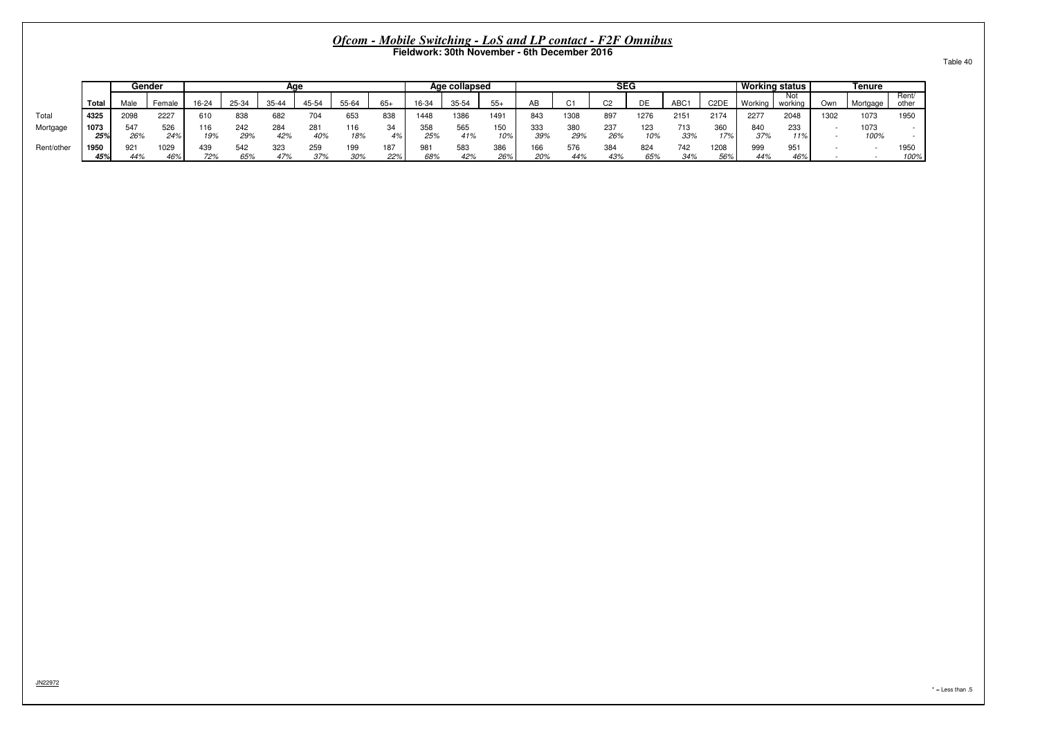# *Ofcom - Mobile Switching - LoS and LP contact - F2F Omnibus*

**Fieldwork: 30th November - 6th December 2016**

Table 40

| | | Gender | | Age | | | | | | Age collapsed | | | SEG | | | | | | Working status | | Tenure | | |
|---|---|---|---|---|---|---|---|---|---|---|---|---|---|---|---|---|---|---|---|---|---|---|---|
| | Total | Male | Female | 16-24 | 25-34 | 35-44 | 45-54 | 55-64 | 65+ | 16-34 | 35-54 | 55+ | AB | C1 | C2 | DE | ABC1 | C2DE | Working | Not working | Own | Mortgage | Rent/ other |
| Total | 4325 | 2098 | 2227 | 610 | 838 | 682 | 704 | 653 | 838 | 1448 | 1386 | 1491 | 843 | 1308 | 897 | 1276 | 2151 | 2174 | 2277 | 2048 | 1302 | 1073 | 1950 |
| Mortgage | 1073 | 547 | 526 | 116 | 242 | 284 | 281 | 116 | 34 | 358 | 565 | 150 | 333 | 380 | 237 | 123 | 713 | 360 | 840 | 233 | - | 1073 | - |
| | 25% | 26% | 24% | 19% | 29% | 42% | 40% | 18% | 4% | 25% | 41% | 10% | 39% | 29% | 26% | 10% | 33% | 17% | 37% | 11% | - | 100% | - |
| Rent/other | 1950 | 921 | 1029 | 439 | 542 | 323 | 259 | 199 | 187 | 981 | 583 | 386 | 166 | 576 | 384 | 824 | 742 | 1208 | 999 | 951 | - | - | 1950 |
| | 45% | 44% | 46% | 72% | 65% | 47% | 37% | 30% | 22% | 68% | 42% | 26% | 20% | 44% | 43% | 65% | 34% | 56% | 44% | 46% | - | - | 100% |

JN22972

* = Less than .5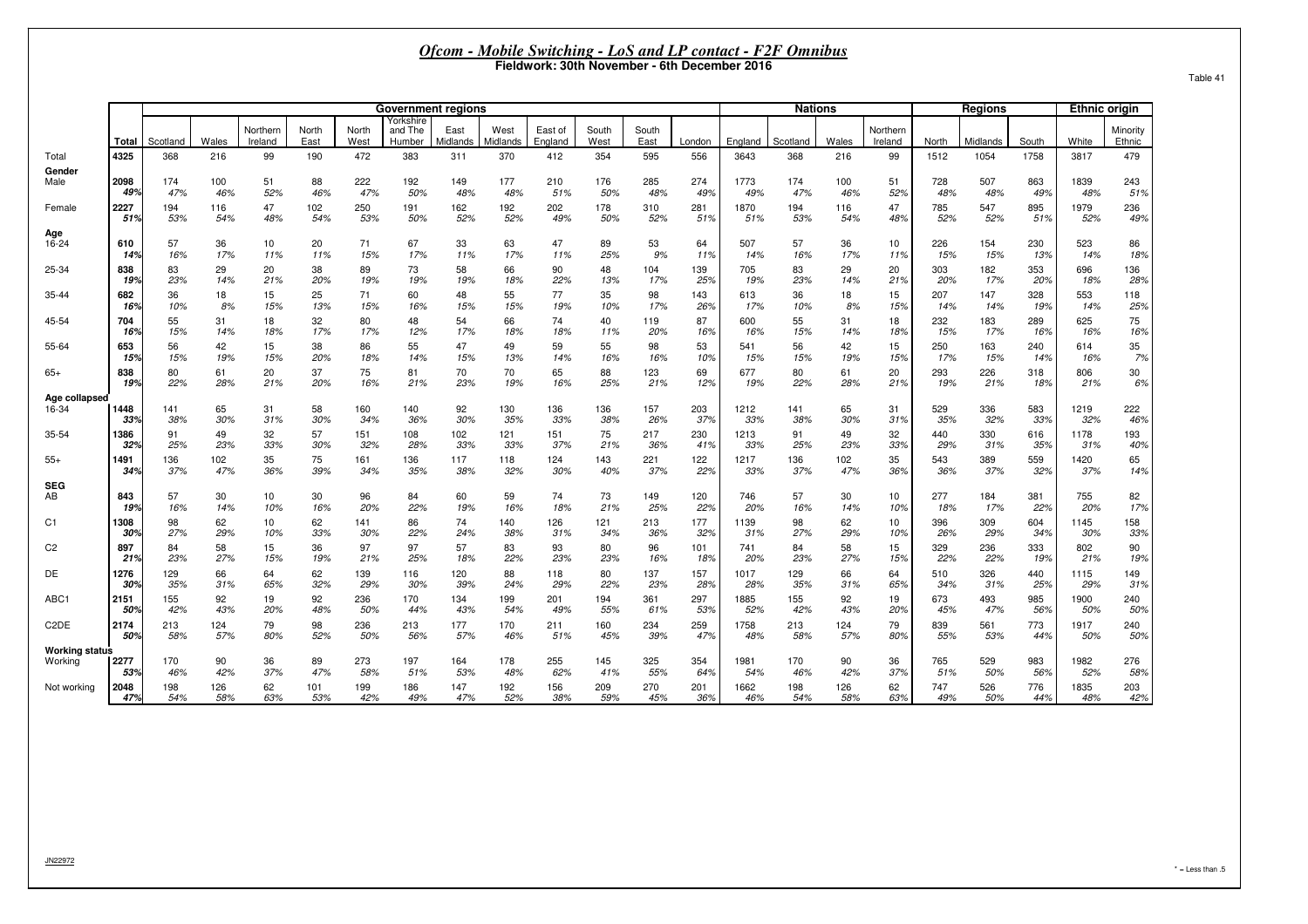## *Ofcom - Mobile Switching - LoS and LP contact - F2F Omnibus*
**Fieldwork: 30th November - 6th December 2016**

Table 41

| | | Government regions | | | | | | | | | | | | Nations | | | | Regions | | | Ethnic origin | |
|---|---|---|---|---|---|---|---|---|---|---|---|---|---|---|---|---|---|---|---|---|---|---|
| | Total | Scotland | Wales | Northern Ireland | North East | North West | Yorkshire and The Humber | East Midlands | West Midlands | East of England | South West | South East | London | England | Scotland | Wales | Northern Ireland | North | Midlands | South | White | Minority Ethnic |
| Total | 4325 | 368 | 216 | 99 | 190 | 472 | 383 | 311 | 370 | 412 | 354 | 595 | 556 | 3643 | 368 | 216 | 99 | 1512 | 1054 | 1758 | 3817 | 479 |
| **Gender** | | | | | | | | | | | | | | | | | | | | | | |
| Male | 2098 | 174 | 100 | 51 | 88 | 222 | 192 | 149 | 177 | 210 | 176 | 285 | 274 | 1773 | 174 | 100 | 51 | 728 | 507 | 863 | 1839 | 243 |
| | 49% | 47% | 46% | 52% | 46% | 47% | 50% | 48% | 48% | 51% | 50% | 48% | 49% | 49% | 47% | 46% | 52% | 48% | 48% | 49% | 48% | 51% |
| Female | 2227 | 194 | 116 | 47 | 102 | 250 | 191 | 162 | 192 | 202 | 178 | 310 | 281 | 1870 | 194 | 116 | 47 | 785 | 547 | 895 | 1979 | 236 |
| | 51% | 53% | 54% | 48% | 54% | 53% | 50% | 52% | 52% | 49% | 50% | 52% | 51% | 51% | 53% | 54% | 48% | 52% | 52% | 51% | 52% | 49% |
| **Age** | | | | | | | | | | | | | | | | | | | | | | |
| 16-24 | 610 | 57 | 36 | 10 | 20 | 71 | 67 | 33 | 63 | 47 | 89 | 53 | 64 | 507 | 57 | 36 | 10 | 226 | 154 | 230 | 523 | 86 |
| | 14% | 16% | 17% | 11% | 11% | 15% | 17% | 11% | 17% | 11% | 25% | 9% | 11% | 14% | 16% | 17% | 11% | 15% | 15% | 13% | 14% | 18% |
| 25-34 | 838 | 83 | 29 | 20 | 38 | 89 | 73 | 58 | 66 | 90 | 48 | 104 | 139 | 705 | 83 | 29 | 20 | 303 | 182 | 353 | 696 | 136 |
| | 19% | 23% | 14% | 21% | 20% | 19% | 19% | 19% | 18% | 22% | 13% | 17% | 25% | 19% | 23% | 14% | 21% | 20% | 17% | 20% | 18% | 28% |
| 35-44 | 682 | 36 | 18 | 15 | 25 | 71 | 60 | 48 | 55 | 77 | 35 | 98 | 143 | 613 | 36 | 18 | 15 | 207 | 147 | 328 | 553 | 118 |
| | 16% | 10% | 8% | 15% | 13% | 15% | 16% | 15% | 15% | 19% | 10% | 17% | 26% | 17% | 10% | 8% | 15% | 14% | 14% | 19% | 14% | 25% |
| 45-54 | 704 | 55 | 31 | 18 | 32 | 80 | 48 | 54 | 66 | 74 | 40 | 119 | 87 | 600 | 55 | 31 | 18 | 232 | 183 | 289 | 625 | 75 |
| | 16% | 15% | 14% | 18% | 17% | 17% | 12% | 17% | 18% | 18% | 11% | 20% | 16% | 16% | 15% | 14% | 18% | 15% | 17% | 16% | 16% | 16% |
| 55-64 | 653 | 56 | 42 | 15 | 38 | 86 | 55 | 47 | 49 | 59 | 55 | 98 | 53 | 541 | 56 | 42 | 15 | 250 | 163 | 240 | 614 | 35 |
| | 15% | 15% | 19% | 15% | 20% | 18% | 14% | 15% | 13% | 14% | 16% | 16% | 10% | 15% | 15% | 19% | 15% | 17% | 15% | 14% | 16% | 7% |
| 65+ | 838 | 80 | 61 | 20 | 37 | 75 | 81 | 70 | 70 | 65 | 88 | 123 | 69 | 677 | 80 | 61 | 20 | 293 | 226 | 318 | 806 | 30 |
| | 19% | 22% | 28% | 21% | 20% | 16% | 21% | 23% | 19% | 16% | 25% | 21% | 12% | 19% | 22% | 28% | 21% | 19% | 21% | 18% | 21% | 6% |
| **Age collapsed** | | | | | | | | | | | | | | | | | | | | | | |
| 16-34 | 1448 | 141 | 65 | 31 | 58 | 160 | 140 | 92 | 130 | 136 | 136 | 157 | 203 | 1212 | 141 | 65 | 31 | 529 | 336 | 583 | 1219 | 222 |
| | 33% | 38% | 30% | 31% | 30% | 34% | 36% | 30% | 35% | 33% | 38% | 26% | 37% | 33% | 38% | 30% | 31% | 35% | 32% | 33% | 32% | 46% |
| 35-54 | 1386 | 91 | 49 | 32 | 57 | 151 | 108 | 102 | 121 | 151 | 75 | 217 | 230 | 1213 | 91 | 49 | 32 | 440 | 330 | 616 | 1178 | 193 |
| | 32% | 25% | 23% | 33% | 30% | 32% | 28% | 33% | 33% | 37% | 21% | 36% | 41% | 33% | 25% | 23% | 33% | 29% | 31% | 35% | 31% | 40% |
| 55+ | 1491 | 136 | 102 | 35 | 75 | 161 | 136 | 117 | 118 | 124 | 143 | 221 | 122 | 1217 | 136 | 102 | 35 | 543 | 389 | 559 | 1420 | 65 |
| | 34% | 37% | 47% | 36% | 39% | 34% | 35% | 38% | 32% | 30% | 40% | 37% | 22% | 33% | 37% | 47% | 36% | 36% | 37% | 32% | 37% | 14% |
| **SEG** | | | | | | | | | | | | | | | | | | | | | | |
| AB | 843 | 57 | 30 | 10 | 30 | 96 | 84 | 60 | 59 | 74 | 73 | 149 | 120 | 746 | 57 | 30 | 10 | 277 | 184 | 381 | 755 | 82 |
| | 19% | 16% | 14% | 10% | 16% | 20% | 22% | 19% | 16% | 18% | 21% | 25% | 22% | 20% | 16% | 14% | 10% | 18% | 17% | 22% | 20% | 17% |
| C1 | 1308 | 98 | 62 | 10 | 62 | 141 | 86 | 74 | 140 | 126 | 121 | 213 | 177 | 1139 | 98 | 62 | 10 | 396 | 309 | 604 | 1145 | 158 |
| | 30% | 27% | 29% | 10% | 33% | 30% | 22% | 24% | 38% | 31% | 34% | 36% | 32% | 31% | 27% | 29% | 10% | 26% | 29% | 34% | 30% | 33% |
| C2 | 897 | 84 | 58 | 15 | 36 | 97 | 97 | 57 | 83 | 93 | 80 | 96 | 101 | 741 | 84 | 58 | 15 | 329 | 236 | 333 | 802 | 90 |
| | 21% | 23% | 27% | 15% | 19% | 21% | 25% | 18% | 22% | 23% | 23% | 16% | 18% | 20% | 23% | 27% | 15% | 22% | 22% | 19% | 21% | 19% |
| DE | 1276 | 129 | 66 | 64 | 62 | 139 | 116 | 120 | 88 | 118 | 80 | 137 | 157 | 1017 | 129 | 66 | 64 | 510 | 326 | 440 | 1115 | 149 |
| | 30% | 35% | 31% | 65% | 32% | 29% | 30% | 39% | 24% | 29% | 22% | 23% | 28% | 28% | 35% | 31% | 65% | 34% | 31% | 25% | 29% | 31% |
| ABC1 | 2151 | 155 | 92 | 19 | 92 | 236 | 170 | 134 | 199 | 201 | 194 | 361 | 297 | 1885 | 155 | 92 | 19 | 673 | 493 | 985 | 1900 | 240 |
| | 50% | 42% | 43% | 20% | 48% | 50% | 44% | 43% | 54% | 49% | 55% | 61% | 53% | 52% | 42% | 43% | 20% | 45% | 47% | 56% | 50% | 50% |
| C2DE | 2174 | 213 | 124 | 79 | 98 | 236 | 213 | 177 | 170 | 211 | 160 | 234 | 259 | 1758 | 213 | 124 | 79 | 839 | 561 | 773 | 1917 | 240 |
| | 50% | 58% | 57% | 80% | 52% | 50% | 56% | 57% | 46% | 51% | 45% | 39% | 47% | 48% | 58% | 57% | 80% | 55% | 53% | 44% | 50% | 50% |
| **Working status** | | | | | | | | | | | | | | | | | | | | | | |
| Working | 2277 | 170 | 90 | 36 | 89 | 273 | 197 | 164 | 178 | 255 | 145 | 325 | 354 | 1981 | 170 | 90 | 36 | 765 | 529 | 983 | 1982 | 276 |
| | 53% | 46% | 42% | 37% | 47% | 58% | 51% | 53% | 48% | 62% | 41% | 55% | 64% | 54% | 46% | 42% | 37% | 51% | 50% | 56% | 52% | 58% |
| Not working | 2048 | 198 | 126 | 62 | 101 | 199 | 186 | 147 | 192 | 156 | 209 | 270 | 201 | 1662 | 198 | 126 | 62 | 747 | 526 | 776 | 1835 | 203 |
| | 47% | 54% | 58% | 63% | 53% | 42% | 49% | 47% | 52% | 38% | 59% | 45% | 36% | 46% | 54% | 58% | 63% | 49% | 50% | 44% | 48% | 42% |

JN22972

* = Less than .5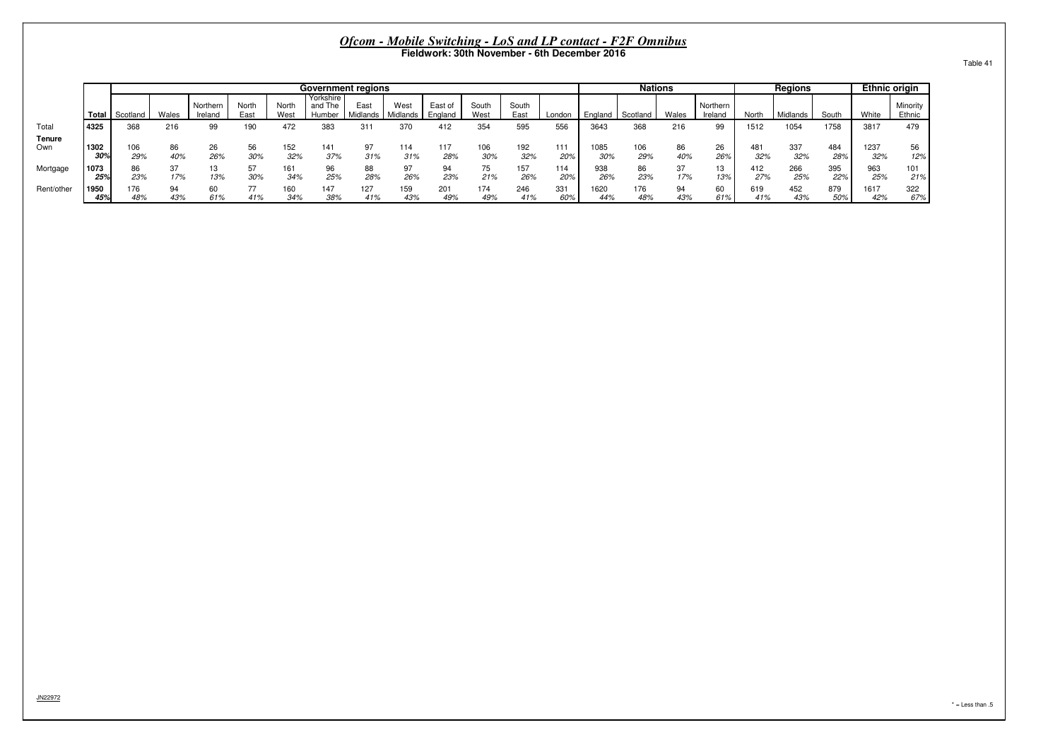## *Ofcom - Mobile Switching - LoS and LP contact - F2F Omnibus*

**Fieldwork: 30th November - 6th December 2016**

Table 41

| | | Government regions | | | | | | | | | | | | Nations | | | | Regions | | | Ethnic origin | |
|---|---|---|---|---|---|---|---|---|---|---|---|---|---|---|---|---|---|---|---|---|---|---|
| | Total | Scotland | Wales | Northern Ireland | North East | North West | Yorkshire and The Humber | East Midlands | West Midlands | East of England | South West | South East | London | England | Scotland | Wales | Northern Ireland | North | Midlands | South | White | Minority Ethnic |
| Total | 4325 | 368 | 216 | 99 | 190 | 472 | 383 | 311 | 370 | 412 | 354 | 595 | 556 | 3643 | 368 | 216 | 99 | 1512 | 1054 | 1758 | 3817 | 479 |
| **Tenure** | | | | | | | | | | | | | | | | | | | | | | |
| Own | 1302 | 106 | 86 | 26 | 56 | 152 | 141 | 97 | 114 | 117 | 106 | 192 | 111 | 1085 | 106 | 86 | 26 | 481 | 337 | 484 | 1237 | 56 |
| | *30%* | *29%* | *40%* | *26%* | *30%* | *32%* | *37%* | *31%* | *31%* | *28%* | *30%* | *32%* | *20%* | *30%* | *29%* | *40%* | *26%* | *32%* | *32%* | *28%* | *32%* | *12%* |
| Mortgage | 1073 | 86 | 37 | 13 | 57 | 161 | 96 | 88 | 97 | 94 | 75 | 157 | 114 | 938 | 86 | 37 | 13 | 412 | 266 | 395 | 963 | 101 |
| | *25%* | *23%* | *17%* | *13%* | *30%* | *34%* | *25%* | *28%* | *26%* | *23%* | *21%* | *26%* | *20%* | *26%* | *23%* | *17%* | *13%* | *27%* | *25%* | *22%* | *25%* | *21%* |
| Rent/other | 1950 | 176 | 94 | 60 | 77 | 160 | 147 | 127 | 159 | 201 | 174 | 246 | 331 | 1620 | 176 | 94 | 60 | 619 | 452 | 879 | 1617 | 322 |
| | *45%* | *48%* | *43%* | *61%* | *41%* | *34%* | *38%* | *41%* | *43%* | *49%* | *49%* | *41%* | *60%* | *44%* | *48%* | *43%* | *61%* | *41%* | *43%* | *50%* | *42%* | *67%* |

JN22972

* = Less than .5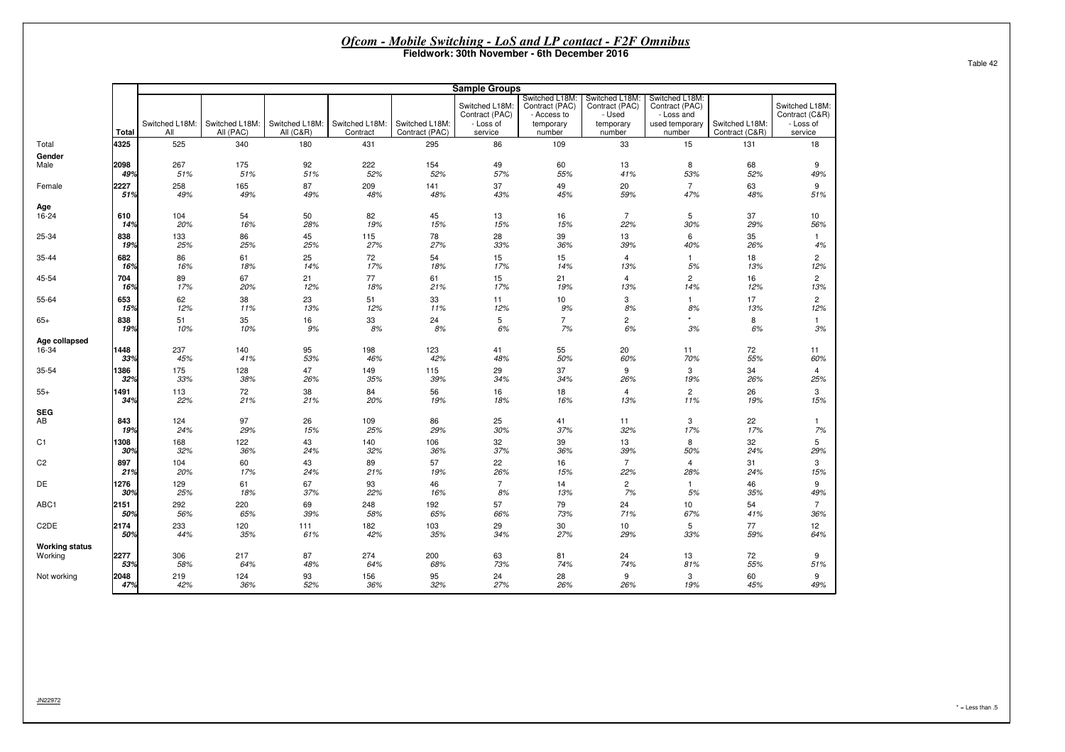# *Ofcom - Mobile Switching - LoS and LP contact - F2F Omnibus*

**Fieldwork: 30th November - 6th December 2016**

Table 42

| | Total | Switched L18M: All | Switched L18M: All (PAC) | Switched L18M: All (C&R) | Switched L18M: Contract | Switched L18M: Contract (PAC) | Switched L18M: Contract (PAC) - Loss of service | Switched L18M: Contract (PAC) - Access to temporary number | Switched L18M: Contract (PAC) - Used temporary number | Switched L18M: Contract (PAC) - Loss and used temporary number | Switched L18M: Contract (C&R) | Switched L18M: Contract (C&R) - Loss of service |
|---|---|---|---|---|---|---|---|---|---|---|---|---|
| | | **Sample Groups** | | | | | | | | | | |
| Total | 4325 | 525 | 340 | 180 | 431 | 295 | 86 | 109 | 33 | 15 | 131 | 18 |
| **Gender** | | | | | | | | | | | | |
| Male | 2098 | 267 | 175 | 92 | 222 | 154 | 49 | 60 | 13 | 8 | 68 | 9 |
| | *49%* | *51%* | *51%* | *51%* | *52%* | *52%* | *57%* | *55%* | *41%* | *53%* | *52%* | *49%* |
| Female | 2227 | 258 | 165 | 87 | 209 | 141 | 37 | 49 | 20 | 7 | 63 | 9 |
| | *51%* | *49%* | *49%* | *49%* | *48%* | *48%* | *43%* | *45%* | *59%* | *47%* | *48%* | *51%* |
| **Age** | | | | | | | | | | | | |
| 16-24 | 610 | 104 | 54 | 50 | 82 | 45 | 13 | 16 | 7 | 5 | 37 | 10 |
| | *14%* | *20%* | *16%* | *28%* | *19%* | *15%* | *15%* | *15%* | *22%* | *30%* | *29%* | *56%* |
| 25-34 | 838 | 133 | 86 | 45 | 115 | 78 | 28 | 39 | 13 | 6 | 35 | 1 |
| | *19%* | *25%* | *25%* | *25%* | *27%* | *27%* | *33%* | *36%* | *39%* | *40%* | *26%* | *4%* |
| 35-44 | 682 | 86 | 61 | 25 | 72 | 54 | 15 | 15 | 4 | 1 | 18 | 2 |
| | *16%* | *16%* | *18%* | *14%* | *17%* | *18%* | *17%* | *14%* | *13%* | *5%* | *13%* | *12%* |
| 45-54 | 704 | 89 | 67 | 21 | 77 | 61 | 15 | 21 | 4 | 2 | 16 | 2 |
| | *16%* | *17%* | *20%* | *12%* | *18%* | *21%* | *17%* | *19%* | *13%* | *14%* | *12%* | *13%* |
| 55-64 | 653 | 62 | 38 | 23 | 51 | 33 | 11 | 10 | 3 | 1 | 17 | 2 |
| | *15%* | *12%* | *11%* | *13%* | *12%* | *11%* | *12%* | *9%* | *8%* | *8%* | *13%* | *12%* |
| 65+ | 838 | 51 | 35 | 16 | 33 | 24 | 5 | 7 | 2 | * | 8 | 1 |
| | *19%* | *10%* | *10%* | *9%* | *8%* | *8%* | *6%* | *7%* | *6%* | *3%* | *6%* | *3%* |
| **Age collapsed** | | | | | | | | | | | | |
| 16-34 | 1448 | 237 | 140 | 95 | 198 | 123 | 41 | 55 | 20 | 11 | 72 | 11 |
| | *33%* | *45%* | *41%* | *53%* | *46%* | *42%* | *48%* | *50%* | *60%* | *70%* | *55%* | *60%* |
| 35-54 | 1386 | 175 | 128 | 47 | 149 | 115 | 29 | 37 | 9 | 3 | 34 | 4 |
| | *32%* | *33%* | *38%* | *26%* | *35%* | *39%* | *34%* | *34%* | *26%* | *19%* | *26%* | *25%* |
| 55+ | 1491 | 113 | 72 | 38 | 84 | 56 | 16 | 18 | 4 | 2 | 26 | 3 |
| | *34%* | *22%* | *21%* | *21%* | *20%* | *19%* | *18%* | *16%* | *13%* | *11%* | *19%* | *15%* |
| **SEG** | | | | | | | | | | | | |
| AB | 843 | 124 | 97 | 26 | 109 | 86 | 25 | 41 | 11 | 3 | 22 | 1 |
| | *19%* | *24%* | *29%* | *15%* | *25%* | *29%* | *30%* | *37%* | *32%* | *17%* | *17%* | *7%* |
| C1 | 1308 | 168 | 122 | 43 | 140 | 106 | 32 | 39 | 13 | 8 | 32 | 5 |
| | *30%* | *32%* | *36%* | *24%* | *32%* | *36%* | *37%* | *36%* | *39%* | *50%* | *24%* | *29%* |
| C2 | 897 | 104 | 60 | 43 | 89 | 57 | 22 | 16 | 7 | 4 | 31 | 3 |
| | *21%* | *20%* | *17%* | *24%* | *21%* | *19%* | *26%* | *15%* | *22%* | *28%* | *24%* | *15%* |
| DE | 1276 | 129 | 61 | 67 | 93 | 46 | 7 | 14 | 2 | 1 | 46 | 9 |
| | *30%* | *25%* | *18%* | *37%* | *22%* | *16%* | *8%* | *13%* | *7%* | *5%* | *35%* | *49%* |
| ABC1 | 2151 | 292 | 220 | 69 | 248 | 192 | 57 | 79 | 24 | 10 | 54 | 7 |
| | *50%* | *56%* | *65%* | *39%* | *58%* | *65%* | *66%* | *73%* | *71%* | *67%* | *41%* | *36%* |
| C2DE | 2174 | 233 | 120 | 111 | 182 | 103 | 29 | 30 | 10 | 5 | 77 | 12 |
| | *50%* | *44%* | *35%* | *61%* | *42%* | *35%* | *34%* | *27%* | *29%* | *33%* | *59%* | *64%* |
| **Working status** | | | | | | | | | | | | |
| Working | 2277 | 306 | 217 | 87 | 274 | 200 | 63 | 81 | 24 | 13 | 72 | 9 |
| | *53%* | *58%* | *64%* | *48%* | *64%* | *68%* | *73%* | *74%* | *74%* | *81%* | *55%* | *51%* |
| Not working | 2048 | 219 | 124 | 93 | 156 | 95 | 24 | 28 | 9 | 3 | 60 | 9 |
| | *47%* | *42%* | *36%* | *52%* | *36%* | *32%* | *27%* | *26%* | *26%* | *19%* | *45%* | *49%* |

JN22972

* = Less than .5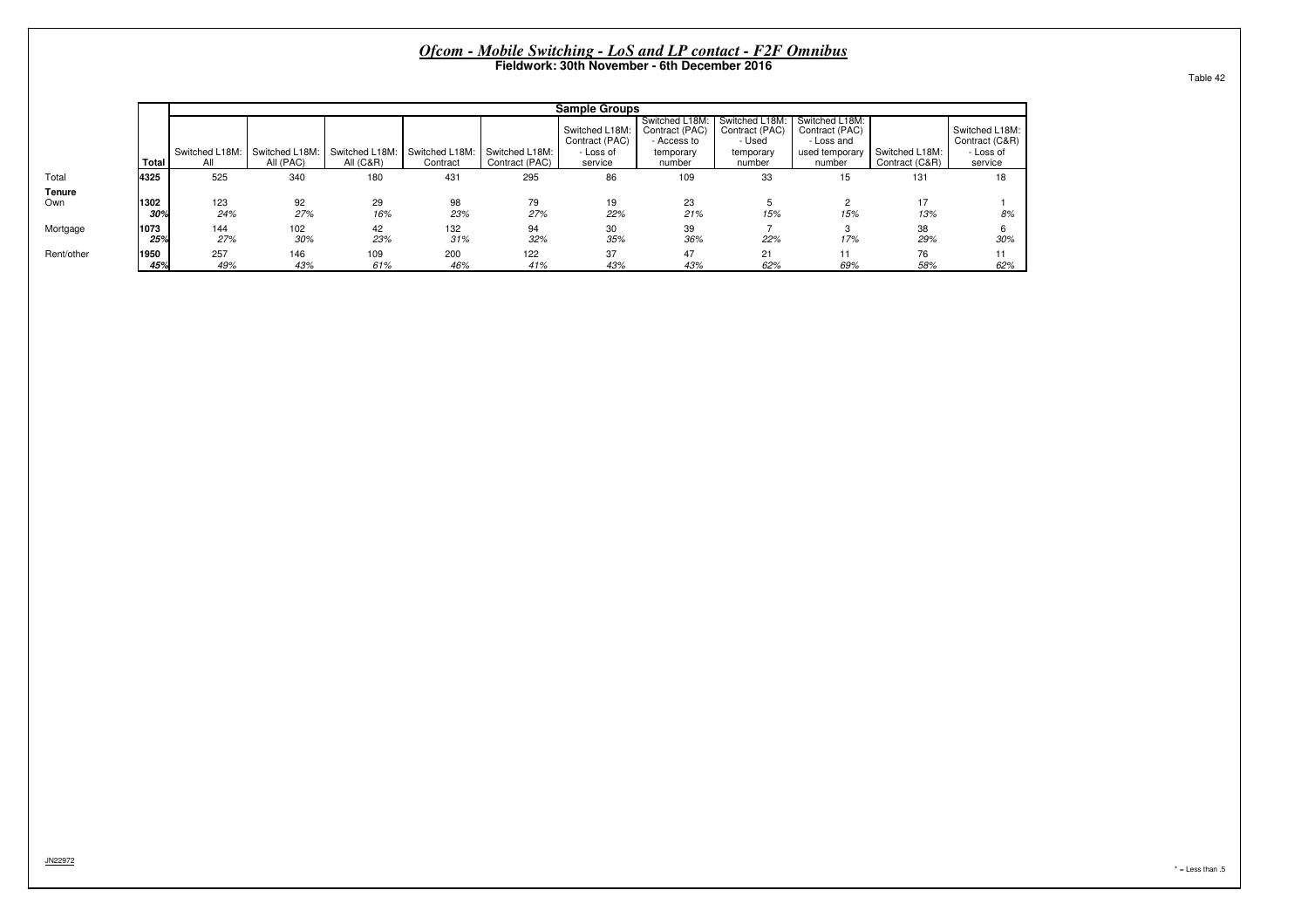# *Ofcom - Mobile Switching - LoS and LP contact - F2F Omnibus*

**Fieldwork: 30th November - 6th December 2016**

Table 42

| | Total | Sample Groups | | | | | | | | | | |
|---|---|---|---|---|---|---|---|---|---|---|---|---|
| | | Switched L18M: All | Switched L18M: All (PAC) | Switched L18M: All (C&R) | Switched L18M: Contract | Switched L18M: Contract (PAC) | Switched L18M: Contract (PAC) - Loss of service | Switched L18M: Contract (PAC) - Access to temporary number | Switched L18M: Contract (PAC) - Used temporary number | Switched L18M: Contract (PAC) - Loss and used temporary number | Switched L18M: Contract (C&R) | Switched L18M: Contract (C&R) - Loss of service |
| Total | **4325** | 525 | 340 | 180 | 431 | 295 | 86 | 109 | 33 | 15 | 131 | 18 |
| **Tenure** | | | | | | | | | | | | |
| Own | **1302** | 123 | 92 | 29 | 98 | 79 | 19 | 23 | 5 | 2 | 17 | 1 |
| | ***30%*** | *24%* | *27%* | *16%* | *23%* | *27%* | *22%* | *21%* | *15%* | *15%* | *13%* | *8%* |
| Mortgage | **1073** | 144 | 102 | 42 | 132 | 94 | 30 | 39 | 7 | 3 | 38 | 6 |
| | ***25%*** | *27%* | *30%* | *23%* | *31%* | *32%* | *35%* | *36%* | *22%* | *17%* | *29%* | *30%* |
| Rent/other | **1950** | 257 | 146 | 109 | 200 | 122 | 37 | 47 | 21 | 11 | 76 | 11 |
| | ***45%*** | *49%* | *43%* | *61%* | *46%* | *41%* | *43%* | *43%* | *62%* | *69%* | *58%* | *62%* |

JN22972

* = Less than .5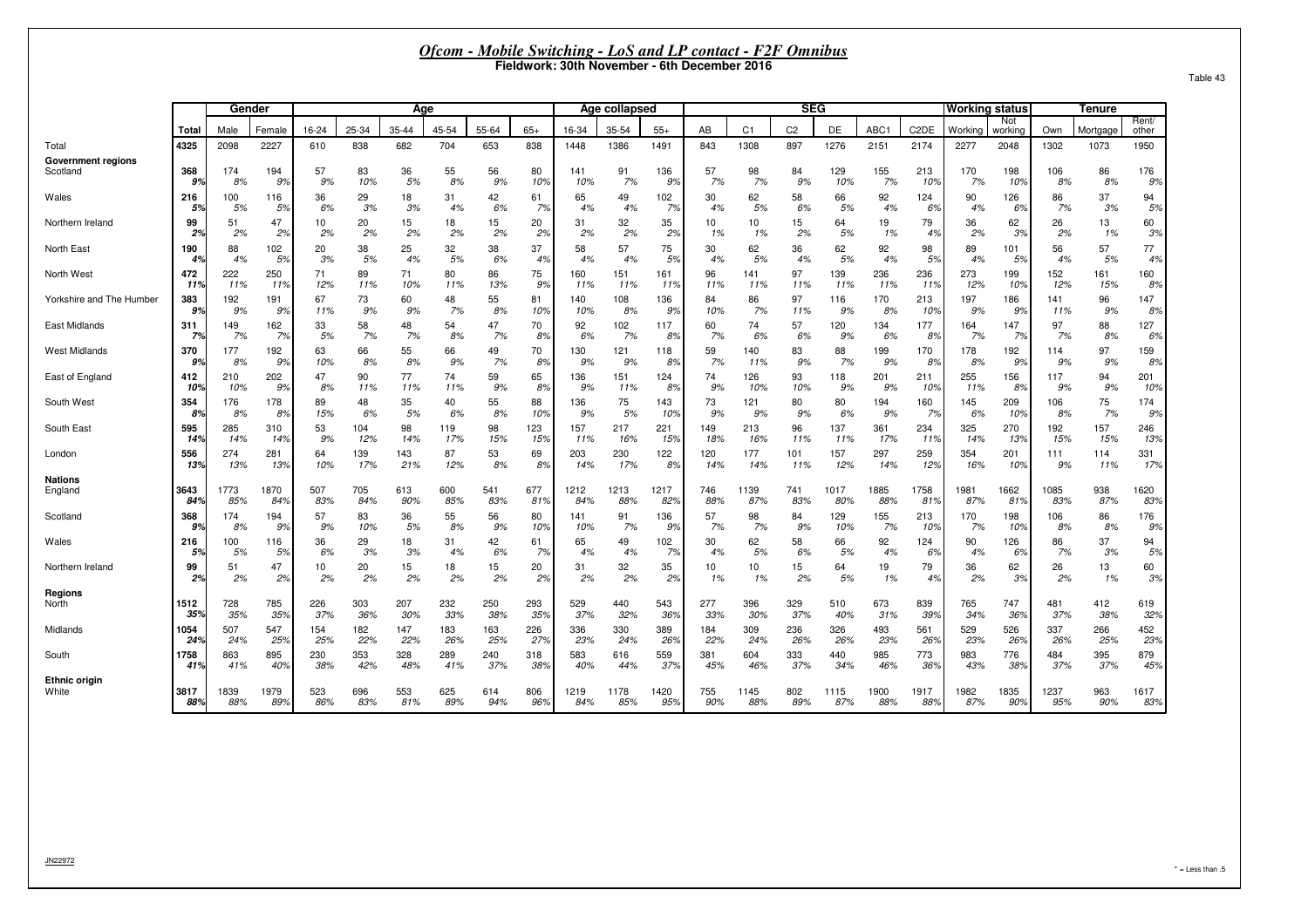## *Ofcom - Mobile Switching - LoS and LP contact - F2F Omnibus*
**Fieldwork: 30th November - 6th December 2016**

Table 43

| | | Gender | | Age | | | | | | Age collapsed | | | SEG | | | | | | Working status | | Tenure | | |
|---|---|---|---|---|---|---|---|---|---|---|---|---|---|---|---|---|---|---|---|---|---|---|---|
| | Total | Male | Female | 16-24 | 25-34 | 35-44 | 45-54 | 55-64 | 65+ | 16-34 | 35-54 | 55+ | AB | C1 | C2 | DE | ABC1 | C2DE | Working | Not working | Own | Mortgage | Rent/ other |
| Total | 4325 | 2098 | 2227 | 610 | 838 | 682 | 704 | 653 | 838 | 1448 | 1386 | 1491 | 843 | 1308 | 897 | 1276 | 2151 | 2174 | 2277 | 2048 | 1302 | 1073 | 1950 |
| **Government regions** | | | | | | | | | | | | | | | | | | | | | | | |
| Scotland | 368 | 174 | 194 | 57 | 83 | 36 | 55 | 56 | 80 | 141 | 91 | 136 | 57 | 98 | 84 | 129 | 155 | 213 | 170 | 198 | 106 | 86 | 176 |
| | 9% | 8% | 9% | 9% | 10% | 5% | 8% | 9% | 10% | 10% | 7% | 9% | 7% | 7% | 9% | 10% | 7% | 10% | 7% | 10% | 8% | 8% | 9% |
| Wales | 216 | 100 | 116 | 36 | 29 | 18 | 31 | 42 | 61 | 65 | 49 | 102 | 30 | 62 | 58 | 66 | 92 | 124 | 90 | 126 | 86 | 37 | 94 |
| | 5% | 5% | 5% | 6% | 3% | 3% | 4% | 6% | 7% | 4% | 4% | 7% | 4% | 5% | 6% | 5% | 4% | 6% | 4% | 6% | 7% | 3% | 5% |
| Northern Ireland | 99 | 51 | 47 | 10 | 20 | 15 | 18 | 15 | 20 | 31 | 32 | 35 | 10 | 10 | 15 | 64 | 19 | 79 | 36 | 62 | 26 | 13 | 60 |
| | 2% | 2% | 2% | 2% | 2% | 2% | 2% | 2% | 2% | 2% | 2% | 2% | 1% | 1% | 2% | 5% | 1% | 4% | 2% | 3% | 2% | 1% | 3% |
| North East | 190 | 88 | 102 | 20 | 38 | 25 | 32 | 38 | 37 | 58 | 57 | 75 | 30 | 62 | 36 | 62 | 92 | 98 | 89 | 101 | 56 | 57 | 77 |
| | 4% | 4% | 5% | 3% | 5% | 4% | 5% | 6% | 4% | 4% | 4% | 5% | 4% | 5% | 4% | 5% | 4% | 5% | 4% | 5% | 4% | 5% | 4% |
| North West | 472 | 222 | 250 | 71 | 89 | 71 | 80 | 86 | 75 | 160 | 151 | 161 | 96 | 141 | 97 | 139 | 236 | 236 | 273 | 199 | 152 | 161 | 160 |
| | 11% | 11% | 11% | 12% | 11% | 10% | 11% | 13% | 9% | 11% | 11% | 11% | 11% | 11% | 11% | 11% | 11% | 11% | 12% | 10% | 12% | 15% | 8% |
| Yorkshire and The Humber | 383 | 192 | 191 | 67 | 73 | 60 | 48 | 55 | 81 | 140 | 108 | 136 | 84 | 86 | 97 | 116 | 170 | 213 | 197 | 186 | 141 | 96 | 147 |
| | 9% | 9% | 9% | 11% | 9% | 9% | 7% | 8% | 10% | 10% | 8% | 9% | 10% | 7% | 11% | 9% | 8% | 10% | 9% | 9% | 11% | 9% | 8% |
| East Midlands | 311 | 149 | 162 | 33 | 58 | 48 | 54 | 47 | 70 | 92 | 102 | 117 | 60 | 74 | 57 | 120 | 134 | 177 | 164 | 147 | 97 | 88 | 127 |
| | 7% | 7% | 7% | 5% | 7% | 7% | 8% | 7% | 8% | 6% | 7% | 8% | 7% | 6% | 6% | 9% | 6% | 8% | 7% | 7% | 7% | 8% | 6% |
| West Midlands | 370 | 177 | 192 | 63 | 66 | 55 | 66 | 49 | 70 | 130 | 121 | 118 | 59 | 140 | 83 | 88 | 199 | 170 | 178 | 192 | 114 | 97 | 159 |
| | 9% | 8% | 9% | 10% | 8% | 8% | 9% | 7% | 8% | 9% | 9% | 8% | 7% | 11% | 9% | 7% | 9% | 8% | 8% | 9% | 9% | 9% | 8% |
| East of England | 412 | 210 | 202 | 47 | 90 | 77 | 74 | 59 | 65 | 136 | 151 | 124 | 74 | 126 | 93 | 118 | 201 | 211 | 255 | 156 | 117 | 94 | 201 |
| | 10% | 10% | 9% | 8% | 11% | 11% | 11% | 9% | 8% | 9% | 11% | 8% | 9% | 10% | 10% | 9% | 9% | 10% | 11% | 8% | 9% | 9% | 10% |
| South West | 354 | 176 | 178 | 89 | 48 | 35 | 40 | 55 | 88 | 136 | 75 | 143 | 73 | 121 | 80 | 80 | 194 | 160 | 145 | 209 | 106 | 75 | 174 |
| | 8% | 8% | 8% | 15% | 6% | 5% | 6% | 8% | 10% | 9% | 5% | 10% | 9% | 9% | 9% | 6% | 9% | 7% | 6% | 10% | 8% | 7% | 9% |
| South East | 595 | 285 | 310 | 53 | 104 | 98 | 119 | 98 | 123 | 157 | 217 | 221 | 149 | 213 | 96 | 137 | 361 | 234 | 325 | 270 | 192 | 157 | 246 |
| | 14% | 14% | 14% | 9% | 12% | 14% | 17% | 15% | 15% | 11% | 16% | 15% | 18% | 16% | 11% | 11% | 17% | 11% | 14% | 13% | 15% | 15% | 13% |
| London | 556 | 274 | 281 | 64 | 139 | 143 | 87 | 53 | 69 | 203 | 230 | 122 | 120 | 177 | 101 | 157 | 297 | 259 | 354 | 201 | 111 | 114 | 331 |
| | 13% | 13% | 13% | 10% | 17% | 21% | 12% | 8% | 8% | 14% | 17% | 8% | 14% | 14% | 11% | 12% | 14% | 12% | 16% | 10% | 9% | 11% | 17% |
| **Nations** | | | | | | | | | | | | | | | | | | | | | | | |
| England | 3643 | 1773 | 1870 | 507 | 705 | 613 | 600 | 541 | 677 | 1212 | 1213 | 1217 | 746 | 1139 | 741 | 1017 | 1885 | 1758 | 1981 | 1662 | 1085 | 938 | 1620 |
| | 84% | 85% | 84% | 83% | 84% | 90% | 85% | 83% | 81% | 84% | 88% | 82% | 88% | 87% | 83% | 80% | 88% | 81% | 87% | 81% | 83% | 87% | 83% |
| Scotland | 368 | 174 | 194 | 57 | 83 | 36 | 55 | 56 | 80 | 141 | 91 | 136 | 57 | 98 | 84 | 129 | 155 | 213 | 170 | 198 | 106 | 86 | 176 |
| | 9% | 8% | 9% | 9% | 10% | 5% | 8% | 9% | 10% | 10% | 7% | 9% | 7% | 7% | 9% | 10% | 7% | 10% | 7% | 10% | 8% | 8% | 9% |
| Wales | 216 | 100 | 116 | 36 | 29 | 18 | 31 | 42 | 61 | 65 | 49 | 102 | 30 | 62 | 58 | 66 | 92 | 124 | 90 | 126 | 86 | 37 | 94 |
| | 5% | 5% | 5% | 6% | 3% | 3% | 4% | 6% | 7% | 4% | 4% | 7% | 4% | 5% | 6% | 5% | 4% | 6% | 4% | 6% | 7% | 3% | 5% |
| Northern Ireland | 99 | 51 | 47 | 10 | 20 | 15 | 18 | 15 | 20 | 31 | 32 | 35 | 10 | 10 | 15 | 64 | 19 | 79 | 36 | 62 | 26 | 13 | 60 |
| | 2% | 2% | 2% | 2% | 2% | 2% | 2% | 2% | 2% | 2% | 2% | 2% | 1% | 1% | 2% | 5% | 1% | 4% | 2% | 3% | 2% | 1% | 3% |
| **Regions** | | | | | | | | | | | | | | | | | | | | | | | |
| North | 1512 | 728 | 785 | 226 | 303 | 207 | 232 | 250 | 293 | 529 | 440 | 543 | 277 | 396 | 329 | 510 | 673 | 839 | 765 | 747 | 481 | 412 | 619 |
| | 35% | 35% | 35% | 37% | 36% | 30% | 33% | 38% | 35% | 37% | 32% | 36% | 33% | 30% | 37% | 40% | 31% | 39% | 34% | 36% | 37% | 38% | 32% |
| Midlands | 1054 | 507 | 547 | 154 | 182 | 147 | 183 | 163 | 226 | 336 | 330 | 389 | 184 | 309 | 236 | 326 | 493 | 561 | 529 | 526 | 337 | 266 | 452 |
| | 24% | 24% | 25% | 25% | 22% | 22% | 26% | 25% | 27% | 23% | 24% | 26% | 22% | 24% | 26% | 26% | 23% | 26% | 23% | 26% | 26% | 25% | 23% |
| South | 1758 | 863 | 895 | 230 | 353 | 328 | 289 | 240 | 318 | 583 | 616 | 559 | 381 | 604 | 333 | 440 | 985 | 773 | 983 | 776 | 484 | 395 | 879 |
| | 41% | 41% | 40% | 38% | 42% | 48% | 41% | 37% | 38% | 40% | 44% | 37% | 45% | 46% | 37% | 34% | 46% | 36% | 43% | 38% | 37% | 37% | 45% |
| **Ethnic origin** | | | | | | | | | | | | | | | | | | | | | | | |
| White | 3817 | 1839 | 1979 | 523 | 696 | 553 | 625 | 614 | 806 | 1219 | 1178 | 1420 | 755 | 1145 | 802 | 1115 | 1900 | 1917 | 1982 | 1835 | 1237 | 963 | 1617 |
| | 88% | 88% | 89% | 86% | 83% | 81% | 89% | 94% | 96% | 84% | 85% | 95% | 90% | 88% | 89% | 87% | 88% | 88% | 87% | 90% | 95% | 90% | 83% |

JN22972

* = Less than .5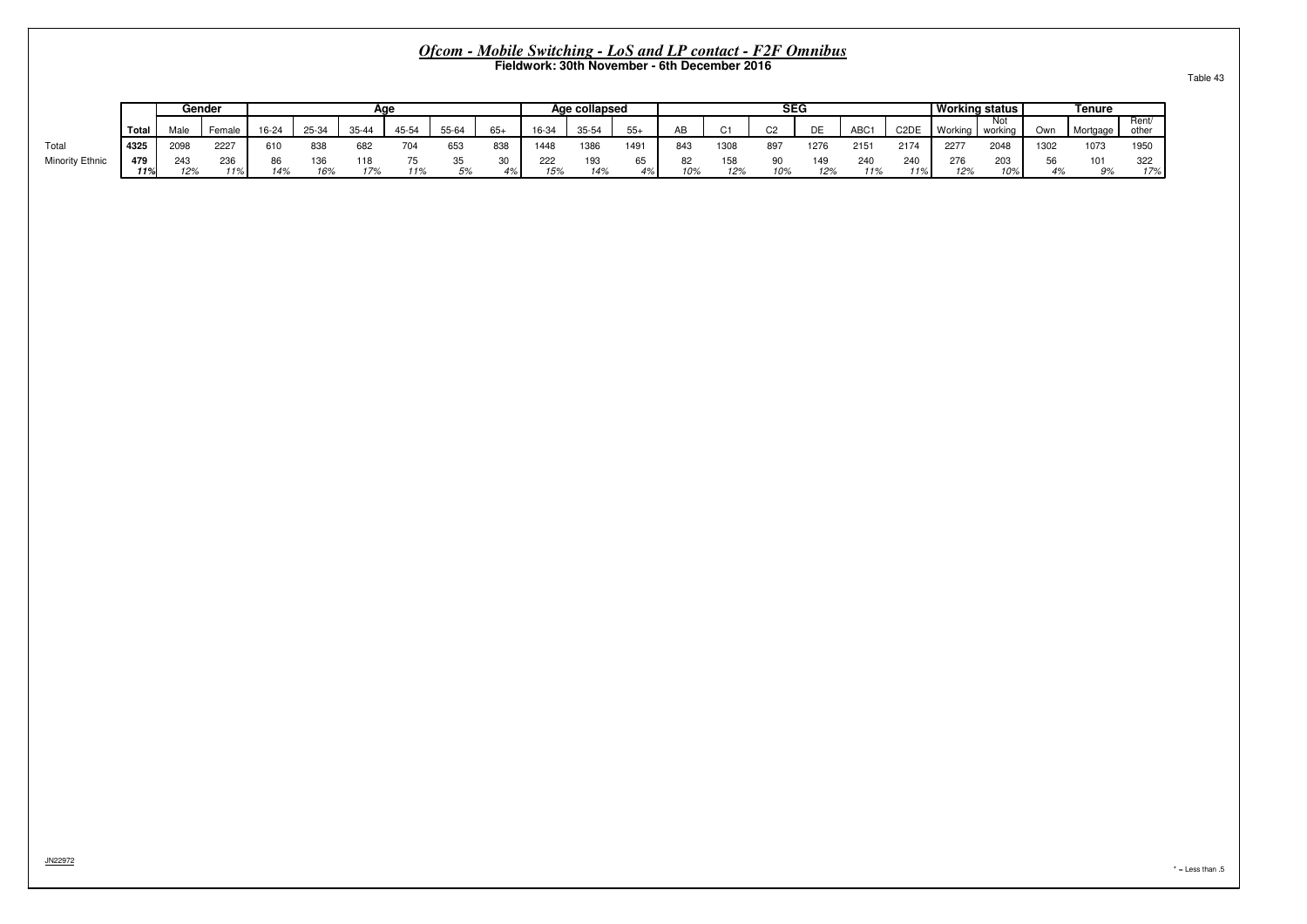## *Ofcom - Mobile Switching - LoS and LP contact - F2F Omnibus*

**Fieldwork: 30th November - 6th December 2016**

Table 43

| | | Gender | | Age | | | | | | Age collapsed | | | SEG | | | | | | Working status | | Tenure | | |
|---|---|---|---|---|---|---|---|---|---|---|---|---|---|---|---|---|---|---|---|---|---|---|---|
| | Total | Male | Female | 16-24 | 25-34 | 35-44 | 45-54 | 55-64 | 65+ | 16-34 | 35-54 | 55+ | AB | C1 | C2 | DE | ABC1 | C2DE | Working | Not working | Own | Mortgage | Rent/ other |
| Total | 4325 | 2098 | 2227 | 610 | 838 | 682 | 704 | 653 | 838 | 1448 | 1386 | 1491 | 843 | 1308 | 897 | 1276 | 2151 | 2174 | 2277 | 2048 | 1302 | 1073 | 1950 |
| Minority Ethnic | 479 | 243 | 236 | 86 | 136 | 118 | 75 | 35 | 30 | 222 | 193 | 65 | 82 | 158 | 90 | 149 | 240 | 240 | 276 | 203 | 56 | 101 | 322 |
| | 11% | 12% | 11% | 14% | 16% | 17% | 11% | 5% | 4% | 15% | 14% | 4% | 10% | 12% | 10% | 12% | 11% | 11% | 12% | 10% | 4% | 9% | 17% |

JN22972

* = Less than .5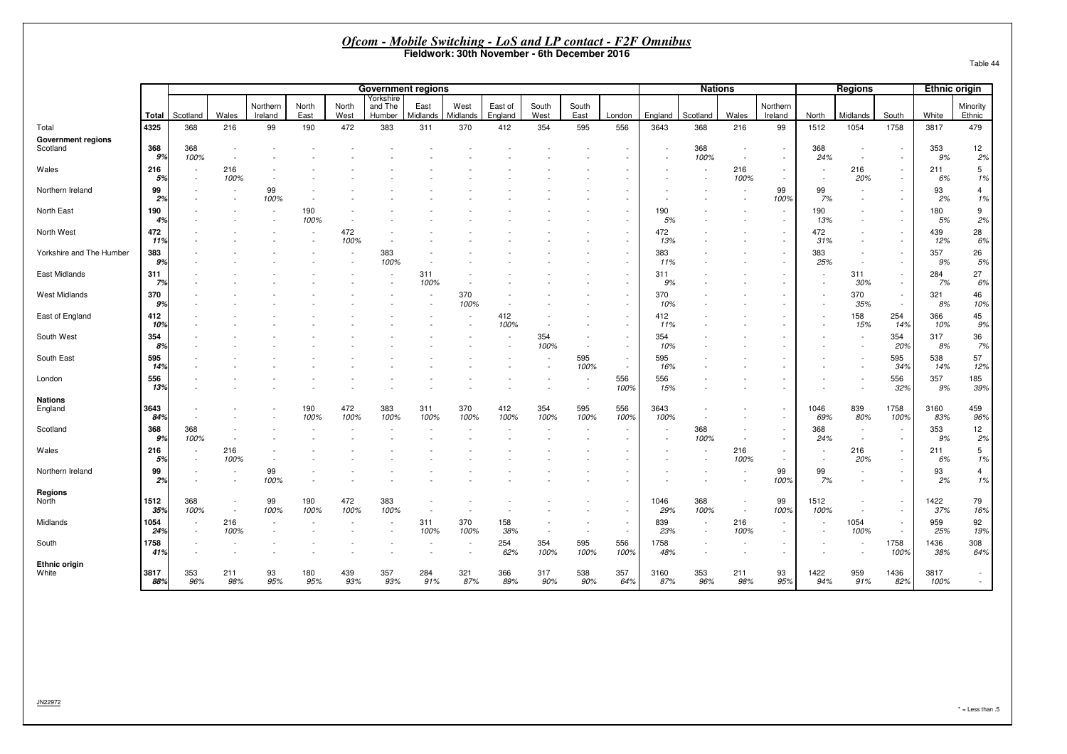# *Ofcom - Mobile Switching - LoS and LP contact - F2F Omnibus*

**Fieldwork: 30th November - 6th December 2016**

Table 44

| | | Government regions | | | | | | | | | | | | Nations | | | | Regions | | | Ethnic origin | |
|---|---|---|---|---|---|---|---|---|---|---|---|---|---|---|---|---|---|---|---|---|---|---|
| | Total | Scotland | Wales | Northern Ireland | North East | North West | Yorkshire and The Humber | East Midlands | West Midlands | East of England | South West | South East | London | England | Scotland | Wales | Northern Ireland | North | Midlands | South | White | Minority Ethnic |
| Total | 4325 | 368 | 216 | 99 | 190 | 472 | 383 | 311 | 370 | 412 | 354 | 595 | 556 | 3643 | 368 | 216 | 99 | 1512 | 1054 | 1758 | 3817 | 479 |
| **Government regions** | | | | | | | | | | | | | | | | | | | | | | |
| Scotland | 368 | 368 | - | - | - | - | - | - | - | - | - | - | - | - | 368 | - | - | 368 | - | - | 353 | 12 |
| | 9% | 100% | - | - | - | - | - | - | - | - | - | - | - | - | 100% | - | - | 24% | - | - | 9% | 2% |
| Wales | 216 | - | 216 | - | - | - | - | - | - | - | - | - | - | - | - | 216 | - | - | 216 | - | 211 | 5 |
| | 5% | - | 100% | - | - | - | - | - | - | - | - | - | - | - | - | 100% | - | - | 20% | - | 6% | 1% |
| Northern Ireland | 99 | - | - | 99 | - | - | - | - | - | - | - | - | - | - | - | - | 99 | 99 | - | - | 93 | 4 |
| | 2% | - | - | 100% | - | - | - | - | - | - | - | - | - | - | - | - | 100% | 7% | - | - | 2% | 1% |
| North East | 190 | - | - | - | 190 | - | - | - | - | - | - | - | - | 190 | - | - | - | 190 | - | - | 180 | 9 |
| | 4% | - | - | - | 100% | - | - | - | - | - | - | - | - | 5% | - | - | - | 13% | - | - | 5% | 2% |
| North West | 472 | - | - | - | - | 472 | - | - | - | - | - | - | - | 472 | - | - | - | 472 | - | - | 439 | 28 |
| | 11% | - | - | - | - | 100% | - | - | - | - | - | - | - | 13% | - | - | - | 31% | - | - | 12% | 6% |
| Yorkshire and The Humber | 383 | - | - | - | - | - | 383 | - | - | - | - | - | - | 383 | - | - | - | 383 | - | - | 357 | 26 |
| | 9% | - | - | - | - | - | 100% | - | - | - | - | - | - | 11% | - | - | - | 25% | - | - | 9% | 5% |
| East Midlands | 311 | - | - | - | - | - | - | 311 | - | - | - | - | - | 311 | - | - | - | - | 311 | - | 284 | 27 |
| | 7% | - | - | - | - | - | - | 100% | - | - | - | - | - | 9% | - | - | - | - | 30% | - | 7% | 6% |
| West Midlands | 370 | - | - | - | - | - | - | - | 370 | - | - | - | - | 370 | - | - | - | - | 370 | - | 321 | 46 |
| | 9% | - | - | - | - | - | - | - | 100% | - | - | - | - | 10% | - | - | - | - | 35% | - | 8% | 10% |
| East of England | 412 | - | - | - | - | - | - | - | - | 412 | - | - | - | 412 | - | - | - | - | 158 | 254 | 366 | 45 |
| | 10% | - | - | - | - | - | - | - | - | 100% | - | - | - | 11% | - | - | - | - | 15% | 14% | 10% | 9% |
| South West | 354 | - | - | - | - | - | - | - | - | - | 354 | - | - | 354 | - | - | - | - | - | 354 | 317 | 36 |
| | 8% | - | - | - | - | - | - | - | - | - | 100% | - | - | 10% | - | - | - | - | - | 20% | 8% | 7% |
| South East | 595 | - | - | - | - | - | - | - | - | - | - | 595 | - | 595 | - | - | - | - | - | 595 | 538 | 57 |
| | 14% | - | - | - | - | - | - | - | - | - | - | 100% | - | 16% | - | - | - | - | - | 34% | 14% | 12% |
| London | 556 | - | - | - | - | - | - | - | - | - | - | - | 556 | 556 | - | - | - | - | - | 556 | 357 | 185 |
| | 13% | - | - | - | - | - | - | - | - | - | - | - | 100% | 15% | - | - | - | - | - | 32% | 9% | 39% |
| **Nations** | | | | | | | | | | | | | | | | | | | | | | |
| England | 3643 | - | - | - | 190 | 472 | 383 | 311 | 370 | 412 | 354 | 595 | 556 | 3643 | - | - | - | 1046 | 839 | 1758 | 3160 | 459 |
| | 84% | - | - | - | 100% | 100% | 100% | 100% | 100% | 100% | 100% | 100% | 100% | 100% | - | - | - | 69% | 80% | 100% | 83% | 96% |
| Scotland | 368 | 368 | - | - | - | - | - | - | - | - | - | - | - | - | 368 | - | - | 368 | - | - | 353 | 12 |
| | 9% | 100% | - | - | - | - | - | - | - | - | - | - | - | - | 100% | - | - | 24% | - | - | 9% | 2% |
| Wales | 216 | - | 216 | - | - | - | - | - | - | - | - | - | - | - | - | 216 | - | - | 216 | - | 211 | 5 |
| | 5% | - | 100% | - | - | - | - | - | - | - | - | - | - | - | - | 100% | - | - | 20% | - | 6% | 1% |
| Northern Ireland | 99 | - | - | 99 | - | - | - | - | - | - | - | - | - | - | - | - | 99 | 99 | - | - | 93 | 4 |
| | 2% | - | - | 100% | - | - | - | - | - | - | - | - | - | - | - | - | 100% | 7% | - | - | 2% | 1% |
| **Regions** | | | | | | | | | | | | | | | | | | | | | | |
| North | 1512 | 368 | - | 99 | 190 | 472 | 383 | - | - | - | - | - | - | 1046 | 368 | - | 99 | 1512 | - | - | 1422 | 79 |
| | 35% | 100% | - | 100% | 100% | 100% | 100% | - | - | - | - | - | - | 29% | 100% | - | 100% | 100% | - | - | 37% | 16% |
| Midlands | 1054 | - | 216 | - | - | - | - | 311 | 370 | 158 | - | - | - | 839 | - | 216 | - | - | 1054 | - | 959 | 92 |
| | 24% | - | 100% | - | - | - | - | 100% | 100% | 38% | - | - | - | 23% | - | 100% | - | - | 100% | - | 25% | 19% |
| South | 1758 | - | - | - | - | - | - | - | - | 254 | 354 | 595 | 556 | 1758 | - | - | - | - | - | 1758 | 1436 | 308 |
| | 41% | - | - | - | - | - | - | - | - | 62% | 100% | 100% | 100% | 48% | - | - | - | - | - | 100% | 38% | 64% |
| **Ethnic origin** | | | | | | | | | | | | | | | | | | | | | | |
| White | 3817 | 353 | 211 | 93 | 180 | 439 | 357 | 284 | 321 | 366 | 317 | 538 | 357 | 3160 | 353 | 211 | 93 | 1422 | 959 | 1436 | 3817 | - |
| | 88% | 96% | 98% | 95% | 95% | 93% | 93% | 91% | 87% | 89% | 90% | 90% | 64% | 87% | 96% | 98% | 95% | 94% | 91% | 82% | 100% | - |

JN22972

* = Less than .5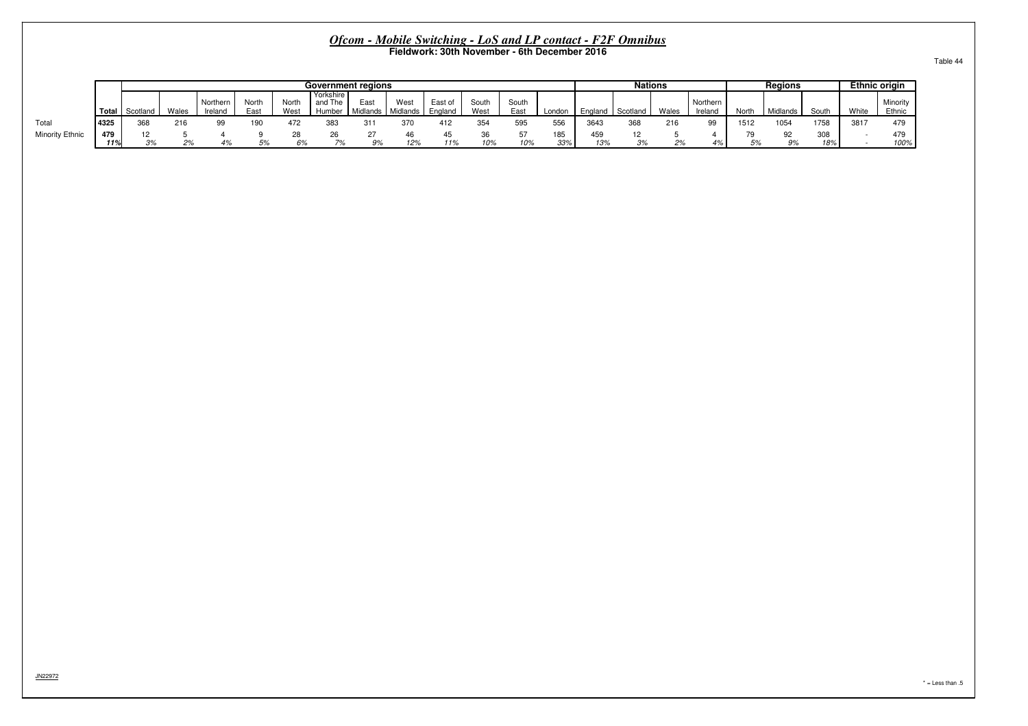# *Ofcom - Mobile Switching - LoS and LP contact - F2F Omnibus*

**Fieldwork: 30th November - 6th December 2016**

Table 44

| | | Government regions | | | | | | | | | | | | Nations | | | | Regions | | | Ethnic origin | |
|---|---|---|---|---|---|---|---|---|---|---|---|---|---|---|---|---|---|---|---|---|---|---|
| | Total | Scotland | Wales | Northern Ireland | North East | North West | Yorkshire and The Humber | East Midlands | West Midlands | East of England | South West | South East | London | England | Scotland | Wales | Northern Ireland | North | Midlands | South | White | Minority Ethnic |
| Total | 4325 | 368 | 216 | 99 | 190 | 472 | 383 | 311 | 370 | 412 | 354 | 595 | 556 | 3643 | 368 | 216 | 99 | 1512 | 1054 | 1758 | 3817 | 479 |
| Minority Ethnic | 479 | 12 | 5 | 4 | 9 | 28 | 26 | 27 | 46 | 45 | 36 | 57 | 185 | 459 | 12 | 5 | 4 | 79 | 92 | 308 | - | 479 |
| | 11% | 3% | 2% | 4% | 5% | 6% | 7% | 9% | 12% | 11% | 10% | 10% | 33% | 13% | 3% | 2% | 4% | 5% | 9% | 18% | - | 100% |

JN22972

\* = Less than .5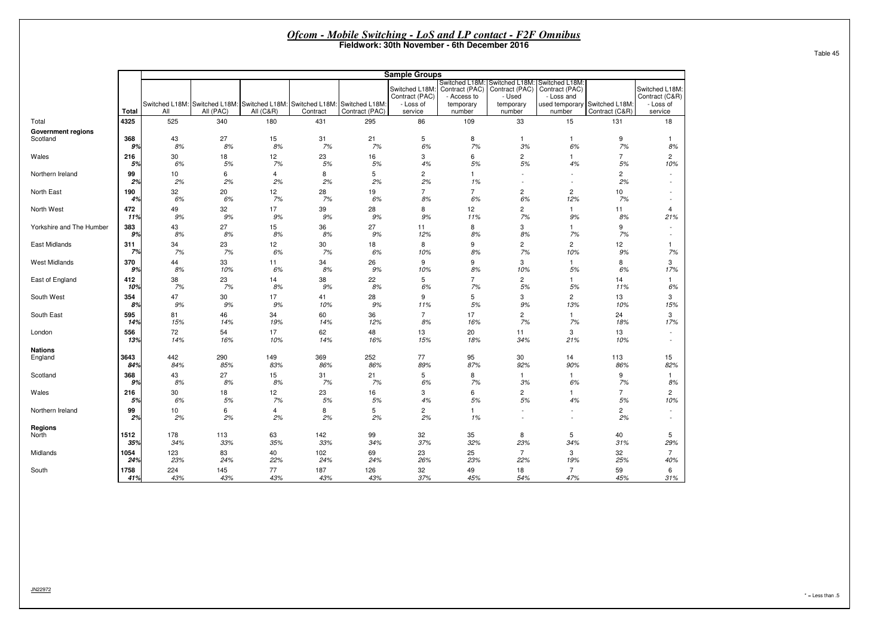# *Ofcom - Mobile Switching - LoS and LP contact - F2F Omnibus*

**Fieldwork: 30th November - 6th December 2016**

Table 45

| | Total | Sample Groups | | | | | | | | | | |
|---|---|---|---|---|---|---|---|---|---|---|---|---|
| | | Switched L18M: All | Switched L18M: All (PAC) | Switched L18M: All (C&R) | Switched L18M: Contract | Switched L18M: Contract (PAC) | Switched L18M: Contract (PAC) - Loss of service | Switched L18M: Contract (PAC) - Access to temporary number | Switched L18M: Contract (PAC) - Used temporary number | Switched L18M: Contract (PAC) - Loss and used temporary number | Switched L18M: Contract (C&R) | Switched L18M: Contract (C&R) - Loss of service |
| Total | 4325 | 525 | 340 | 180 | 431 | 295 | 86 | 109 | 33 | 15 | 131 | 18 |
| **Government regions** | | | | | | | | | | | | |
| Scotland | 368 | 43 | 27 | 15 | 31 | 21 | 5 | 8 | 1 | 1 | 9 | 1 |
| | *9%* | *8%* | *8%* | *8%* | *7%* | *7%* | *6%* | *7%* | *3%* | *6%* | *7%* | *8%* |
| Wales | 216 | 30 | 18 | 12 | 23 | 16 | 3 | 6 | 2 | 1 | 7 | 2 |
| | *5%* | *6%* | *5%* | *7%* | *5%* | *5%* | *4%* | *5%* | *5%* | *4%* | *5%* | *10%* |
| Northern Ireland | 99 | 10 | 6 | 4 | 8 | 5 | 2 | 1 | - | - | 2 | - |
| | *2%* | *2%* | *2%* | *2%* | *2%* | *2%* | *2%* | *1%* | - | - | *2%* | - |
| North East | 190 | 32 | 20 | 12 | 28 | 19 | 7 | 7 | 2 | 2 | 10 | - |
| | *4%* | *6%* | *6%* | *7%* | *7%* | *6%* | *8%* | *6%* | *6%* | *12%* | *7%* | - |
| North West | 472 | 49 | 32 | 17 | 39 | 28 | 8 | 12 | 2 | 1 | 11 | 4 |
| | *11%* | *9%* | *9%* | *9%* | *9%* | *9%* | *9%* | *11%* | *7%* | *9%* | *8%* | *21%* |
| Yorkshire and The Humber | 383 | 43 | 27 | 15 | 36 | 27 | 11 | 8 | 3 | 1 | 9 | - |
| | *9%* | *8%* | *8%* | *8%* | *8%* | *9%* | *12%* | *8%* | *8%* | *7%* | *7%* | - |
| East Midlands | 311 | 34 | 23 | 12 | 30 | 18 | 8 | 9 | 2 | 2 | 12 | 1 |
| | *7%* | *7%* | *7%* | *6%* | *7%* | *6%* | *10%* | *8%* | *7%* | *10%* | *9%* | *7%* |
| West Midlands | 370 | 44 | 33 | 11 | 34 | 26 | 9 | 9 | 3 | 1 | 8 | 3 |
| | *9%* | *8%* | *10%* | *6%* | *8%* | *9%* | *10%* | *8%* | *10%* | *5%* | *6%* | *17%* |
| East of England | 412 | 38 | 23 | 14 | 38 | 22 | 5 | 7 | 2 | 1 | 14 | 1 |
| | *10%* | *7%* | *7%* | *8%* | *9%* | *8%* | *6%* | *7%* | *5%* | *5%* | *11%* | *6%* |
| South West | 354 | 47 | 30 | 17 | 41 | 28 | 9 | 5 | 3 | 2 | 13 | 3 |
| | *8%* | *9%* | *9%* | *9%* | *10%* | *9%* | *11%* | *5%* | *9%* | *13%* | *10%* | *15%* |
| South East | 595 | 81 | 46 | 34 | 60 | 36 | 7 | 17 | 2 | 1 | 24 | 3 |
| | *14%* | *15%* | *14%* | *19%* | *14%* | *12%* | *8%* | *16%* | *7%* | *7%* | *18%* | *17%* |
| London | 556 | 72 | 54 | 17 | 62 | 48 | 13 | 20 | 11 | 3 | 13 | - |
| | *13%* | *14%* | *16%* | *10%* | *14%* | *16%* | *15%* | *18%* | *34%* | *21%* | *10%* | - |
| **Nations** | | | | | | | | | | | | |
| England | 3643 | 442 | 290 | 149 | 369 | 252 | 77 | 95 | 30 | 14 | 113 | 15 |
| | *84%* | *84%* | *85%* | *83%* | *86%* | *86%* | *89%* | *87%* | *92%* | *90%* | *86%* | *82%* |
| Scotland | 368 | 43 | 27 | 15 | 31 | 21 | 5 | 8 | 1 | 1 | 9 | 1 |
| | *9%* | *8%* | *8%* | *8%* | *7%* | *7%* | *6%* | *7%* | *3%* | *6%* | *7%* | *8%* |
| Wales | 216 | 30 | 18 | 12 | 23 | 16 | 3 | 6 | 2 | 1 | 7 | 2 |
| | *5%* | *6%* | *5%* | *7%* | *5%* | *5%* | *4%* | *5%* | *5%* | *4%* | *5%* | *10%* |
| Northern Ireland | 99 | 10 | 6 | 4 | 8 | 5 | 2 | 1 | - | - | 2 | - |
| | *2%* | *2%* | *2%* | *2%* | *2%* | *2%* | *2%* | *1%* | - | - | *2%* | - |
| **Regions** | | | | | | | | | | | | |
| North | 1512 | 178 | 113 | 63 | 142 | 99 | 32 | 35 | 8 | 5 | 40 | 5 |
| | *35%* | *34%* | *33%* | *35%* | *33%* | *34%* | *37%* | *32%* | *23%* | *34%* | *31%* | *29%* |
| Midlands | 1054 | 123 | 83 | 40 | 102 | 69 | 23 | 25 | 7 | 3 | 32 | 7 |
| | *24%* | *23%* | *24%* | *22%* | *24%* | *24%* | *26%* | *23%* | *22%* | *19%* | *25%* | *40%* |
| South | 1758 | 224 | 145 | 77 | 187 | 126 | 32 | 49 | 18 | 7 | 59 | 6 |
| | *41%* | *43%* | *43%* | *43%* | *43%* | *43%* | *37%* | *45%* | *54%* | *47%* | *45%* | *31%* |

JN22972

* = Less than .5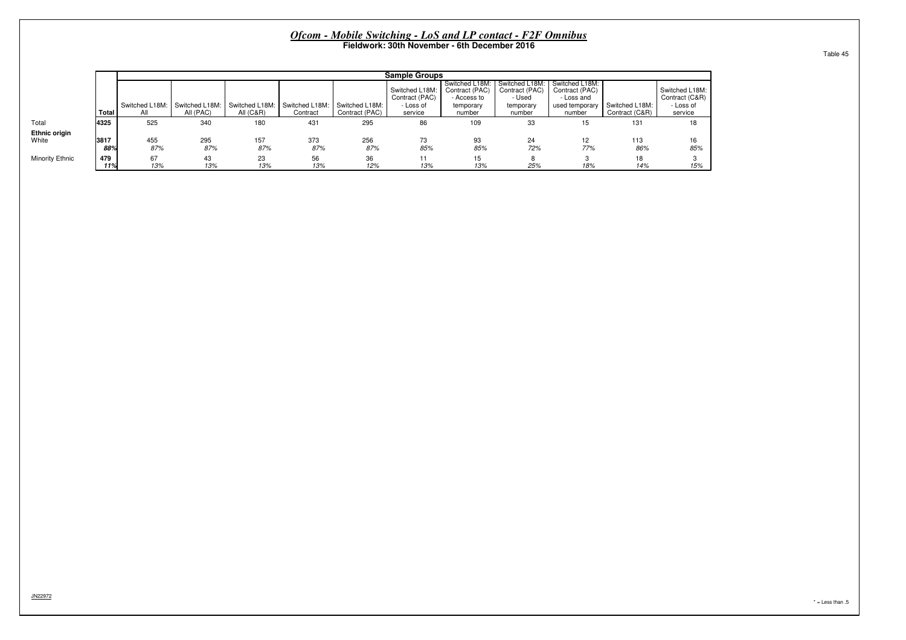# *Ofcom - Mobile Switching - LoS and LP contact - F2F Omnibus*

**Fieldwork: 30th November - 6th December 2016**

Table 45

| | | Sample Groups | | | | | | | | | | |
|---|---|---|---|---|---|---|---|---|---|---|---|---|
| | **Total** | Switched L18M: All | Switched L18M: All (PAC) | Switched L18M: All (C&R) | Switched L18M: Contract | Switched L18M: Contract (PAC) | Switched L18M: Contract (PAC) - Loss of service | Switched L18M: Contract (PAC) - Access to temporary number | Switched L18M: Contract (PAC) - Used temporary number | Switched L18M: Contract (PAC) - Loss and used temporary number | Switched L18M: Contract (C&R) | Switched L18M: Contract (C&R) - Loss of service |
| Total | **4325** | 525 | 340 | 180 | 431 | 295 | 86 | 109 | 33 | 15 | 131 | 18 |
| **Ethnic origin** | | | | | | | | | | | | |
| White | **3817** | 455 | 295 | 157 | 373 | 256 | 73 | 93 | 24 | 12 | 113 | 16 |
| | ***88%*** | *87%* | *87%* | *87%* | *87%* | *87%* | *85%* | *85%* | *72%* | *77%* | *86%* | *85%* |
| Minority Ethnic | **479** | 67 | 43 | 23 | 56 | 36 | 11 | 15 | 8 | 3 | 18 | 3 |
| | ***11%*** | *13%* | *13%* | *13%* | *13%* | *12%* | *13%* | *13%* | *25%* | *18%* | *14%* | *15%* |

JN22972

* = Less than .5